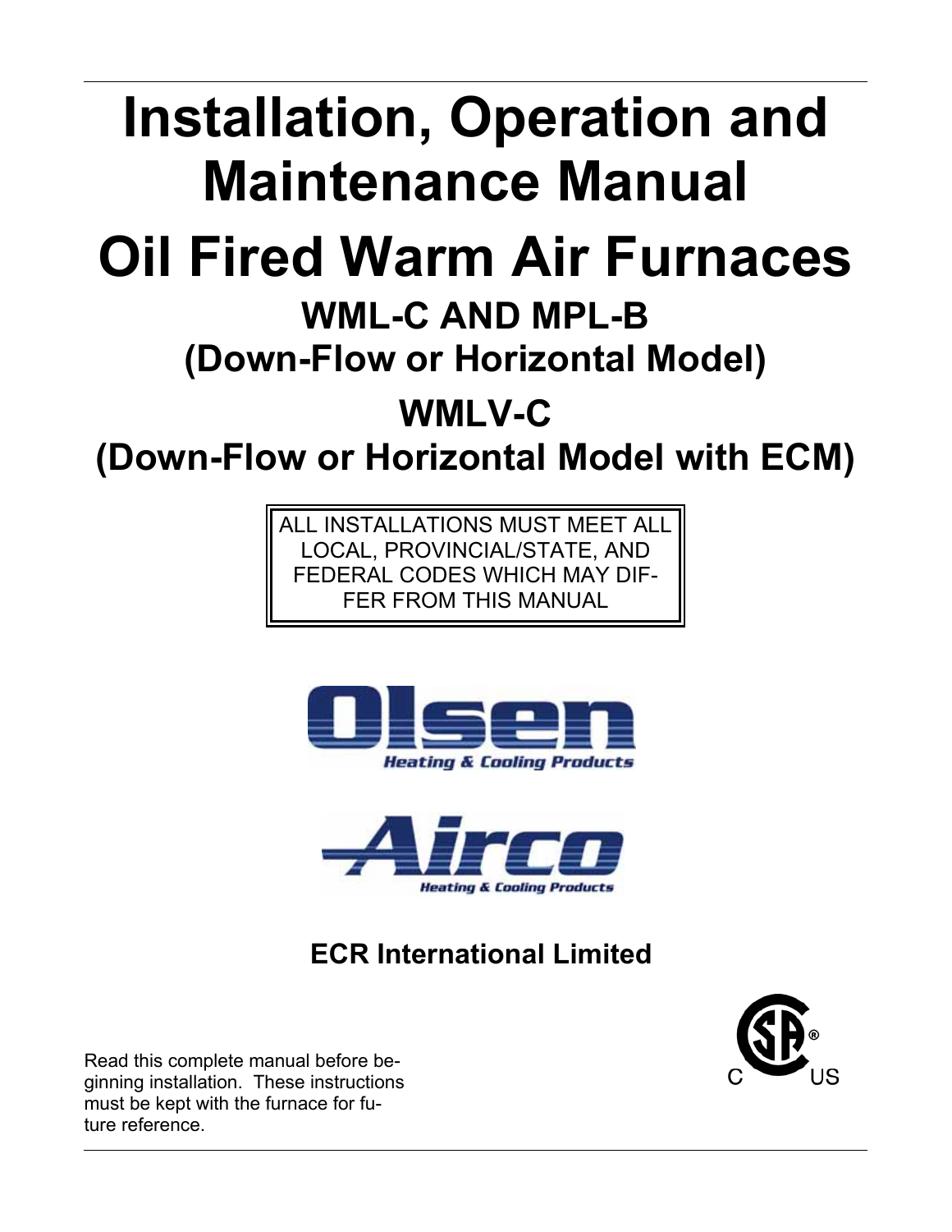# Installation, Operation and Maintenance Manual

# Oil Fired Warm Air Furnaces

## WML-C AND MPL-B

## (Down-Flow or Horizontal Model)

## WMLV-C

## (Down-Flow or Horizontal Model with ECM)

ALL INSTALLATIONS MUST MEET ALL LOCAL, PROVINCIAL/STATE, AND FEDERAL CODES WHICH MAY DIFFER FROM THIS MANUAL

Olsen
Heating & Cooling Products

Airco
Heating & Cooling Products

**ECR International Limited**

Read this complete manual before beginning installation. These instructions must be kept with the furnace for future reference.

C US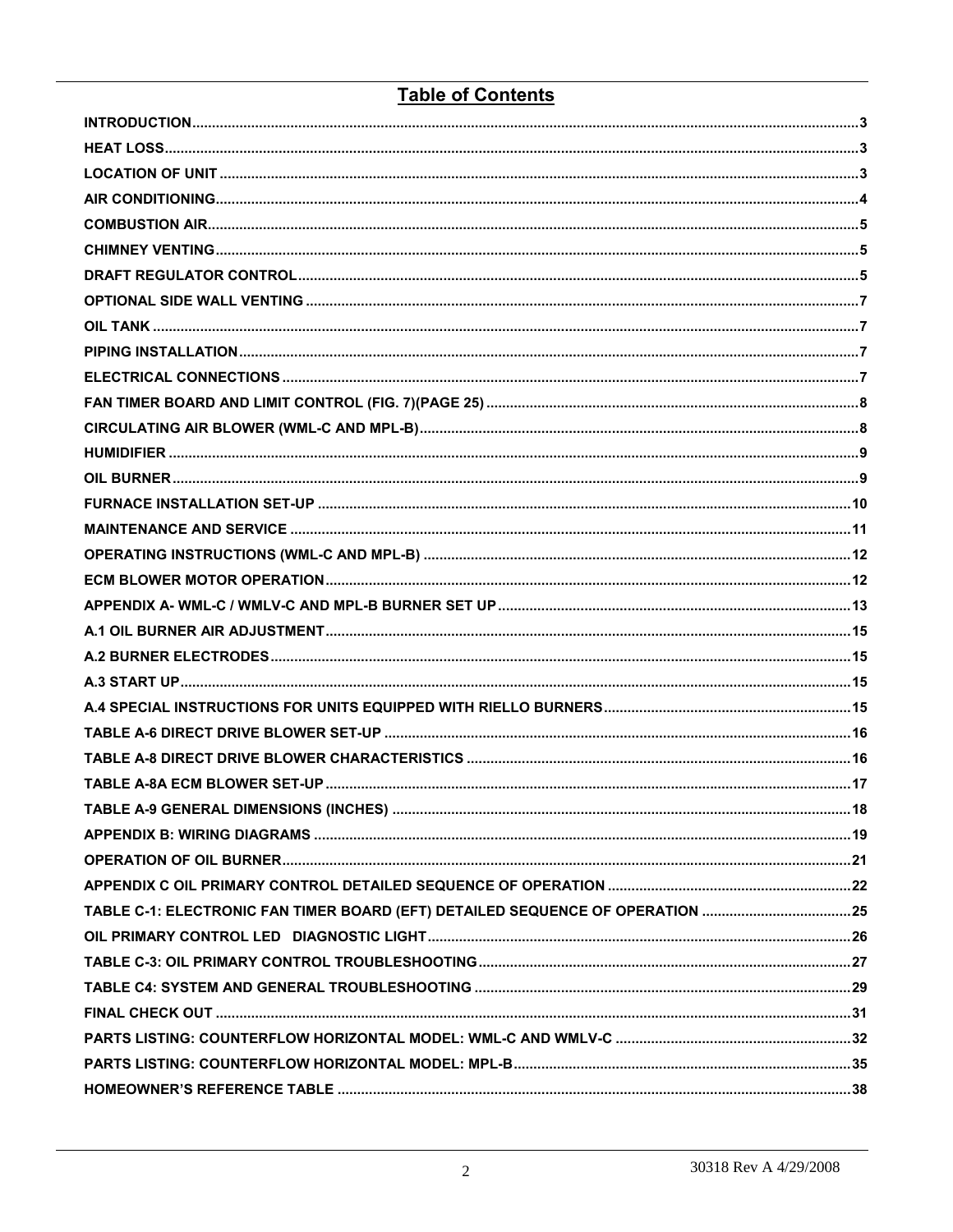# Table of Contents

| Section | Page |
|---|---|
| INTRODUCTION | 3 |
| HEAT LOSS | 3 |
| LOCATION OF UNIT | 3 |
| AIR CONDITIONING | 4 |
| COMBUSTION AIR | 5 |
| CHIMNEY VENTING | 5 |
| DRAFT REGULATOR CONTROL | 5 |
| OPTIONAL SIDE WALL VENTING | 7 |
| OIL TANK | 7 |
| PIPING INSTALLATION | 7 |
| ELECTRICAL CONNECTIONS | 7 |
| FAN TIMER BOARD AND LIMIT CONTROL (FIG. 7)(PAGE 25) | 8 |
| CIRCULATING AIR BLOWER (WML-C AND MPL-B) | 8 |
| HUMIDIFIER | 9 |
| OIL BURNER | 9 |
| FURNACE INSTALLATION SET-UP | 10 |
| MAINTENANCE AND SERVICE | 11 |
| OPERATING INSTRUCTIONS (WML-C AND MPL-B) | 12 |
| ECM BLOWER MOTOR OPERATION | 12 |
| APPENDIX A- WML-C / WMLV-C AND MPL-B BURNER SET UP | 13 |
| A.1 OIL BURNER AIR ADJUSTMENT | 15 |
| A.2 BURNER ELECTRODES | 15 |
| A.3 START UP | 15 |
| A.4 SPECIAL INSTRUCTIONS FOR UNITS EQUIPPED WITH RIELLO BURNERS | 15 |
| TABLE A-6 DIRECT DRIVE BLOWER SET-UP | 16 |
| TABLE A-8 DIRECT DRIVE BLOWER CHARACTERISTICS | 16 |
| TABLE A-8A ECM BLOWER SET-UP | 17 |
| TABLE A-9 GENERAL DIMENSIONS (INCHES) | 18 |
| APPENDIX B: WIRING DIAGRAMS | 19 |
| OPERATION OF OIL BURNER | 21 |
| APPENDIX C OIL PRIMARY CONTROL DETAILED SEQUENCE OF OPERATION | 22 |
| TABLE C-1: ELECTRONIC FAN TIMER BOARD (EFT) DETAILED SEQUENCE OF OPERATION | 25 |
| OIL PRIMARY CONTROL LED DIAGNOSTIC LIGHT | 26 |
| TABLE C-3: OIL PRIMARY CONTROL TROUBLESHOOTING | 27 |
| TABLE C4: SYSTEM AND GENERAL TROUBLESHOOTING | 29 |
| FINAL CHECK OUT | 31 |
| PARTS LISTING: COUNTERFLOW HORIZONTAL MODEL: WML-C AND WMLV-C | 32 |
| PARTS LISTING: COUNTERFLOW HORIZONTAL MODEL: MPL-B | 35 |
| HOMEOWNER'S REFERENCE TABLE | 38 |

30318 Rev A 4/29/2008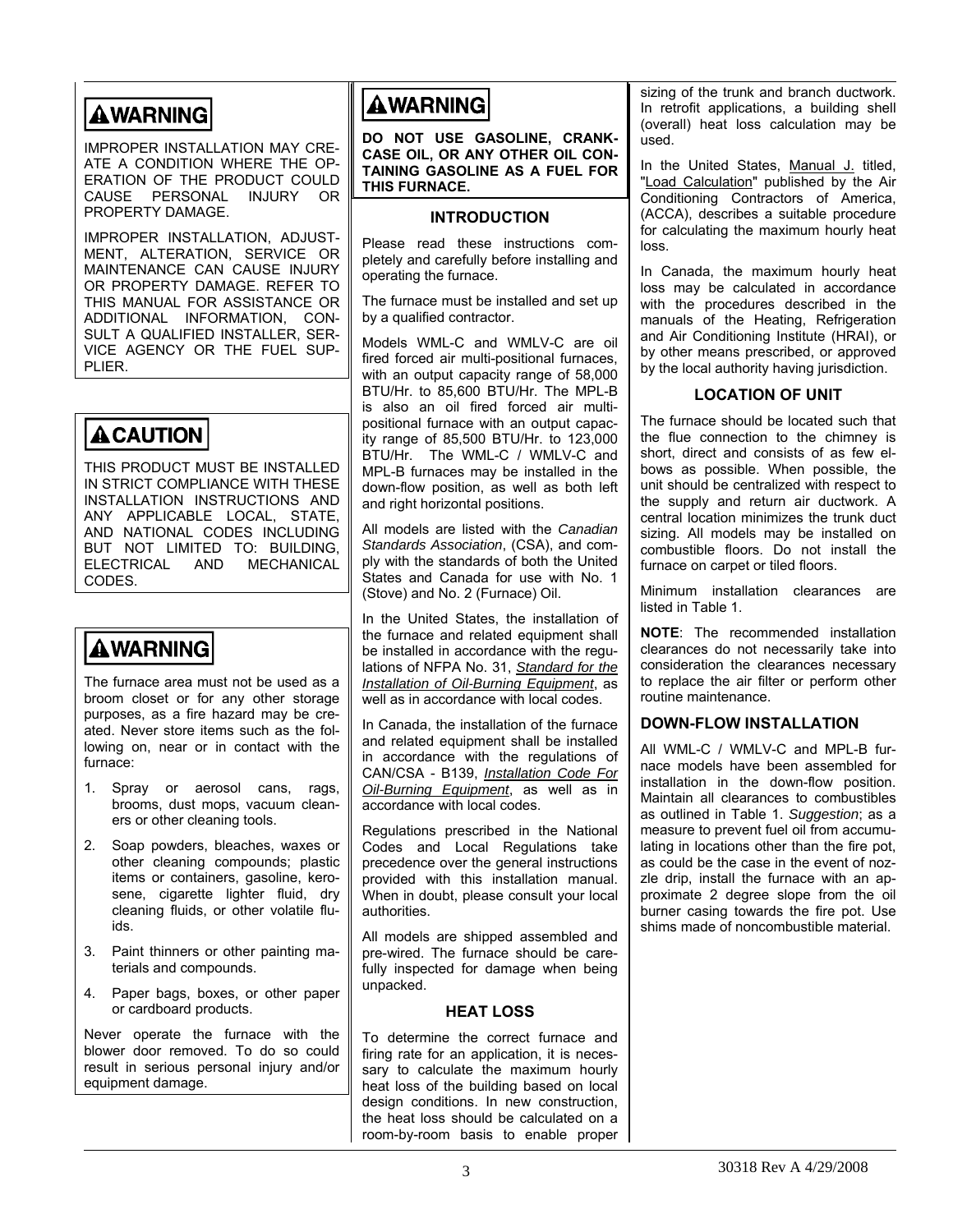**⚠WARNING**

IMPROPER INSTALLATION MAY CREATE A CONDITION WHERE THE OPERATION OF THE PRODUCT COULD CAUSE PERSONAL INJURY OR PROPERTY DAMAGE.

IMPROPER INSTALLATION, ADJUSTMENT, ALTERATION, SERVICE OR MAINTENANCE CAN CAUSE INJURY OR PROPERTY DAMAGE. REFER TO THIS MANUAL FOR ASSISTANCE OR ADDITIONAL INFORMATION, CONSULT A QUALIFIED INSTALLER, SERVICE AGENCY OR THE FUEL SUPPLIER.

**⚠CAUTION**

THIS PRODUCT MUST BE INSTALLED IN STRICT COMPLIANCE WITH THESE INSTALLATION INSTRUCTIONS AND ANY APPLICABLE LOCAL, STATE, AND NATIONAL CODES INCLUDING BUT NOT LIMITED TO: BUILDING, ELECTRICAL AND MECHANICAL CODES.

**⚠WARNING**

The furnace area must not be used as a broom closet or for any other storage purposes, as a fire hazard may be created. Never store items such as the following on, near or in contact with the furnace:

1. Spray or aerosol cans, rags, brooms, dust mops, vacuum cleaners or other cleaning tools.
2. Soap powders, bleaches, waxes or other cleaning compounds; plastic items or containers, gasoline, kerosene, cigarette lighter fluid, dry cleaning fluids, or other volatile fluids.
3. Paint thinners or other painting materials and compounds.
4. Paper bags, boxes, or other paper or cardboard products.

Never operate the furnace with the blower door removed. To do so could result in serious personal injury and/or equipment damage.

**⚠WARNING**

**DO NOT USE GASOLINE, CRANKCASE OIL, OR ANY OTHER OIL CONTAINING GASOLINE AS A FUEL FOR THIS FURNACE.**

## INTRODUCTION

Please read these instructions completely and carefully before installing and operating the furnace.

The furnace must be installed and set up by a qualified contractor.

Models WML-C and WMLV-C are oil fired forced air multi-positional furnaces, with an output capacity range of 58,000 BTU/Hr. to 85,600 BTU/Hr. The MPL-B is also an oil fired forced air multi-positional furnace with an output capacity range of 85,500 BTU/Hr. to 123,000 BTU/Hr. The WML-C / WMLV-C and MPL-B furnaces may be installed in the down-flow position, as well as both left and right horizontal positions.

All models are listed with the *Canadian Standards Association*, (CSA), and comply with the standards of both the United States and Canada for use with No. 1 (Stove) and No. 2 (Furnace) Oil.

In the United States, the installation of the furnace and related equipment shall be installed in accordance with the regulations of NFPA No. 31, *Standard for the Installation of Oil-Burning Equipment*, as well as in accordance with local codes.

In Canada, the installation of the furnace and related equipment shall be installed in accordance with the regulations of CAN/CSA - B139, *Installation Code For Oil-Burning Equipment*, as well as in accordance with local codes.

Regulations prescribed in the National Codes and Local Regulations take precedence over the general instructions provided with this installation manual. When in doubt, please consult your local authorities.

All models are shipped assembled and pre-wired. The furnace should be carefully inspected for damage when being unpacked.

## HEAT LOSS

To determine the correct furnace and firing rate for an application, it is necessary to calculate the maximum hourly heat loss of the building based on local design conditions. In new construction, the heat loss should be calculated on a room-by-room basis to enable proper sizing of the trunk and branch ductwork. In retrofit applications, a building shell (overall) heat loss calculation may be used.

In the United States, Manual J. titled, "Load Calculation" published by the Air Conditioning Contractors of America, (ACCA), describes a suitable procedure for calculating the maximum hourly heat loss.

In Canada, the maximum hourly heat loss may be calculated in accordance with the procedures described in the manuals of the Heating, Refrigeration and Air Conditioning Institute (HRAI), or by other means prescribed, or approved by the local authority having jurisdiction.

## LOCATION OF UNIT

The furnace should be located such that the flue connection to the chimney is short, direct and consists of as few elbows as possible. When possible, the unit should be centralized with respect to the supply and return air ductwork. A central location minimizes the trunk duct sizing. All models may be installed on combustible floors. Do not install the furnace on carpet or tiled floors.

Minimum installation clearances are listed in Table 1.

**NOTE**: The recommended installation clearances do not necessarily take into consideration the clearances necessary to replace the air filter or perform other routine maintenance.

## DOWN-FLOW INSTALLATION

All WML-C / WMLV-C and MPL-B furnace models have been assembled for installation in the down-flow position. Maintain all clearances to combustibles as outlined in Table 1. *Suggestion*; as a measure to prevent fuel oil from accumulating in locations other than the fire pot, as could be the case in the event of nozzle drip, install the furnace with an approximate 2 degree slope from the oil burner casing towards the fire pot. Use shims made of noncombustible material.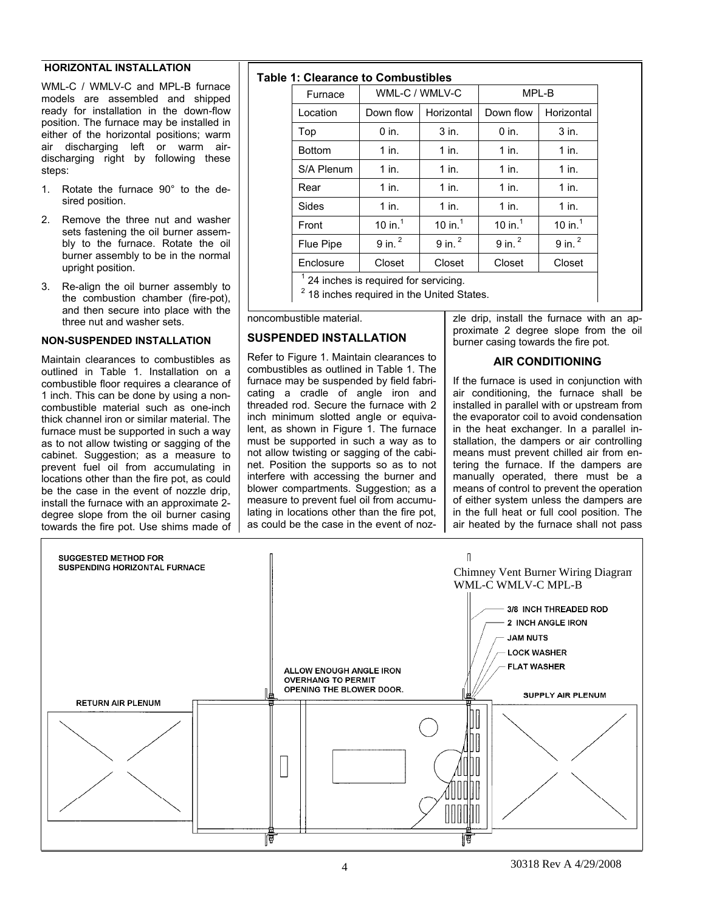### HORIZONTAL INSTALLATION

WML-C / WMLV-C and MPL-B furnace models are assembled and shipped ready for installation in the down-flow position. The furnace may be installed in either of the horizontal positions; warm air discharging left or warm air-discharging right by following these steps:

1. Rotate the furnace 90° to the desired position.
2. Remove the three nut and washer sets fastening the oil burner assembly to the furnace. Rotate the oil burner assembly to be in the normal upright position.
3. Re-align the oil burner assembly to the combustion chamber (fire-pot), and then secure into place with the three nut and washer sets.

### NON-SUSPENDED INSTALLATION

Maintain clearances to combustibles as outlined in Table 1. Installation on a combustible floor requires a clearance of 1 inch. This can be done by using a non-combustible material such as one-inch thick channel iron or similar material. The furnace must be supported in such a way as to not allow twisting or sagging of the cabinet. Suggestion; as a measure to prevent fuel oil from accumulating in locations other than the fire pot, as could be the case in the event of nozzle drip, install the furnace with an approximate 2-degree slope from the oil burner casing towards the fire pot. Use shims made of noncombustible material.

**Table 1: Clearance to Combustibles**

| Furnace | WML-C / WMLV-C | | MPL-B | |
|---|---|---|---|---|
| Location | Down flow | Horizontal | Down flow | Horizontal |
| Top | 0 in. | 3 in. | 0 in. | 3 in. |
| Bottom | 1 in. | 1 in. | 1 in. | 1 in. |
| S/A Plenum | 1 in. | 1 in. | 1 in. | 1 in. |
| Rear | 1 in. | 1 in. | 1 in. | 1 in. |
| Sides | 1 in. | 1 in. | 1 in. | 1 in. |
| Front | 10 in.[1] | 10 in.[1] | 10 in.[1] | 10 in.[1] |
| Flue Pipe | 9 in.[2] | 9 in.[2] | 9 in.[2] | 9 in.[2] |
| Enclosure | Closet | Closet | Closet | Closet |

[1] 24 inches is required for servicing.
[2] 18 inches required in the United States.

## SUSPENDED INSTALLATION

Refer to Figure 1. Maintain clearances to combustibles as outlined in Table 1. The furnace may be suspended by field fabricating a cradle of angle iron and threaded rod. Secure the furnace with 2 inch minimum slotted angle or equivalent, as shown in Figure 1. The furnace must be supported in such a way as to not allow twisting or sagging of the cabinet. Position the supports so as to not interfere with accessing the burner and blower compartments. Suggestion; as a measure to prevent fuel oil from accumulating in locations other than the fire pot, as could be the case in the event of nozzle drip, install the furnace with an approximate 2 degree slope from the oil burner casing towards the fire pot.

## AIR CONDITIONING

If the furnace is used in conjunction with air conditioning, the furnace shall be installed in parallel with or upstream from the evaporator coil to avoid condensation in the heat exchanger. In a parallel installation, the dampers or air controlling means must prevent chilled air from entering the furnace. If the dampers are manually operated, there must be a means of control to prevent the operation of either system unless the dampers are in the full heat or full cool position. The air heated by the furnace shall not pass

**SUGGESTED METHOD FOR SUSPENDING HORIZONTAL FURNACE**

Chimney Vent Burner Wiring Diagram WML-C WMLV-C MPL-B

3/8 INCH THREADED ROD
2 INCH ANGLE IRON
JAM NUTS
LOCK WASHER
FLAT WASHER

ALLOW ENOUGH ANGLE IRON OVERHANG TO PERMIT OPENING THE BLOWER DOOR.

RETURN AIR PLENUM

SUPPLY AIR PLENUM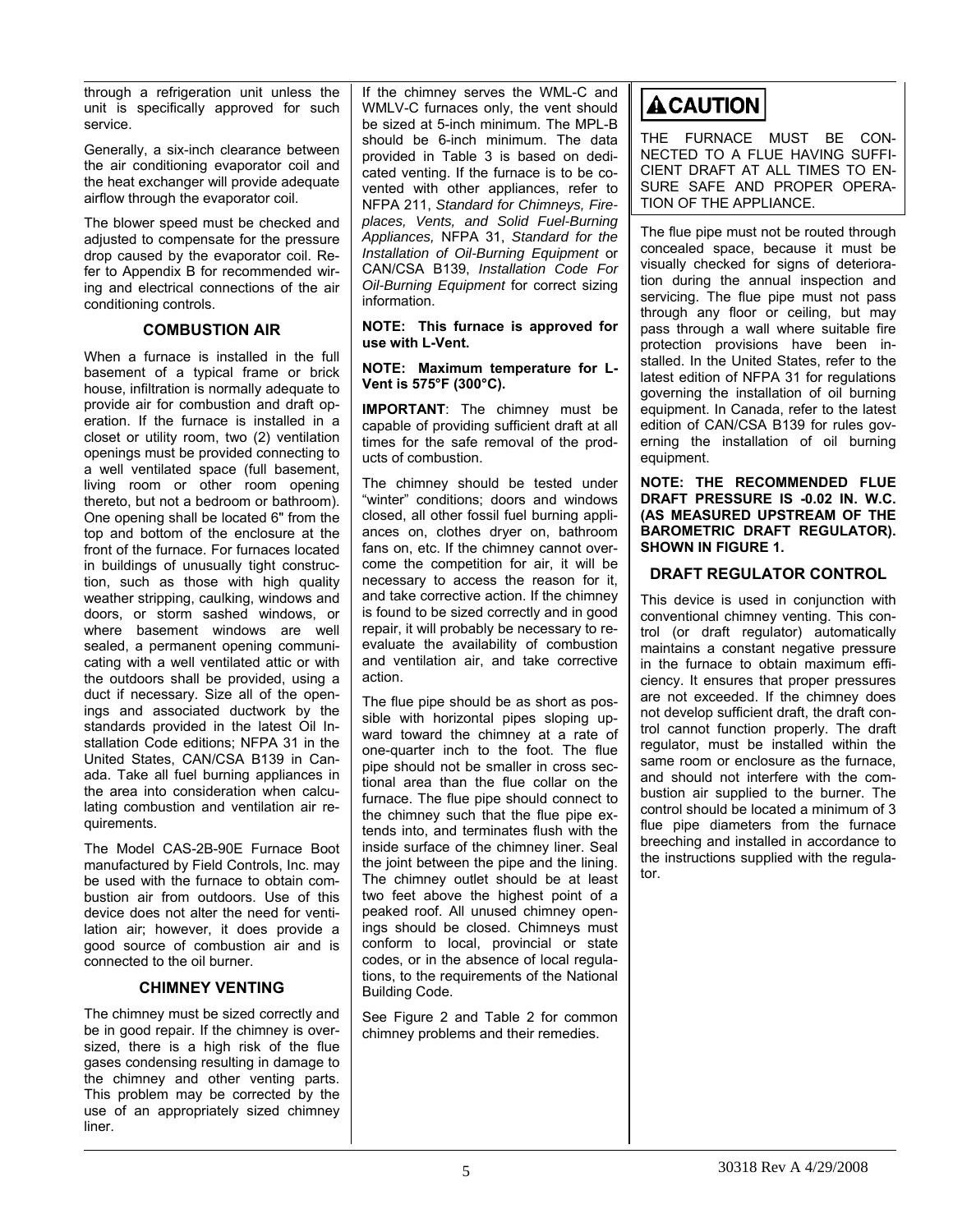through a refrigeration unit unless the unit is specifically approved for such service.

Generally, a six-inch clearance between the air conditioning evaporator coil and the heat exchanger will provide adequate airflow through the evaporator coil.

The blower speed must be checked and adjusted to compensate for the pressure drop caused by the evaporator coil. Refer to Appendix B for recommended wiring and electrical connections of the air conditioning controls.

### COMBUSTION AIR

When a furnace is installed in the full basement of a typical frame or brick house, infiltration is normally adequate to provide air for combustion and draft operation. If the furnace is installed in a closet or utility room, two (2) ventilation openings must be provided connecting to a well ventilated space (full basement, living room or other room opening thereto, but not a bedroom or bathroom). One opening shall be located 6" from the top and bottom of the enclosure at the front of the furnace. For furnaces located in buildings of unusually tight construction, such as those with high quality weather stripping, caulking, windows and doors, or storm sashed windows, or where basement windows are well sealed, a permanent opening communicating with a well ventilated attic or with the outdoors shall be provided, using a duct if necessary. Size all of the openings and associated ductwork by the standards provided in the latest Oil Installation Code editions; NFPA 31 in the United States, CAN/CSA B139 in Canada. Take all fuel burning appliances in the area into consideration when calculating combustion and ventilation air requirements.

The Model CAS-2B-90E Furnace Boot manufactured by Field Controls, Inc. may be used with the furnace to obtain combustion air from outdoors. Use of this device does not alter the need for ventilation air; however, it does provide a good source of combustion air and is connected to the oil burner.

### CHIMNEY VENTING

The chimney must be sized correctly and be in good repair. If the chimney is oversized, there is a high risk of the flue gases condensing resulting in damage to the chimney and other venting parts. This problem may be corrected by the use of an appropriately sized chimney liner.

If the chimney serves the WML-C and WMLV-C furnaces only, the vent should be sized at 5-inch minimum. The MPL-B should be 6-inch minimum. The data provided in Table 3 is based on dedicated venting. If the furnace is to be co-vented with other appliances, refer to NFPA 211, *Standard for Chimneys, Fireplaces, Vents, and Solid Fuel-Burning Appliances,* NFPA 31, *Standard for the Installation of Oil-Burning Equipment* or CAN/CSA B139, *Installation Code For Oil-Burning Equipment* for correct sizing information.

**NOTE: This furnace is approved for use with L-Vent.**

**NOTE: Maximum temperature for L-Vent is 575°F (300°C).**

**IMPORTANT**: The chimney must be capable of providing sufficient draft at all times for the safe removal of the products of combustion.

The chimney should be tested under "winter" conditions; doors and windows closed, all other fossil fuel burning appliances on, clothes dryer on, bathroom fans on, etc. If the chimney cannot overcome the competition for air, it will be necessary to access the reason for it, and take corrective action. If the chimney is found to be sized correctly and in good repair, it will probably be necessary to re-evaluate the availability of combustion and ventilation air, and take corrective action.

The flue pipe should be as short as possible with horizontal pipes sloping upward toward the chimney at a rate of one-quarter inch to the foot. The flue pipe should not be smaller in cross sectional area than the flue collar on the furnace. The flue pipe should connect to the chimney such that the flue pipe extends into, and terminates flush with the inside surface of the chimney liner. Seal the joint between the pipe and the lining. The chimney outlet should be at least two feet above the highest point of a peaked roof. All unused chimney openings should be closed. Chimneys must conform to local, provincial or state codes, or in the absence of local regulations, to the requirements of the National Building Code.

See Figure 2 and Table 2 for common chimney problems and their remedies.

**⚠CAUTION**

THE FURNACE MUST BE CONNECTED TO A FLUE HAVING SUFFICIENT DRAFT AT ALL TIMES TO ENSURE SAFE AND PROPER OPERATION OF THE APPLIANCE.

The flue pipe must not be routed through concealed space, because it must be visually checked for signs of deterioration during the annual inspection and servicing. The flue pipe must not pass through any floor or ceiling, but may pass through a wall where suitable fire protection provisions have been installed. In the United States, refer to the latest edition of NFPA 31 for regulations governing the installation of oil burning equipment. In Canada, refer to the latest edition of CAN/CSA B139 for rules governing the installation of oil burning equipment.

**NOTE: THE RECOMMENDED FLUE DRAFT PRESSURE IS -0.02 IN. W.C. (AS MEASURED UPSTREAM OF THE BAROMETRIC DRAFT REGULATOR). SHOWN IN FIGURE 1.**

### DRAFT REGULATOR CONTROL

This device is used in conjunction with conventional chimney venting. This control (or draft regulator) automatically maintains a constant negative pressure in the furnace to obtain maximum efficiency. It ensures that proper pressures are not exceeded. If the chimney does not develop sufficient draft, the draft control cannot function properly. The draft regulator, must be installed within the same room or enclosure as the furnace, and should not interfere with the combustion air supplied to the burner. The control should be located a minimum of 3 flue pipe diameters from the furnace breeching and installed in accordance to the instructions supplied with the regulator.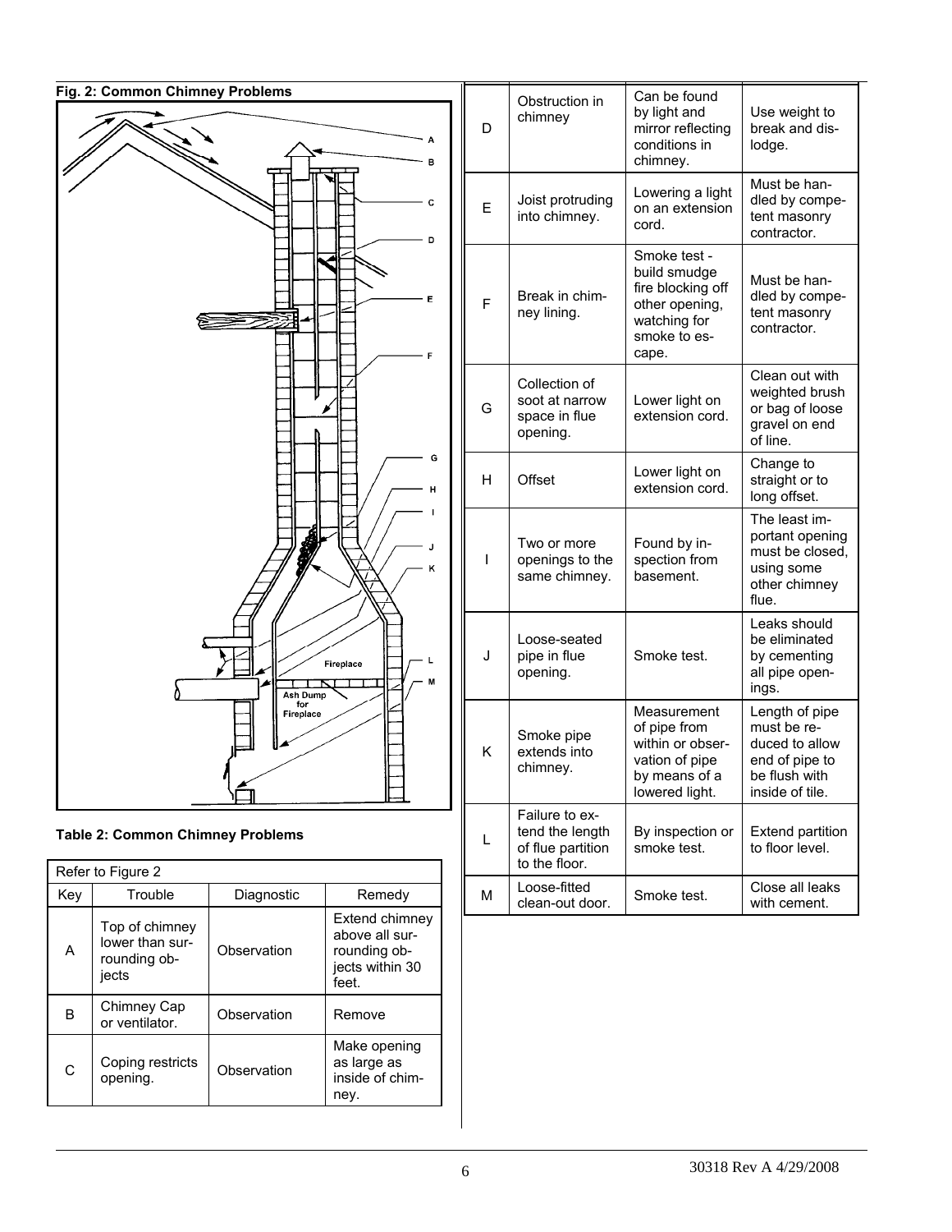**Fig. 2: Common Chimney Problems**

**Table 2: Common Chimney Problems**

| Refer to Figure 2 | | | |
|---|---|---|---|
| Key | Trouble | Diagnostic | Remedy |
| A | Top of chimney lower than surrounding objects | Observation | Extend chimney above all surrounding objects within 30 feet. |
| B | Chimney Cap or ventilator. | Observation | Remove |
| C | Coping restricts opening. | Observation | Make opening as large as inside of chimney. |
| D | Obstruction in chimney | Can be found by light and mirror reflecting conditions in chimney. | Use weight to break and dislodge. |
| E | Joist protruding into chimney. | Lowering a light on an extension cord. | Must be handled by competent masonry contractor. |
| F | Break in chimney lining. | Smoke test - build smudge fire blocking off other opening, watching for smoke to escape. | Must be handled by competent masonry contractor. |
| G | Collection of soot at narrow space in flue opening. | Lower light on extension cord. | Clean out with weighted brush or bag of loose gravel on end of line. |
| H | Offset | Lower light on extension cord. | Change to straight or to long offset. |
| I | Two or more openings to the same chimney. | Found by inspection from basement. | The least important opening must be closed, using some other chimney flue. |
| J | Loose-seated pipe in flue opening. | Smoke test. | Leaks should be eliminated by cementing all pipe openings. |
| K | Smoke pipe extends into chimney. | Measurement of pipe from within or observation of pipe by means of a lowered light. | Length of pipe must be reduced to allow end of pipe to be flush with inside of tile. |
| L | Failure to extend the length of flue partition to the floor. | By inspection or smoke test. | Extend partition to floor level. |
| M | Loose-fitted clean-out door. | Smoke test. | Close all leaks with cement. |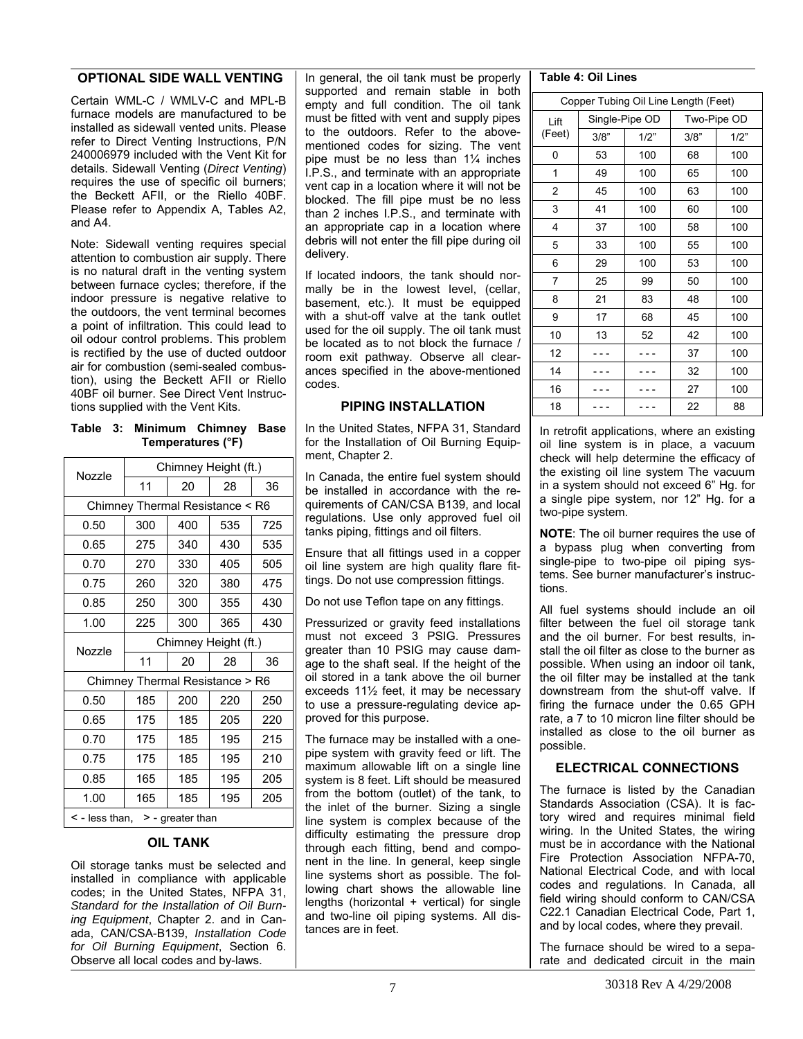## OPTIONAL SIDE WALL VENTING

Certain WML-C / WMLV-C and MPL-B furnace models are manufactured to be installed as sidewall vented units. Please refer to Direct Venting Instructions, P/N 240006979 included with the Vent Kit for details. Sidewall Venting (*Direct Venting*) requires the use of specific oil burners; the Beckett AFII, or the Riello 40BF. Please refer to Appendix A, Tables A2, and A4.

Note: Sidewall venting requires special attention to combustion air supply. There is no natural draft in the venting system between furnace cycles; therefore, if the indoor pressure is negative relative to the outdoors, the vent terminal becomes a point of infiltration. This could lead to oil odour control problems. This problem is rectified by the use of ducted outdoor air for combustion (semi-sealed combustion), using the Beckett AFII or Riello 40BF oil burner. See Direct Vent Instructions supplied with the Vent Kits.

**Table 3: Minimum Chimney Base Temperatures (°F)**

| Nozzle | Chimney Height (ft.) | | | |
|---|---|---|---|---|
| | 11 | 20 | 28 | 36 |
| Chimney Thermal Resistance < R6 | | | | |
| 0.50 | 300 | 400 | 535 | 725 |
| 0.65 | 275 | 340 | 430 | 535 |
| 0.70 | 270 | 330 | 405 | 505 |
| 0.75 | 260 | 320 | 380 | 475 |
| 0.85 | 250 | 300 | 355 | 430 |
| 1.00 | 225 | 300 | 365 | 430 |
| Nozzle | Chimney Height (ft.) | | | |
| | 11 | 20 | 28 | 36 |
| Chimney Thermal Resistance > R6 | | | | |
| 0.50 | 185 | 200 | 220 | 250 |
| 0.65 | 175 | 185 | 205 | 220 |
| 0.70 | 175 | 185 | 195 | 215 |
| 0.75 | 175 | 185 | 195 | 210 |
| 0.85 | 165 | 185 | 195 | 205 |
| 1.00 | 165 | 185 | 195 | 205 |

< - less than, > - greater than

## OIL TANK

Oil storage tanks must be selected and installed in compliance with applicable codes; in the United States, NFPA 31, *Standard for the Installation of Oil Burning Equipment*, Chapter 2. and in Canada, CAN/CSA-B139, *Installation Code for Oil Burning Equipment*, Section 6. Observe all local codes and by-laws.

In general, the oil tank must be properly supported and remain stable in both empty and full condition. The oil tank must be fitted with vent and supply pipes to the outdoors. Refer to the above-mentioned codes for sizing. The vent pipe must be no less than 1¼ inches I.P.S., and terminate with an appropriate vent cap in a location where it will not be blocked. The fill pipe must be no less than 2 inches I.P.S., and terminate with an appropriate cap in a location where debris will not enter the fill pipe during oil delivery.

If located indoors, the tank should normally be in the lowest level, (cellar, basement, etc.). It must be equipped with a shut-off valve at the tank outlet used for the oil supply. The oil tank must be located as to not block the furnace / room exit pathway. Observe all clearances specified in the above-mentioned codes.

## PIPING INSTALLATION

In the United States, NFPA 31, Standard for the Installation of Oil Burning Equipment, Chapter 2.

In Canada, the entire fuel system should be installed in accordance with the requirements of CAN/CSA B139, and local regulations. Use only approved fuel oil tanks piping, fittings and oil filters.

Ensure that all fittings used in a copper oil line system are high quality flare fittings. Do not use compression fittings.

Do not use Teflon tape on any fittings.

Pressurized or gravity feed installations must not exceed 3 PSIG. Pressures greater than 10 PSIG may cause damage to the shaft seal. If the height of the oil stored in a tank above the oil burner exceeds 11½ feet, it may be necessary to use a pressure-regulating device approved for this purpose.

The furnace may be installed with a one-pipe system with gravity feed or lift. The maximum allowable lift on a single line system is 8 feet. Lift should be measured from the bottom (outlet) of the tank, to the inlet of the burner. Sizing a single line system is complex because of the difficulty estimating the pressure drop through each fitting, bend and component in the line. In general, keep single line systems short as possible. The following chart shows the allowable line lengths (horizontal + vertical) for single and two-line oil piping systems. All distances are in feet.

**Table 4: Oil Lines**

| Copper Tubing Oil Line Length (Feet) | | | | |
|---|---|---|---|---|
| Lift (Feet) | Single-Pipe OD | | Two-Pipe OD | |
| | 3/8" | 1/2" | 3/8" | 1/2" |
| 0 | 53 | 100 | 68 | 100 |
| 1 | 49 | 100 | 65 | 100 |
| 2 | 45 | 100 | 63 | 100 |
| 3 | 41 | 100 | 60 | 100 |
| 4 | 37 | 100 | 58 | 100 |
| 5 | 33 | 100 | 55 | 100 |
| 6 | 29 | 100 | 53 | 100 |
| 7 | 25 | 99 | 50 | 100 |
| 8 | 21 | 83 | 48 | 100 |
| 9 | 17 | 68 | 45 | 100 |
| 10 | 13 | 52 | 42 | 100 |
| 12 | - - - | - - - | 37 | 100 |
| 14 | - - - | - - - | 32 | 100 |
| 16 | - - - | - - - | 27 | 100 |
| 18 | - - - | - - - | 22 | 88 |

In retrofit applications, where an existing oil line system is in place, a vacuum check will help determine the efficacy of the existing oil line system The vacuum in a system should not exceed 6" Hg. for a single pipe system, nor 12" Hg. for a two-pipe system.

**NOTE**: The oil burner requires the use of a bypass plug when converting from single-pipe to two-pipe oil piping systems. See burner manufacturer's instructions.

All fuel systems should include an oil filter between the fuel oil storage tank and the oil burner. For best results, install the oil filter as close to the burner as possible. When using an indoor oil tank, the oil filter may be installed at the tank downstream from the shut-off valve. If firing the furnace under the 0.65 GPH rate, a 7 to 10 micron line filter should be installed as close to the oil burner as possible.

## ELECTRICAL CONNECTIONS

The furnace is listed by the Canadian Standards Association (CSA). It is factory wired and requires minimal field wiring. In the United States, the wiring must be in accordance with the National Fire Protection Association NFPA-70, National Electrical Code, and with local codes and regulations. In Canada, all field wiring should conform to CAN/CSA C22.1 Canadian Electrical Code, Part 1, and by local codes, where they prevail.

The furnace should be wired to a separate and dedicated circuit in the main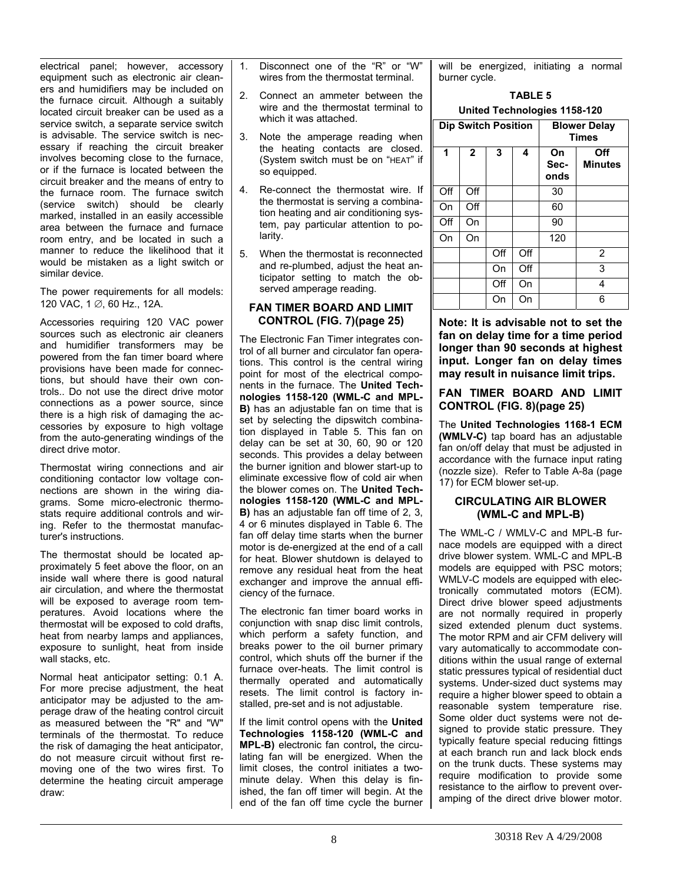electrical panel; however, accessory equipment such as electronic air cleaners and humidifiers may be included on the furnace circuit. Although a suitably located circuit breaker can be used as a service switch, a separate service switch is advisable. The service switch is necessary if reaching the circuit breaker involves becoming close to the furnace, or if the furnace is located between the circuit breaker and the means of entry to the furnace room. The furnace switch (service switch) should be clearly marked, installed in an easily accessible area between the furnace and furnace room entry, and be located in such a manner to reduce the likelihood that it would be mistaken as a light switch or similar device.

The power requirements for all models: 120 VAC, 1 ∅, 60 Hz., 12A.

Accessories requiring 120 VAC power sources such as electronic air cleaners and humidifier transformers may be powered from the fan timer board where provisions have been made for connections, but should have their own controls.. Do not use the direct drive motor connections as a power source, since there is a high risk of damaging the accessories by exposure to high voltage from the auto-generating windings of the direct drive motor.

Thermostat wiring connections and air conditioning contactor low voltage connections are shown in the wiring diagrams. Some micro-electronic thermostats require additional controls and wiring. Refer to the thermostat manufacturer's instructions.

The thermostat should be located approximately 5 feet above the floor, on an inside wall where there is good natural air circulation, and where the thermostat will be exposed to average room temperatures. Avoid locations where the thermostat will be exposed to cold drafts, heat from nearby lamps and appliances, exposure to sunlight, heat from inside wall stacks, etc.

Normal heat anticipator setting: 0.1 A. For more precise adjustment, the heat anticipator may be adjusted to the amperage draw of the heating control circuit as measured between the "R" and "W" terminals of the thermostat. To reduce the risk of damaging the heat anticipator, do not measure circuit without first removing one of the two wires first. To determine the heating circuit amperage draw:

1. Disconnect one of the "R" or "W" wires from the thermostat terminal.
2. Connect an ammeter between the wire and the thermostat terminal to which it was attached.
3. Note the amperage reading when the heating contacts are closed. (System switch must be on "HEAT" if so equipped.
4. Re-connect the thermostat wire. If the thermostat is serving a combination heating and air conditioning system, pay particular attention to polarity.
5. When the thermostat is reconnected and re-plumbed, adjust the heat anticipator setting to match the observed amperage reading.

## FAN TIMER BOARD AND LIMIT CONTROL (FIG. 7)(page 25)

The Electronic Fan Timer integrates control of all burner and circulator fan operations. This control is the central wiring point for most of the electrical components in the furnace. The **United Technologies 1158-120 (WML-C and MPL-B)** has an adjustable fan on time that is set by selecting the dipswitch combination displayed in Table 5. This fan on delay can be set at 30, 60, 90 or 120 seconds. This provides a delay between the burner ignition and blower start-up to eliminate excessive flow of cold air when the blower comes on. The **United Technologies 1158-120 (WML-C and MPL-B)** has an adjustable fan off time of 2, 3, 4 or 6 minutes displayed in Table 6. The fan off delay time starts when the burner motor is de-energized at the end of a call for heat. Blower shutdown is delayed to remove any residual heat from the heat exchanger and improve the annual efficiency of the furnace.

The electronic fan timer board works in conjunction with snap disc limit controls, which perform a safety function, and breaks power to the oil burner primary control, which shuts off the burner if the furnace over-heats. The limit control is thermally operated and automatically resets. The limit control is factory installed, pre-set and is not adjustable.

If the limit control opens with the **United Technologies 1158-120 (WML-C and MPL-B)** electronic fan control**,** the circulating fan will be energized. When the limit closes, the control initiates a two-minute delay. When this delay is finished, the fan off timer will begin. At the end of the fan off time cycle the burner will be energized, initiating a normal burner cycle.

**TABLE 5**

**United Technologies 1158-120**

| Dip Switch Position | | | | Blower Delay Times | |
|---|---|---|---|---|---|
| 1 | 2 | 3 | 4 | On Seconds | Off Minutes |
| Off | Off | | | 30 | |
| On | Off | | | 60 | |
| Off | On | | | 90 | |
| On | On | | | 120 | |
| | | Off | Off | | 2 |
| | | On | Off | | 3 |
| | | Off | On | | 4 |
| | | On | On | | 6 |

**Note: It is advisable not to set the fan on delay time for a time period longer than 90 seconds at highest input. Longer fan on delay times may result in nuisance limit trips.**

## FAN TIMER BOARD AND LIMIT CONTROL (FIG. 8)(page 25)

The **United Technologies 1168-1 ECM (WMLV-C)** tap board has an adjustable fan on/off delay that must be adjusted in accordance with the furnace input rating (nozzle size). Refer to Table A-8a (page 17) for ECM blower set-up.

## CIRCULATING AIR BLOWER (WML-C and MPL-B)

The WML-C / WMLV-C and MPL-B furnace models are equipped with a direct drive blower system. WML-C and MPL-B models are equipped with PSC motors; WMLV-C models are equipped with electronically commutated motors (ECM). Direct drive blower speed adjustments are not normally required in properly sized extended plenum duct systems. The motor RPM and air CFM delivery will vary automatically to accommodate conditions within the usual range of external static pressures typical of residential duct systems. Under-sized duct systems may require a higher blower speed to obtain a reasonable system temperature rise. Some older duct systems were not designed to provide static pressure. They typically feature special reducing fittings at each branch run and lack block ends on the trunk ducts. These systems may require modification to provide some resistance to the airflow to prevent over-amping of the direct drive blower motor.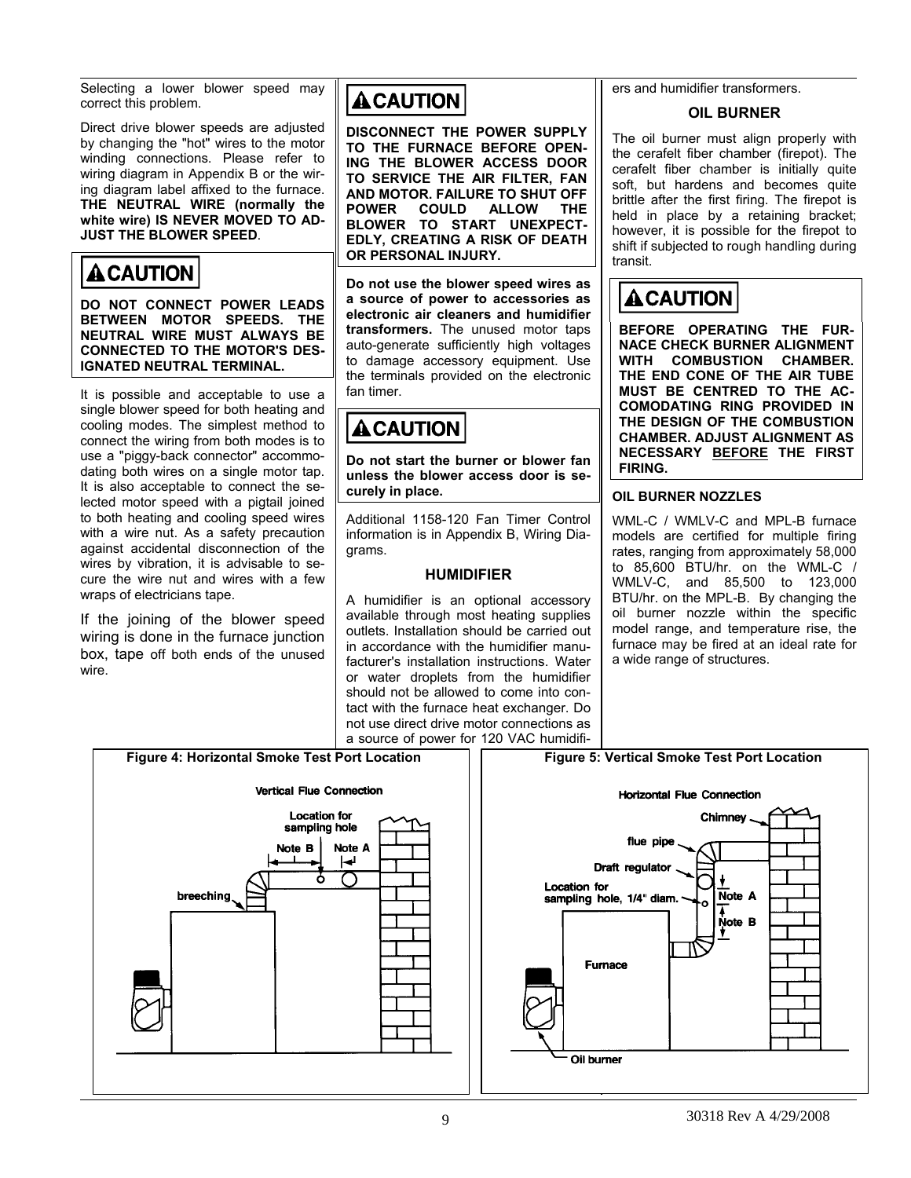Selecting a lower blower speed may correct this problem.

Direct drive blower speeds are adjusted by changing the "hot" wires to the motor winding connections. Please refer to wiring diagram in Appendix B or the wiring diagram label affixed to the furnace. **THE NEUTRAL WIRE (normally the white wire) IS NEVER MOVED TO ADJUST THE BLOWER SPEED**.

> **⚠ CAUTION**
>
> **DO NOT CONNECT POWER LEADS BETWEEN MOTOR SPEEDS. THE NEUTRAL WIRE MUST ALWAYS BE CONNECTED TO THE MOTOR'S DESIGNATED NEUTRAL TERMINAL.**

It is possible and acceptable to use a single blower speed for both heating and cooling modes. The simplest method to connect the wiring from both modes is to use a "piggy-back connector" accommodating both wires on a single motor tap. It is also acceptable to connect the selected motor speed with a pigtail joined to both heating and cooling speed wires with a wire nut. As a safety precaution against accidental disconnection of the wires by vibration, it is advisable to secure the wire nut and wires with a few wraps of electricians tape.

If the joining of the blower speed wiring is done in the furnace junction box, tape off both ends of the unused wire.

> **⚠ CAUTION**
>
> **DISCONNECT THE POWER SUPPLY TO THE FURNACE BEFORE OPENING THE BLOWER ACCESS DOOR TO SERVICE THE AIR FILTER, FAN AND MOTOR. FAILURE TO SHUT OFF POWER COULD ALLOW THE BLOWER TO START UNEXPECTEDLY, CREATING A RISK OF DEATH OR PERSONAL INJURY.**

**Do not use the blower speed wires as a source of power to accessories as electronic air cleaners and humidifier transformers.** The unused motor taps auto-generate sufficiently high voltages to damage accessory equipment. Use the terminals provided on the electronic fan timer.

> **⚠ CAUTION**
>
> **Do not start the burner or blower fan unless the blower access door is securely in place.**

Additional 1158-120 Fan Timer Control information is in Appendix B, Wiring Diagrams.

## HUMIDIFIER

A humidifier is an optional accessory available through most heating supplies outlets. Installation should be carried out in accordance with the humidifier manufacturer's installation instructions. Water or water droplets from the humidifier should not be allowed to come into contact with the furnace heat exchanger. Do not use direct drive motor connections as a source of power for 120 VAC humidifiers and humidifier transformers.

## OIL BURNER

The oil burner must align properly with the cerafelt fiber chamber (firepot). The cerafelt fiber chamber is initially quite soft, but hardens and becomes quite brittle after the first firing. The firepot is held in place by a retaining bracket; however, it is possible for the firepot to shift if subjected to rough handling during transit.

> **⚠ CAUTION**
>
> **BEFORE OPERATING THE FURNACE CHECK BURNER ALIGNMENT WITH COMBUSTION CHAMBER. THE END CONE OF THE AIR TUBE MUST BE CENTRED TO THE ACCOMODATING RING PROVIDED IN THE DESIGN OF THE COMBUSTION CHAMBER. ADJUST ALIGNMENT AS NECESSARY <u>BEFORE</u> THE FIRST FIRING.**

### OIL BURNER NOZZLES

WML-C / WMLV-C and MPL-B furnace models are certified for multiple firing rates, ranging from approximately 58,000 to 85,600 BTU/hr. on the WML-C / WMLV-C, and 85,500 to 123,000 BTU/hr. on the MPL-B. By changing the oil burner nozzle within the specific model range, and temperature rise, the furnace may be fired at an ideal rate for a wide range of structures.

**Figure 4: Horizontal Smoke Test Port Location**

Vertical Flue Connection — Location for sampling hole; Note B; Note A; breeching

**Figure 5: Vertical Smoke Test Port Location**

Horizontal Flue Connection — Chimney; flue pipe; Draft regulator; Location for sampling hole, 1/4" diam.; Note A; Note B; Furnace; Oil burner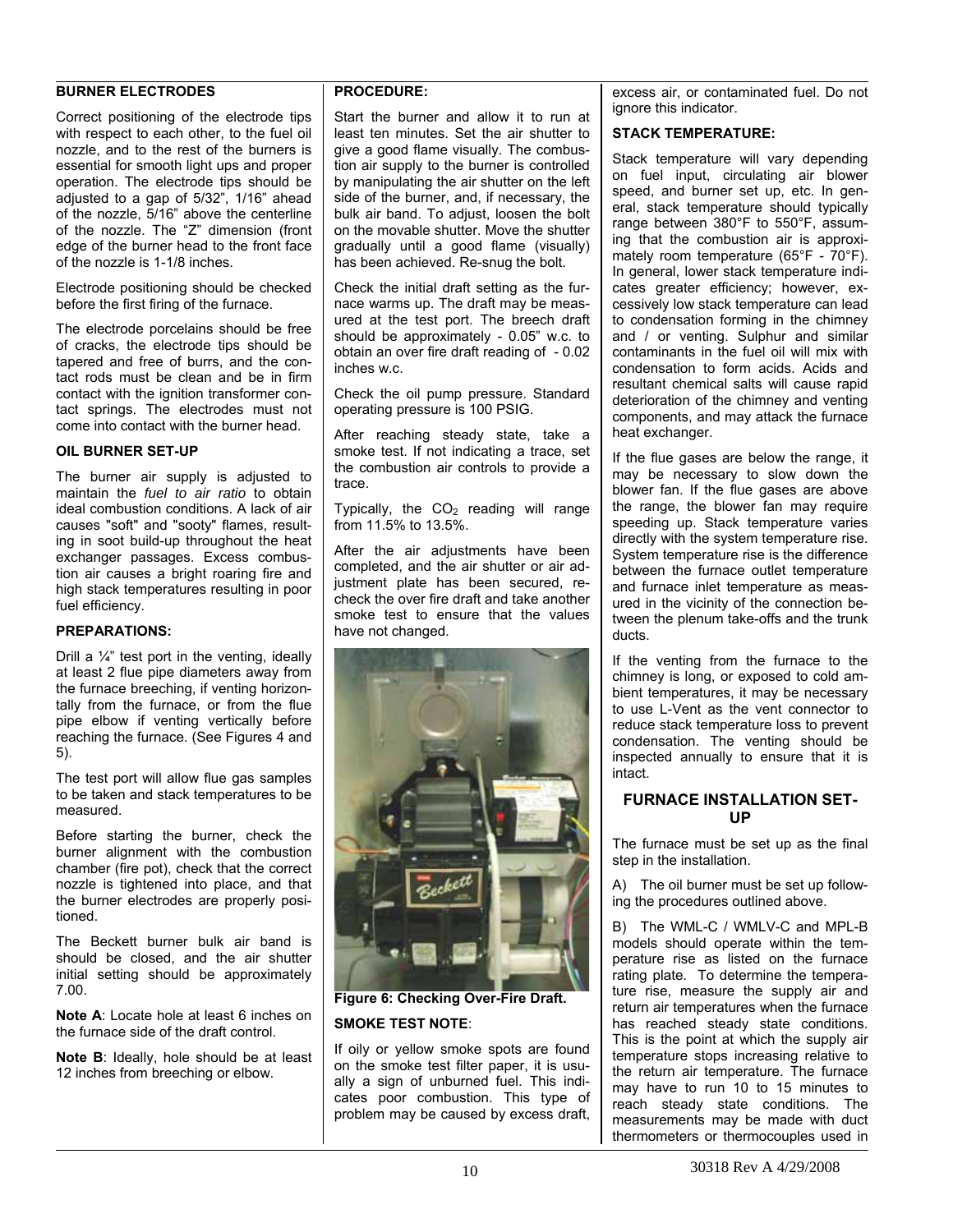### BURNER ELECTRODES

Correct positioning of the electrode tips with respect to each other, to the fuel oil nozzle, and to the rest of the burners is essential for smooth light ups and proper operation. The electrode tips should be adjusted to a gap of 5/32", 1/16" ahead of the nozzle, 5/16" above the centerline of the nozzle. The "Z" dimension (front edge of the burner head to the front face of the nozzle is 1-1/8 inches.

Electrode positioning should be checked before the first firing of the furnace.

The electrode porcelains should be free of cracks, the electrode tips should be tapered and free of burrs, and the contact rods must be clean and be in firm contact with the ignition transformer contact springs. The electrodes must not come into contact with the burner head.

### OIL BURNER SET-UP

The burner air supply is adjusted to maintain the *fuel to air ratio* to obtain ideal combustion conditions. A lack of air causes "soft" and "sooty" flames, resulting in soot build-up throughout the heat exchanger passages. Excess combustion air causes a bright roaring fire and high stack temperatures resulting in poor fuel efficiency.

### PREPARATIONS:

Drill a ¼" test port in the venting, ideally at least 2 flue pipe diameters away from the furnace breeching, if venting horizontally from the furnace, or from the flue pipe elbow if venting vertically before reaching the furnace. (See Figures 4 and 5).

The test port will allow flue gas samples to be taken and stack temperatures to be measured.

Before starting the burner, check the burner alignment with the combustion chamber (fire pot), check that the correct nozzle is tightened into place, and that the burner electrodes are properly positioned.

The Beckett burner bulk air band is should be closed, and the air shutter initial setting should be approximately 7.00.

**Note A**: Locate hole at least 6 inches on the furnace side of the draft control.

**Note B**: Ideally, hole should be at least 12 inches from breeching or elbow.

### PROCEDURE:

Start the burner and allow it to run at least ten minutes. Set the air shutter to give a good flame visually. The combustion air supply to the burner is controlled by manipulating the air shutter on the left side of the burner, and, if necessary, the bulk air band. To adjust, loosen the bolt on the movable shutter. Move the shutter gradually until a good flame (visually) has been achieved. Re-snug the bolt.

Check the initial draft setting as the furnace warms up. The draft may be measured at the test port. The breech draft should be approximately - 0.05" w.c. to obtain an over fire draft reading of - 0.02 inches w.c.

Check the oil pump pressure. Standard operating pressure is 100 PSIG.

After reaching steady state, take a smoke test. If not indicating a trace, set the combustion air controls to provide a trace.

Typically, the $CO_2$ reading will range from 11.5% to 13.5%.

After the air adjustments have been completed, and the air shutter or air adjustment plate has been secured, recheck the over fire draft and take another smoke test to ensure that the values have not changed.

**Figure 6: Checking Over-Fire Draft.**

**SMOKE TEST NOTE**:

If oily or yellow smoke spots are found on the smoke test filter paper, it is usually a sign of unburned fuel. This indicates poor combustion. This type of problem may be caused by excess draft, excess air, or contaminated fuel. Do not ignore this indicator.

### STACK TEMPERATURE:

Stack temperature will vary depending on fuel input, circulating air blower speed, and burner set up, etc. In general, stack temperature should typically range between 380°F to 550°F, assuming that the combustion air is approximately room temperature (65°F - 70°F). In general, lower stack temperature indicates greater efficiency; however, excessively low stack temperature can lead to condensation forming in the chimney and / or venting. Sulphur and similar contaminants in the fuel oil will mix with condensation to form acids. Acids and resultant chemical salts will cause rapid deterioration of the chimney and venting components, and may attack the furnace heat exchanger.

If the flue gases are below the range, it may be necessary to slow down the blower fan. If the flue gases are above the range, the blower fan may require speeding up. Stack temperature varies directly with the system temperature rise. System temperature rise is the difference between the furnace outlet temperature and furnace inlet temperature as measured in the vicinity of the connection between the plenum take-offs and the trunk ducts.

If the venting from the furnace to the chimney is long, or exposed to cold ambient temperatures, it may be necessary to use L-Vent as the vent connector to reduce stack temperature loss to prevent condensation. The venting should be inspected annually to ensure that it is intact.

## FURNACE INSTALLATION SET-UP

The furnace must be set up as the final step in the installation.

A) The oil burner must be set up following the procedures outlined above.

B) The WML-C / WMLV-C and MPL-B models should operate within the temperature rise as listed on the furnace rating plate. To determine the temperature rise, measure the supply air and return air temperatures when the furnace has reached steady state conditions. This is the point at which the supply air temperature stops increasing relative to the return air temperature. The furnace may have to run 10 to 15 minutes to reach steady state conditions. The measurements may be made with duct thermometers or thermocouples used in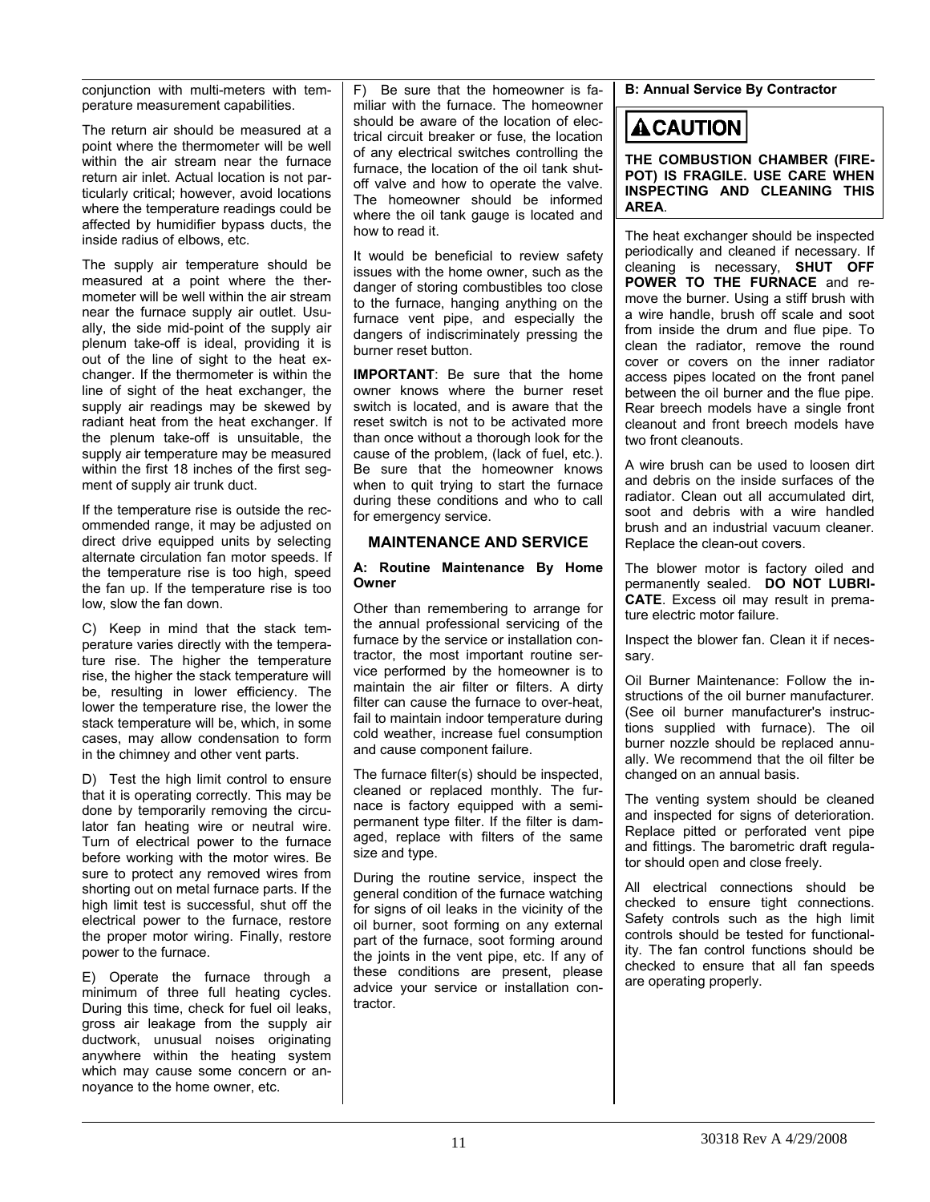conjunction with multi-meters with temperature measurement capabilities.

The return air should be measured at a point where the thermometer will be well within the air stream near the furnace return air inlet. Actual location is not particularly critical; however, avoid locations where the temperature readings could be affected by humidifier bypass ducts, the inside radius of elbows, etc.

The supply air temperature should be measured at a point where the thermometer will be well within the air stream near the furnace supply air outlet. Usually, the side mid-point of the supply air plenum take-off is ideal, providing it is out of the line of sight to the heat exchanger. If the thermometer is within the line of sight of the heat exchanger, the supply air readings may be skewed by radiant heat from the heat exchanger. If the plenum take-off is unsuitable, the supply air temperature may be measured within the first 18 inches of the first segment of supply air trunk duct.

If the temperature rise is outside the recommended range, it may be adjusted on direct drive equipped units by selecting alternate circulation fan motor speeds. If the temperature rise is too high, speed the fan up. If the temperature rise is too low, slow the fan down.

C) Keep in mind that the stack temperature varies directly with the temperature rise. The higher the temperature rise, the higher the stack temperature will be, resulting in lower efficiency. The lower the temperature rise, the lower the stack temperature will be, which, in some cases, may allow condensation to form in the chimney and other vent parts.

D) Test the high limit control to ensure that it is operating correctly. This may be done by temporarily removing the circulator fan heating wire or neutral wire. Turn of electrical power to the furnace before working with the motor wires. Be sure to protect any removed wires from shorting out on metal furnace parts. If the high limit test is successful, shut off the electrical power to the furnace, restore the proper motor wiring. Finally, restore power to the furnace.

E) Operate the furnace through a minimum of three full heating cycles. During this time, check for fuel oil leaks, gross air leakage from the supply air ductwork, unusual noises originating anywhere within the heating system which may cause some concern or annoyance to the home owner, etc.

F) Be sure that the homeowner is familiar with the furnace. The homeowner should be aware of the location of electrical circuit breaker or fuse, the location of any electrical switches controlling the furnace, the location of the oil tank shutoff valve and how to operate the valve. The homeowner should be informed where the oil tank gauge is located and how to read it.

It would be beneficial to review safety issues with the home owner, such as the danger of storing combustibles too close to the furnace, hanging anything on the furnace vent pipe, and especially the dangers of indiscriminately pressing the burner reset button.

**IMPORTANT**: Be sure that the home owner knows where the burner reset switch is located, and is aware that the reset switch is not to be activated more than once without a thorough look for the cause of the problem, (lack of fuel, etc.). Be sure that the homeowner knows when to quit trying to start the furnace during these conditions and who to call for emergency service.

## MAINTENANCE AND SERVICE

### A: Routine Maintenance By Home Owner

Other than remembering to arrange for the annual professional servicing of the furnace by the service or installation contractor, the most important routine service performed by the homeowner is to maintain the air filter or filters. A dirty filter can cause the furnace to over-heat, fail to maintain indoor temperature during cold weather, increase fuel consumption and cause component failure.

The furnace filter(s) should be inspected, cleaned or replaced monthly. The furnace is factory equipped with a semi-permanent type filter. If the filter is damaged, replace with filters of the same size and type.

During the routine service, inspect the general condition of the furnace watching for signs of oil leaks in the vicinity of the oil burner, soot forming on any external part of the furnace, soot forming around the joints in the vent pipe, etc. If any of these conditions are present, please advice your service or installation contractor.

### B: Annual Service By Contractor

**⚠CAUTION**

**THE COMBUSTION CHAMBER (FIRE-POT) IS FRAGILE. USE CARE WHEN INSPECTING AND CLEANING THIS AREA**.

The heat exchanger should be inspected periodically and cleaned if necessary. If cleaning is necessary, **SHUT OFF POWER TO THE FURNACE** and remove the burner. Using a stiff brush with a wire handle, brush off scale and soot from inside the drum and flue pipe. To clean the radiator, remove the round cover or covers on the inner radiator access pipes located on the front panel between the oil burner and the flue pipe. Rear breech models have a single front cleanout and front breech models have two front cleanouts.

A wire brush can be used to loosen dirt and debris on the inside surfaces of the radiator. Clean out all accumulated dirt, soot and debris with a wire handled brush and an industrial vacuum cleaner. Replace the clean-out covers.

The blower motor is factory oiled and permanently sealed. **DO NOT LUBRICATE**. Excess oil may result in premature electric motor failure.

Inspect the blower fan. Clean it if necessary.

Oil Burner Maintenance: Follow the instructions of the oil burner manufacturer. (See oil burner manufacturer's instructions supplied with furnace). The oil burner nozzle should be replaced annually. We recommend that the oil filter be changed on an annual basis.

The venting system should be cleaned and inspected for signs of deterioration. Replace pitted or perforated vent pipe and fittings. The barometric draft regulator should open and close freely.

All electrical connections should be checked to ensure tight connections. Safety controls such as the high limit controls should be tested for functionality. The fan control functions should be checked to ensure that all fan speeds are operating properly.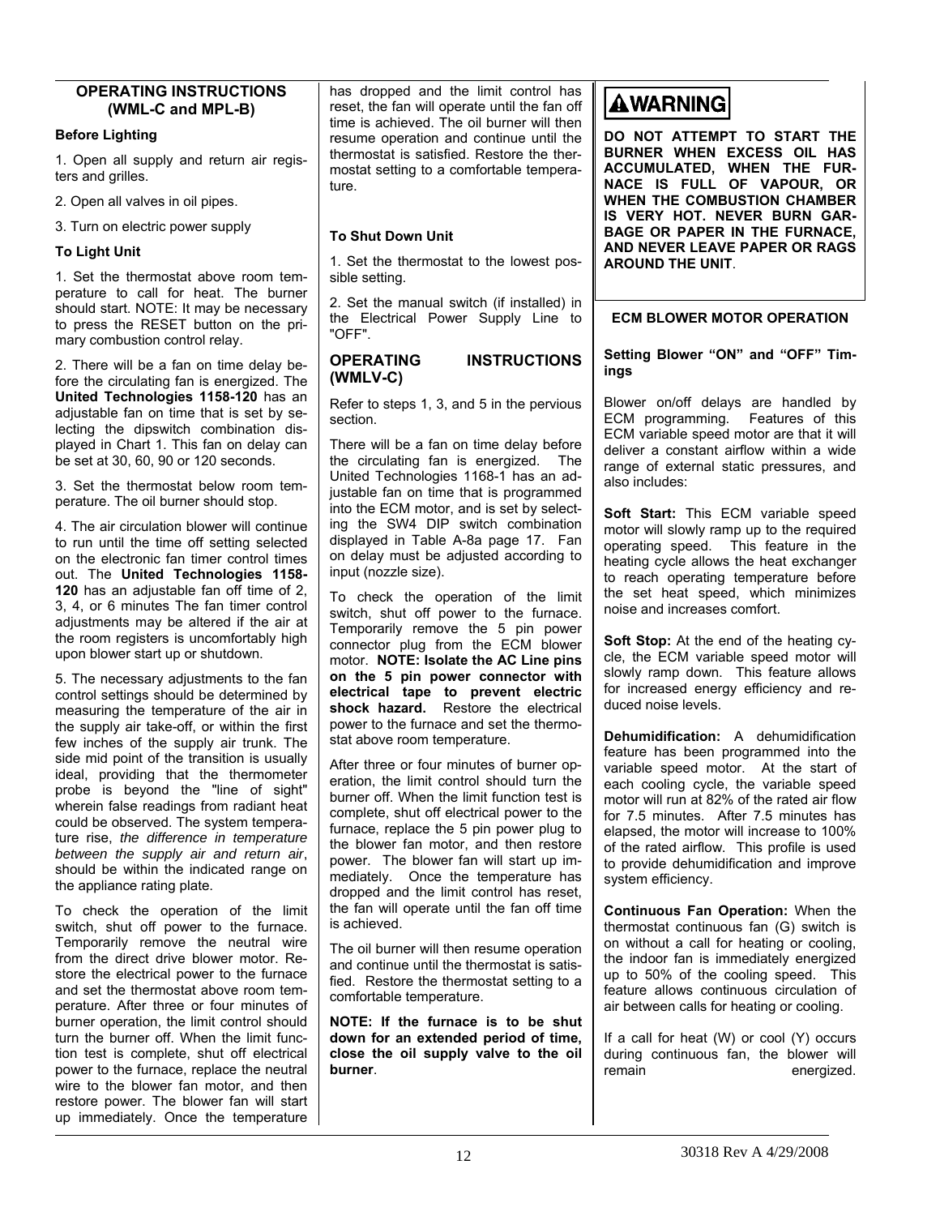## OPERATING INSTRUCTIONS (WML-C and MPL-B)

### Before Lighting

1. Open all supply and return air registers and grilles.

2. Open all valves in oil pipes.

3. Turn on electric power supply

### To Light Unit

1. Set the thermostat above room temperature to call for heat. The burner should start. NOTE: It may be necessary to press the RESET button on the primary combustion control relay.

2. There will be a fan on time delay before the circulating fan is energized. The **United Technologies 1158-120** has an adjustable fan on time that is set by selecting the dipswitch combination displayed in Chart 1. This fan on delay can be set at 30, 60, 90 or 120 seconds.

3. Set the thermostat below room temperature. The oil burner should stop.

4. The air circulation blower will continue to run until the time off setting selected on the electronic fan timer control times out. The **United Technologies 1158-120** has an adjustable fan off time of 2, 3, 4, or 6 minutes The fan timer control adjustments may be altered if the air at the room registers is uncomfortably high upon blower start up or shutdown.

5. The necessary adjustments to the fan control settings should be determined by measuring the temperature of the air in the supply air take-off, or within the first few inches of the supply air trunk. The side mid point of the transition is usually ideal, providing that the thermometer probe is beyond the "line of sight" wherein false readings from radiant heat could be observed. The system temperature rise, *the difference in temperature between the supply air and return air*, should be within the indicated range on the appliance rating plate.

To check the operation of the limit switch, shut off power to the furnace. Temporarily remove the neutral wire from the direct drive blower motor. Restore the electrical power to the furnace and set the thermostat above room temperature. After three or four minutes of burner operation, the limit control should turn the burner off. When the limit function test is complete, shut off electrical power to the furnace, replace the neutral wire to the blower fan motor, and then restore power. The blower fan will start up immediately. Once the temperature has dropped and the limit control has reset, the fan will operate until the fan off time is achieved. The oil burner will then resume operation and continue until the thermostat is satisfied. Restore the thermostat setting to a comfortable temperature.

### To Shut Down Unit

1. Set the thermostat to the lowest possible setting.

2. Set the manual switch (if installed) in the Electrical Power Supply Line to "OFF".

## OPERATING INSTRUCTIONS (WMLV-C)

Refer to steps 1, 3, and 5 in the pervious section.

There will be a fan on time delay before the circulating fan is energized. The United Technologies 1168-1 has an adjustable fan on time that is programmed into the ECM motor, and is set by selecting the SW4 DIP switch combination displayed in Table A-8a page 17. Fan on delay must be adjusted according to input (nozzle size).

To check the operation of the limit switch, shut off power to the furnace. Temporarily remove the 5 pin power connector plug from the ECM blower motor. **NOTE: Isolate the AC Line pins on the 5 pin power connector with electrical tape to prevent electric shock hazard.** Restore the electrical power to the furnace and set the thermostat above room temperature.

After three or four minutes of burner operation, the limit control should turn the burner off. When the limit function test is complete, shut off electrical power to the furnace, replace the 5 pin power plug to the blower fan motor, and then restore power. The blower fan will start up immediately. Once the temperature has dropped and the limit control has reset, the fan will operate until the fan off time is achieved.

The oil burner will then resume operation and continue until the thermostat is satisfied. Restore the thermostat setting to a comfortable temperature.

**NOTE: If the furnace is to be shut down for an extended period of time, close the oil supply valve to the oil burner**.

**⚠WARNING**

**DO NOT ATTEMPT TO START THE BURNER WHEN EXCESS OIL HAS ACCUMULATED, WHEN THE FURNACE IS FULL OF VAPOUR, OR WHEN THE COMBUSTION CHAMBER IS VERY HOT. NEVER BURN GARBAGE OR PAPER IN THE FURNACE, AND NEVER LEAVE PAPER OR RAGS AROUND THE UNIT**.

## ECM BLOWER MOTOR OPERATION

### Setting Blower "ON" and "OFF" Timings

Blower on/off delays are handled by ECM programming. Features of this ECM variable speed motor are that it will deliver a constant airflow within a wide range of external static pressures, and also includes:

**Soft Start:** This ECM variable speed motor will slowly ramp up to the required operating speed. This feature in the heating cycle allows the heat exchanger to reach operating temperature before the set heat speed, which minimizes noise and increases comfort.

**Soft Stop:** At the end of the heating cycle, the ECM variable speed motor will slowly ramp down. This feature allows for increased energy efficiency and reduced noise levels.

**Dehumidification:** A dehumidification feature has been programmed into the variable speed motor. At the start of each cooling cycle, the variable speed motor will run at 82% of the rated air flow for 7.5 minutes. After 7.5 minutes has elapsed, the motor will increase to 100% of the rated airflow. This profile is used to provide dehumidification and improve system efficiency.

**Continuous Fan Operation:** When the thermostat continuous fan (G) switch is on without a call for heating or cooling, the indoor fan is immediately energized up to 50% of the cooling speed. This feature allows continuous circulation of air between calls for heating or cooling.

If a call for heat (W) or cool (Y) occurs during continuous fan, the blower will remain energized.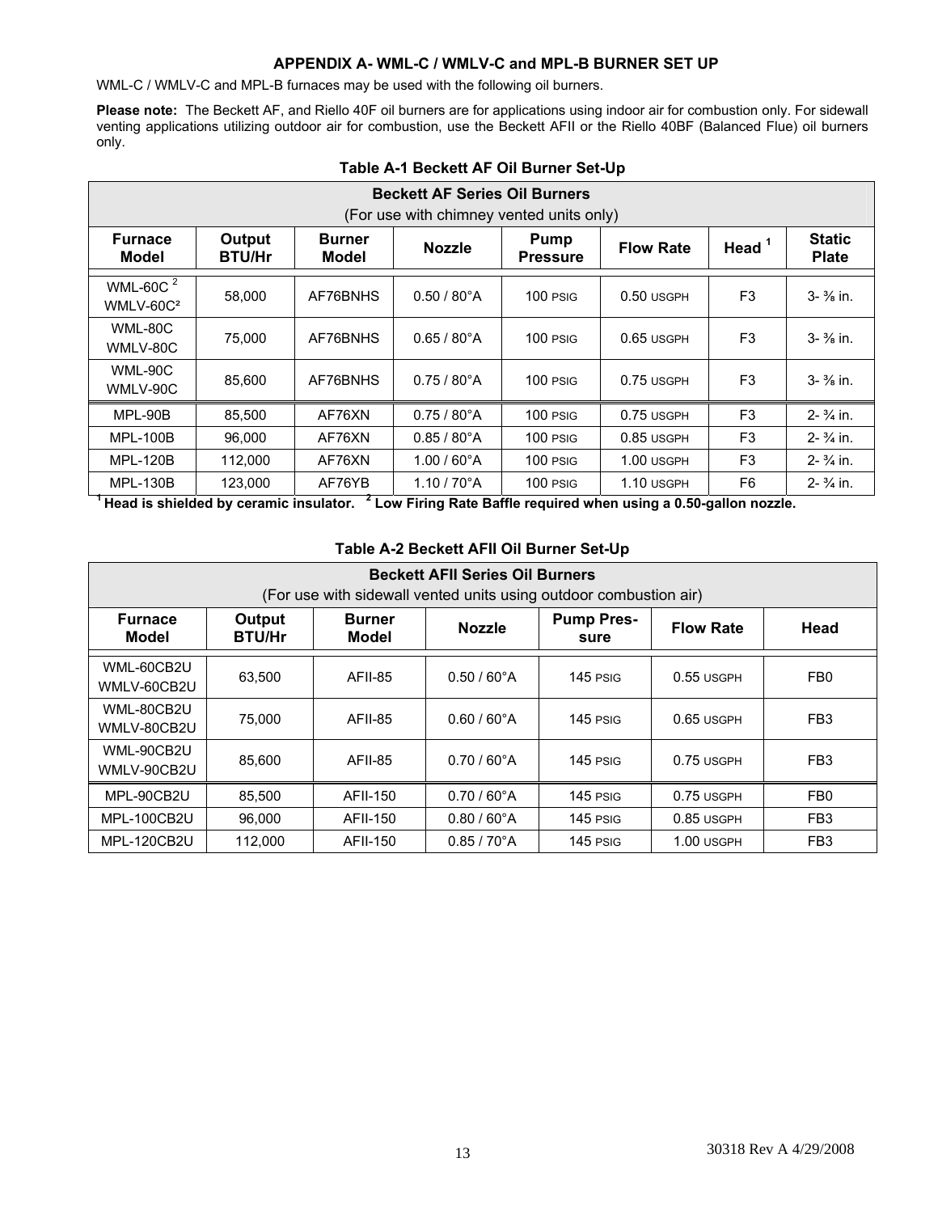## APPENDIX A- WML-C / WMLV-C and MPL-B BURNER SET UP

WML-C / WMLV-C and MPL-B furnaces may be used with the following oil burners.

**Please note:** The Beckett AF, and Riello 40F oil burners are for applications using indoor air for combustion only. For sidewall venting applications utilizing outdoor air for combustion, use the Beckett AFII or the Riello 40BF (Balanced Flue) oil burners only.

### Table A-1 Beckett AF Oil Burner Set-Up

| Beckett AF Series Oil Burners (For use with chimney vented units only) | | | | | | | |
|---|---|---|---|---|---|---|---|
| **Furnace Model** | **Output BTU/Hr** | **Burner Model** | **Nozzle** | **Pump Pressure** | **Flow Rate** | **Head [1]** | **Static Plate** |
| WML-60C [2] WMLV-60C[2] | 58,000 | AF76BNHS | 0.50 / 80°A | 100 PSIG | 0.50 USGPH | F3 | 3- ⅜ in. |
| WML-80C WMLV-80C | 75,000 | AF76BNHS | 0.65 / 80°A | 100 PSIG | 0.65 USGPH | F3 | 3- ⅜ in. |
| WML-90C WMLV-90C | 85,600 | AF76BNHS | 0.75 / 80°A | 100 PSIG | 0.75 USGPH | F3 | 3- ⅜ in. |
| MPL-90B | 85,500 | AF76XN | 0.75 / 80°A | 100 PSIG | 0.75 USGPH | F3 | 2- ¾ in. |
| MPL-100B | 96,000 | AF76XN | 0.85 / 80°A | 100 PSIG | 0.85 USGPH | F3 | 2- ¾ in. |
| MPL-120B | 112,000 | AF76XN | 1.00 / 60°A | 100 PSIG | 1.00 USGPH | F3 | 2- ¾ in. |
| MPL-130B | 123,000 | AF76YB | 1.10 / 70°A | 100 PSIG | 1.10 USGPH | F6 | 2- ¾ in. |

**[1] Head is shielded by ceramic insulator. [2] Low Firing Rate Baffle required when using a 0.50-gallon nozzle.**

### Table A-2 Beckett AFII Oil Burner Set-Up

| Beckett AFII Series Oil Burners (For use with sidewall vented units using outdoor combustion air) | | | | | | |
|---|---|---|---|---|---|---|
| **Furnace Model** | **Output BTU/Hr** | **Burner Model** | **Nozzle** | **Pump Pressure** | **Flow Rate** | **Head** |
| WML-60CB2U WMLV-60CB2U | 63,500 | AFII-85 | 0.50 / 60°A | 145 PSIG | 0.55 USGPH | FB0 |
| WML-80CB2U WMLV-80CB2U | 75,000 | AFII-85 | 0.60 / 60°A | 145 PSIG | 0.65 USGPH | FB3 |
| WML-90CB2U WMLV-90CB2U | 85,600 | AFII-85 | 0.70 / 60°A | 145 PSIG | 0.75 USGPH | FB3 |
| MPL-90CB2U | 85,500 | AFII-150 | 0.70 / 60°A | 145 PSIG | 0.75 USGPH | FB0 |
| MPL-100CB2U | 96,000 | AFII-150 | 0.80 / 60°A | 145 PSIG | 0.85 USGPH | FB3 |
| MPL-120CB2U | 112,000 | AFII-150 | 0.85 / 70°A | 145 PSIG | 1.00 USGPH | FB3 |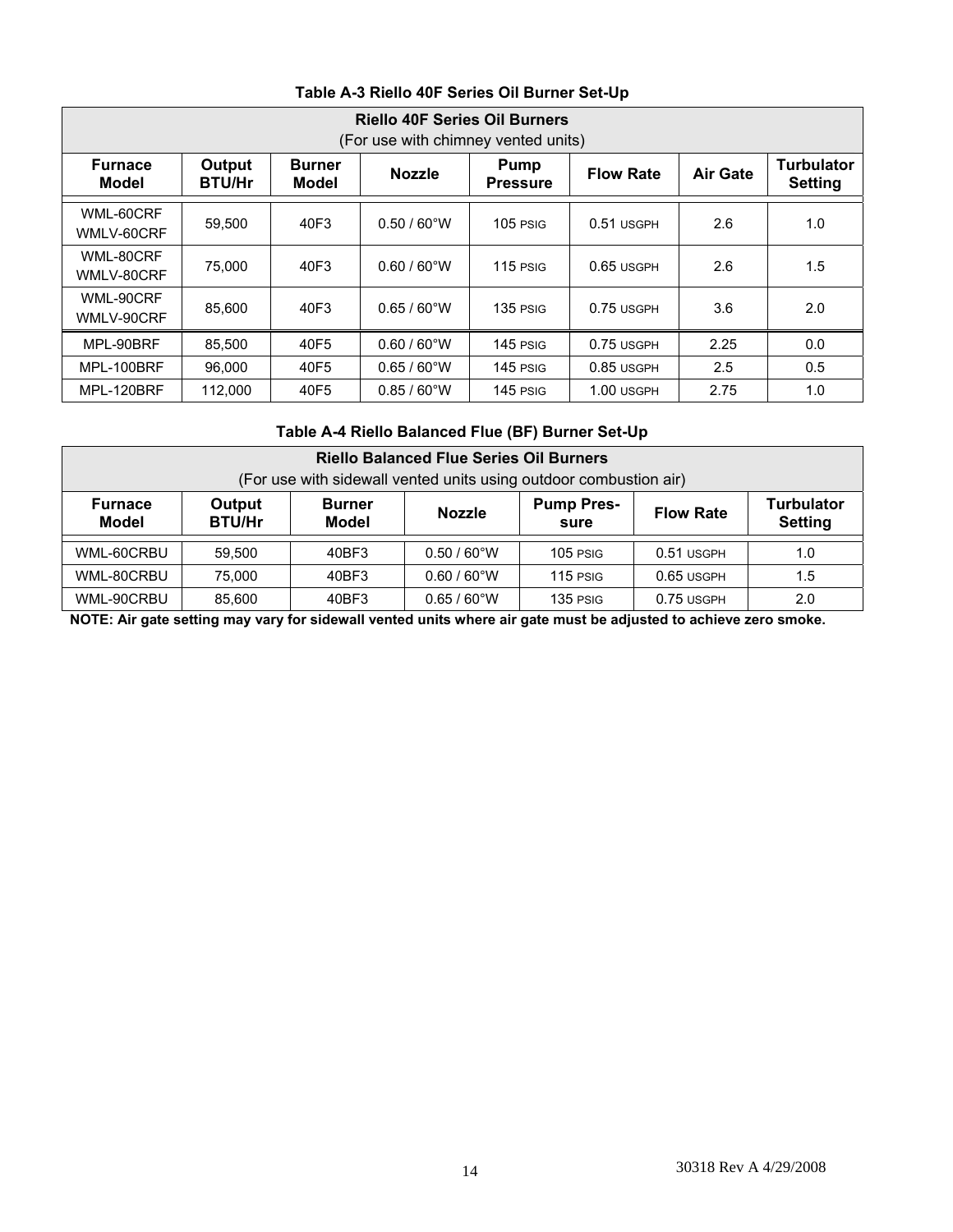**Table A-3 Riello 40F Series Oil Burner Set-Up**

| Riello 40F Series Oil Burners (For use with chimney vented units) | | | | | | | |
|---|---|---|---|---|---|---|---|
| **Furnace Model** | **Output BTU/Hr** | **Burner Model** | **Nozzle** | **Pump Pressure** | **Flow Rate** | **Air Gate** | **Turbulator Setting** |
| WML-60CRF WMLV-60CRF | 59,500 | 40F3 | 0.50 / 60°W | 105 PSIG | 0.51 USGPH | 2.6 | 1.0 |
| WML-80CRF WMLV-80CRF | 75,000 | 40F3 | 0.60 / 60°W | 115 PSIG | 0.65 USGPH | 2.6 | 1.5 |
| WML-90CRF WMLV-90CRF | 85,600 | 40F3 | 0.65 / 60°W | 135 PSIG | 0.75 USGPH | 3.6 | 2.0 |
| MPL-90BRF | 85,500 | 40F5 | 0.60 / 60°W | 145 PSIG | 0.75 USGPH | 2.25 | 0.0 |
| MPL-100BRF | 96,000 | 40F5 | 0.65 / 60°W | 145 PSIG | 0.85 USGPH | 2.5 | 0.5 |
| MPL-120BRF | 112,000 | 40F5 | 0.85 / 60°W | 145 PSIG | 1.00 USGPH | 2.75 | 1.0 |

**Table A-4 Riello Balanced Flue (BF) Burner Set-Up**

| Riello Balanced Flue Series Oil Burners (For use with sidewall vented units using outdoor combustion air) | | | | | | |
|---|---|---|---|---|---|---|
| **Furnace Model** | **Output BTU/Hr** | **Burner Model** | **Nozzle** | **Pump Pressure** | **Flow Rate** | **Turbulator Setting** |
| WML-60CRBU | 59,500 | 40BF3 | 0.50 / 60°W | 105 PSIG | 0.51 USGPH | 1.0 |
| WML-80CRBU | 75,000 | 40BF3 | 0.60 / 60°W | 115 PSIG | 0.65 USGPH | 1.5 |
| WML-90CRBU | 85,600 | 40BF3 | 0.65 / 60°W | 135 PSIG | 0.75 USGPH | 2.0 |

**NOTE: Air gate setting may vary for sidewall vented units where air gate must be adjusted to achieve zero smoke.**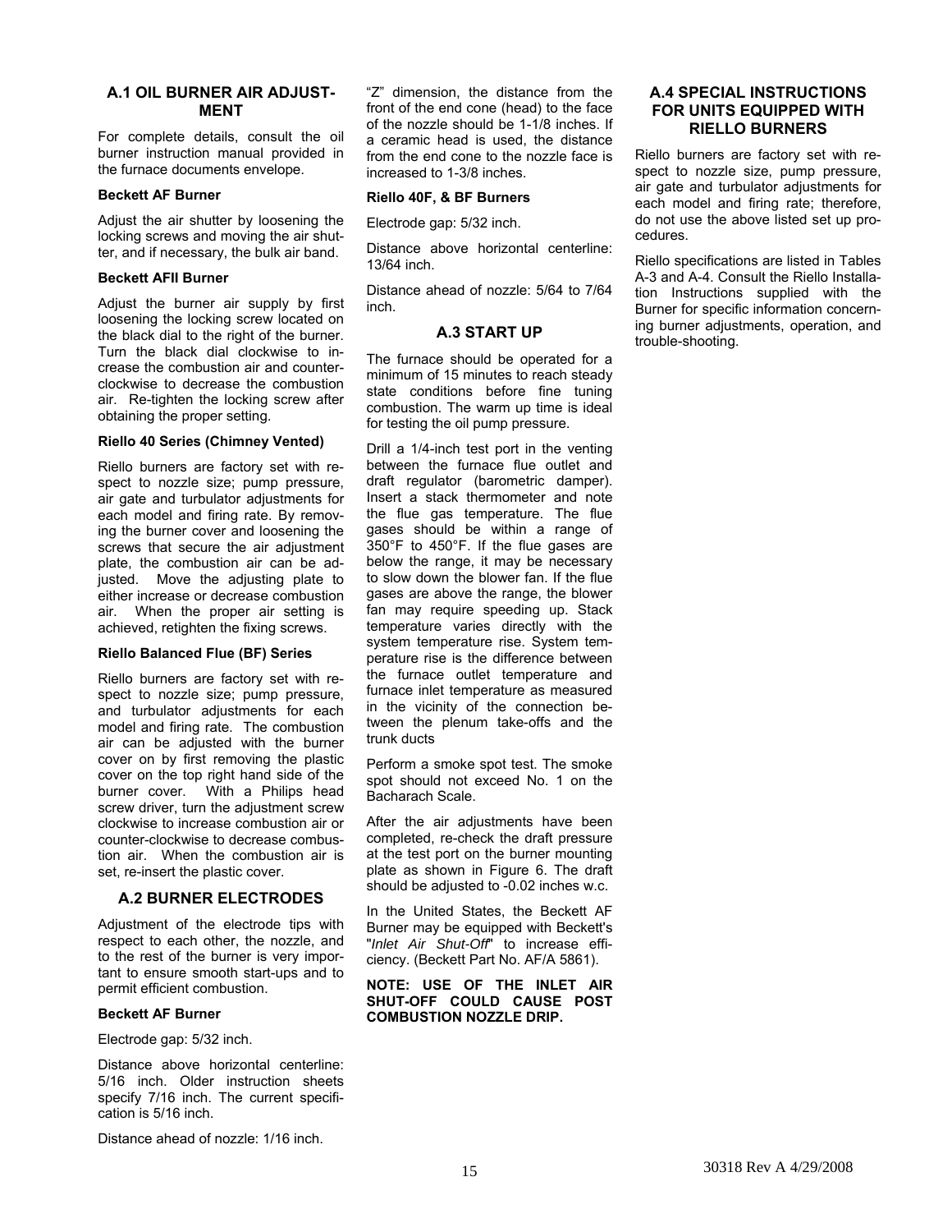## A.1 OIL BURNER AIR ADJUSTMENT

For complete details, consult the oil burner instruction manual provided in the furnace documents envelope.

**Beckett AF Burner**

Adjust the air shutter by loosening the locking screws and moving the air shutter, and if necessary, the bulk air band.

**Beckett AFII Burner**

Adjust the burner air supply by first loosening the locking screw located on the black dial to the right of the burner. Turn the black dial clockwise to increase the combustion air and counterclockwise to decrease the combustion air. Re-tighten the locking screw after obtaining the proper setting.

**Riello 40 Series (Chimney Vented)**

Riello burners are factory set with respect to nozzle size; pump pressure, air gate and turbulator adjustments for each model and firing rate. By removing the burner cover and loosening the screws that secure the air adjustment plate, the combustion air can be adjusted. Move the adjusting plate to either increase or decrease combustion air. When the proper air setting is achieved, retighten the fixing screws.

**Riello Balanced Flue (BF) Series**

Riello burners are factory set with respect to nozzle size; pump pressure, and turbulator adjustments for each model and firing rate. The combustion air can be adjusted with the burner cover on by first removing the plastic cover on the top right hand side of the burner cover. With a Philips head screw driver, turn the adjustment screw clockwise to increase combustion air or counter-clockwise to decrease combustion air. When the combustion air is set, re-insert the plastic cover.

## A.2 BURNER ELECTRODES

Adjustment of the electrode tips with respect to each other, the nozzle, and to the rest of the burner is very important to ensure smooth start-ups and to permit efficient combustion.

**Beckett AF Burner**

Electrode gap: 5/32 inch.

Distance above horizontal centerline: 5/16 inch. Older instruction sheets specify 7/16 inch. The current specification is 5/16 inch.

Distance ahead of nozzle: 1/16 inch.

"Z" dimension, the distance from the front of the end cone (head) to the face of the nozzle should be 1-1/8 inches. If a ceramic head is used, the distance from the end cone to the nozzle face is increased to 1-3/8 inches.

**Riello 40F, & BF Burners**

Electrode gap: 5/32 inch.

Distance above horizontal centerline: 13/64 inch.

Distance ahead of nozzle: 5/64 to 7/64 inch.

## A.3 START UP

The furnace should be operated for a minimum of 15 minutes to reach steady state conditions before fine tuning combustion. The warm up time is ideal for testing the oil pump pressure.

Drill a 1/4-inch test port in the venting between the furnace flue outlet and draft regulator (barometric damper). Insert a stack thermometer and note the flue gas temperature. The flue gases should be within a range of 350°F to 450°F. If the flue gases are below the range, it may be necessary to slow down the blower fan. If the flue gases are above the range, the blower fan may require speeding up. Stack temperature varies directly with the system temperature rise. System temperature rise is the difference between the furnace outlet temperature and furnace inlet temperature as measured in the vicinity of the connection between the plenum take-offs and the trunk ducts

Perform a smoke spot test. The smoke spot should not exceed No. 1 on the Bacharach Scale.

After the air adjustments have been completed, re-check the draft pressure at the test port on the burner mounting plate as shown in Figure 6. The draft should be adjusted to -0.02 inches w.c.

In the United States, the Beckett AF Burner may be equipped with Beckett's "*Inlet Air Shut-Off*" to increase efficiency. (Beckett Part No. AF/A 5861).

**NOTE: USE OF THE INLET AIR SHUT-OFF COULD CAUSE POST COMBUSTION NOZZLE DRIP.**

## A.4 SPECIAL INSTRUCTIONS FOR UNITS EQUIPPED WITH RIELLO BURNERS

Riello burners are factory set with respect to nozzle size, pump pressure, air gate and turbulator adjustments for each model and firing rate; therefore, do not use the above listed set up procedures.

Riello specifications are listed in Tables A-3 and A-4. Consult the Riello Installation Instructions supplied with the Burner for specific information concerning burner adjustments, operation, and trouble-shooting.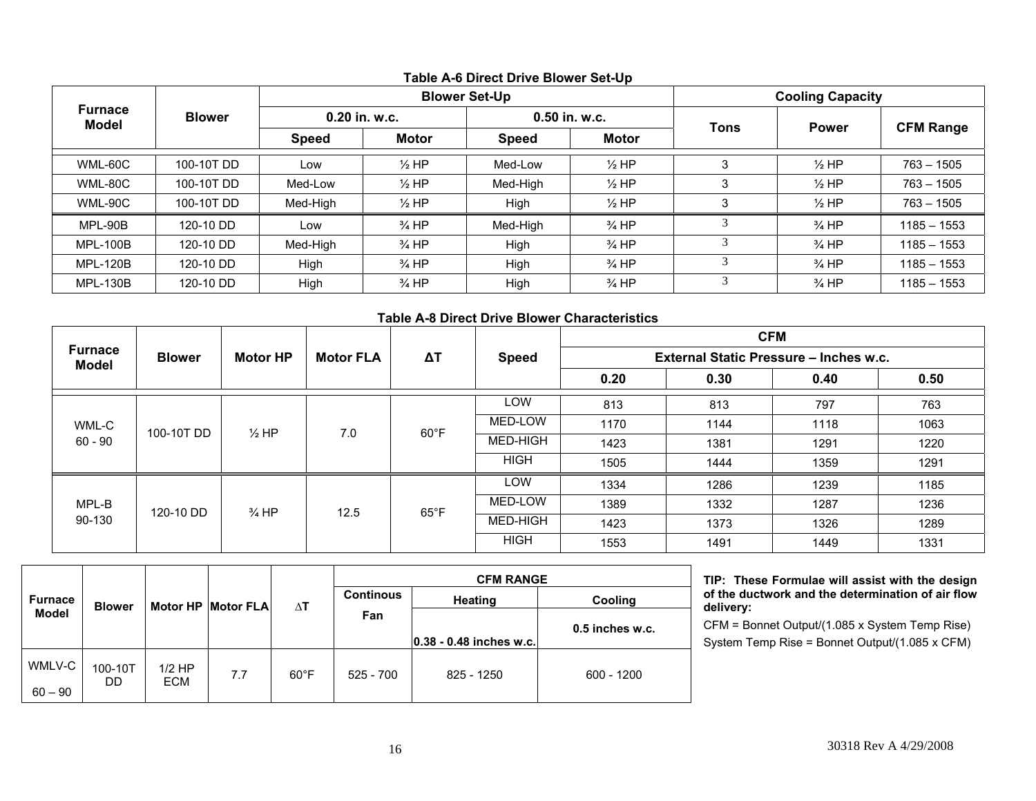**Table A-6 Direct Drive Blower Set-Up**

| Furnace Model | Blower | Blower Set-Up | | | | Cooling Capacity | | |
|---|---|---|---|---|---|---|---|---|
| | | 0.20 in. w.c. | | 0.50 in. w.c. | | Tons | Power | CFM Range |
| | | Speed | Motor | Speed | Motor | | | |
| WML-60C | 100-10T DD | Low | ½ HP | Med-Low | ½ HP | 3 | ½ HP | 763 – 1505 |
| WML-80C | 100-10T DD | Med-Low | ½ HP | Med-High | ½ HP | 3 | ½ HP | 763 – 1505 |
| WML-90C | 100-10T DD | Med-High | ½ HP | High | ½ HP | 3 | ½ HP | 763 – 1505 |
| MPL-90B | 120-10 DD | Low | ¾ HP | Med-High | ¾ HP | 3 | ¾ HP | 1185 – 1553 |
| MPL-100B | 120-10 DD | Med-High | ¾ HP | High | ¾ HP | 3 | ¾ HP | 1185 – 1553 |
| MPL-120B | 120-10 DD | High | ¾ HP | High | ¾ HP | 3 | ¾ HP | 1185 – 1553 |
| MPL-130B | 120-10 DD | High | ¾ HP | High | ¾ HP | 3 | ¾ HP | 1185 – 1553 |

**Table A-8 Direct Drive Blower Characteristics**

| Furnace Model | Blower | Motor HP | Motor FLA | ΔT | Speed | CFM | | | |
|---|---|---|---|---|---|---|---|---|---|
| | | | | | | External Static Pressure – Inches w.c. | | | |
| | | | | | | 0.20 | 0.30 | 0.40 | 0.50 |
| WML-C 60 - 90 | 100-10T DD | ½ HP | 7.0 | 60°F | LOW | 813 | 813 | 797 | 763 |
| | | | | | MED-LOW | 1170 | 1144 | 1118 | 1063 |
| | | | | | MED-HIGH | 1423 | 1381 | 1291 | 1220 |
| | | | | | HIGH | 1505 | 1444 | 1359 | 1291 |
| MPL-B 90-130 | 120-10 DD | ¾ HP | 12.5 | 65°F | LOW | 1334 | 1286 | 1239 | 1185 |
| | | | | | MED-LOW | 1389 | 1332 | 1287 | 1236 |
| | | | | | MED-HIGH | 1423 | 1373 | 1326 | 1289 |
| | | | | | HIGH | 1553 | 1491 | 1449 | 1331 |

| Furnace Model | Blower | Motor HP | Motor FLA | ΔT | CFM RANGE | | |
|---|---|---|---|---|---|---|---|
| | | | | | Continous Fan | Heating | Cooling |
| | | | | | | 0.38 - 0.48 inches w.c. | 0.5 inches w.c. |
| WMLV-C 60 – 90 | 100-10T DD | 1/2 HP ECM | 7.7 | 60°F | 525 - 700 | 825 - 1250 | 600 - 1200 |

**TIP: These Formulae will assist with the design of the ductwork and the determination of air flow delivery:**

CFM = Bonnet Output/(1.085 x System Temp Rise)

System Temp Rise = Bonnet Output/(1.085 x CFM)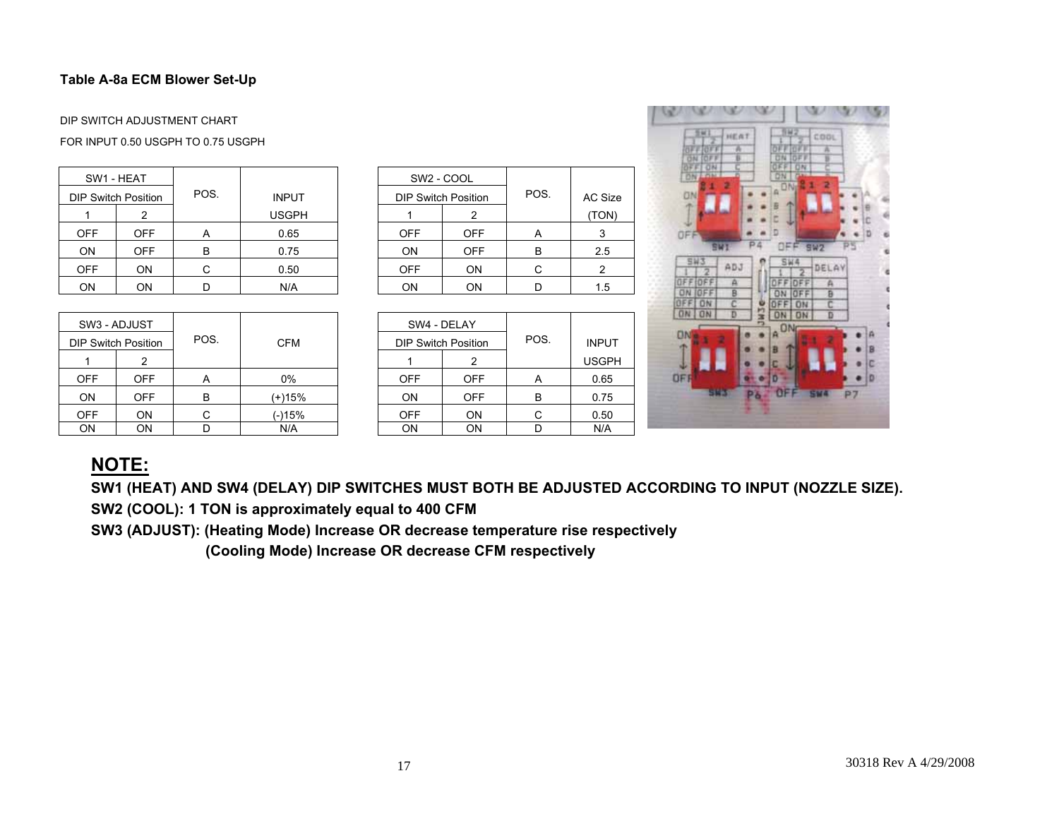**Table A-8a ECM Blower Set-Up**

DIP SWITCH ADJUSTMENT CHART

FOR INPUT 0.50 USGPH TO 0.75 USGPH

| SW1 - HEAT | | POS. | INPUT |
|---|---|---|---|
| DIP Switch Position | | | |
| 1 | 2 | | USGPH |
| OFF | OFF | A | 0.65 |
| ON | OFF | B | 0.75 |
| OFF | ON | C | 0.50 |
| ON | ON | D | N/A |

| SW2 - COOL | | POS. | AC Size |
|---|---|---|---|
| DIP Switch Position | | | |
| 1 | 2 | | (TON) |
| OFF | OFF | A | 3 |
| ON | OFF | B | 2.5 |
| OFF | ON | C | 2 |
| ON | ON | D | 1.5 |

| SW3 - ADJUST | | POS. | CFM |
|---|---|---|---|
| DIP Switch Position | | | |
| 1 | 2 | | |
| OFF | OFF | A | 0% |
| ON | OFF | B | (+)15% |
| OFF | ON | C | (-)15% |
| ON | ON | D | N/A |

| SW4 - DELAY | | POS. | INPUT |
|---|---|---|---|
| DIP Switch Position | | | |
| 1 | 2 | | USGPH |
| OFF | OFF | A | 0.65 |
| ON | OFF | B | 0.75 |
| OFF | ON | C | 0.50 |
| ON | ON | D | N/A |

## NOTE:

**SW1 (HEAT) AND SW4 (DELAY) DIP SWITCHES MUST BOTH BE ADJUSTED ACCORDING TO INPUT (NOZZLE SIZE).**

**SW2 (COOL): 1 TON is approximately equal to 400 CFM**

**SW3 (ADJUST): (Heating Mode) Increase OR decrease temperature rise respectively**

**(Cooling Mode) Increase OR decrease CFM respectively**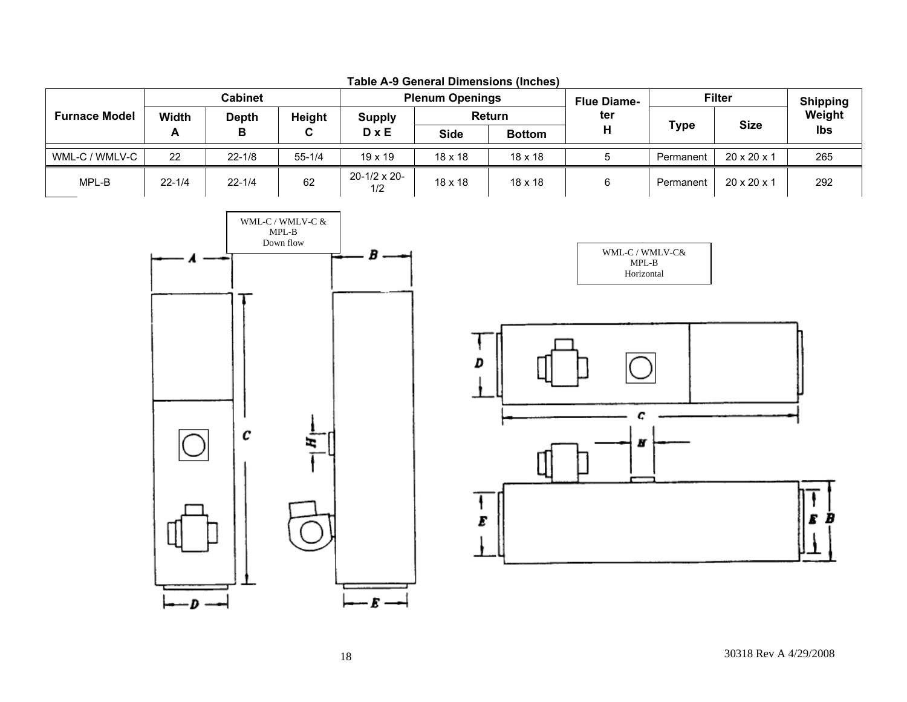**Table A-9 General Dimensions (Inches)**

| Furnace Model | Cabinet | | | Plenum Openings | | | Flue Diameter | Filter | | Shipping Weight |
|---|---|---|---|---|---|---|---|---|---|---|
| | Width | Depth | Height | Supply | Return | | | Type | Size | lbs |
| | A | B | C | D x E | Side | Bottom | H | | | |
| WML-C / WMLV-C | 22 | 22-1/8 | 55-1/4 | 19 x 19 | 18 x 18 | 18 x 18 | 5 | Permanent | 20 x 20 x 1 | 265 |
| MPL-B | 22-1/4 | 22-1/4 | 62 | 20-1/2 x 20-1/2 | 18 x 18 | 18 x 18 | 6 | Permanent | 20 x 20 x 1 | 292 |

WML-C / WMLV-C & MPL-B Down flow

WML-C / WMLV-C& MPL-B Horizontal

30318 Rev A 4/29/2008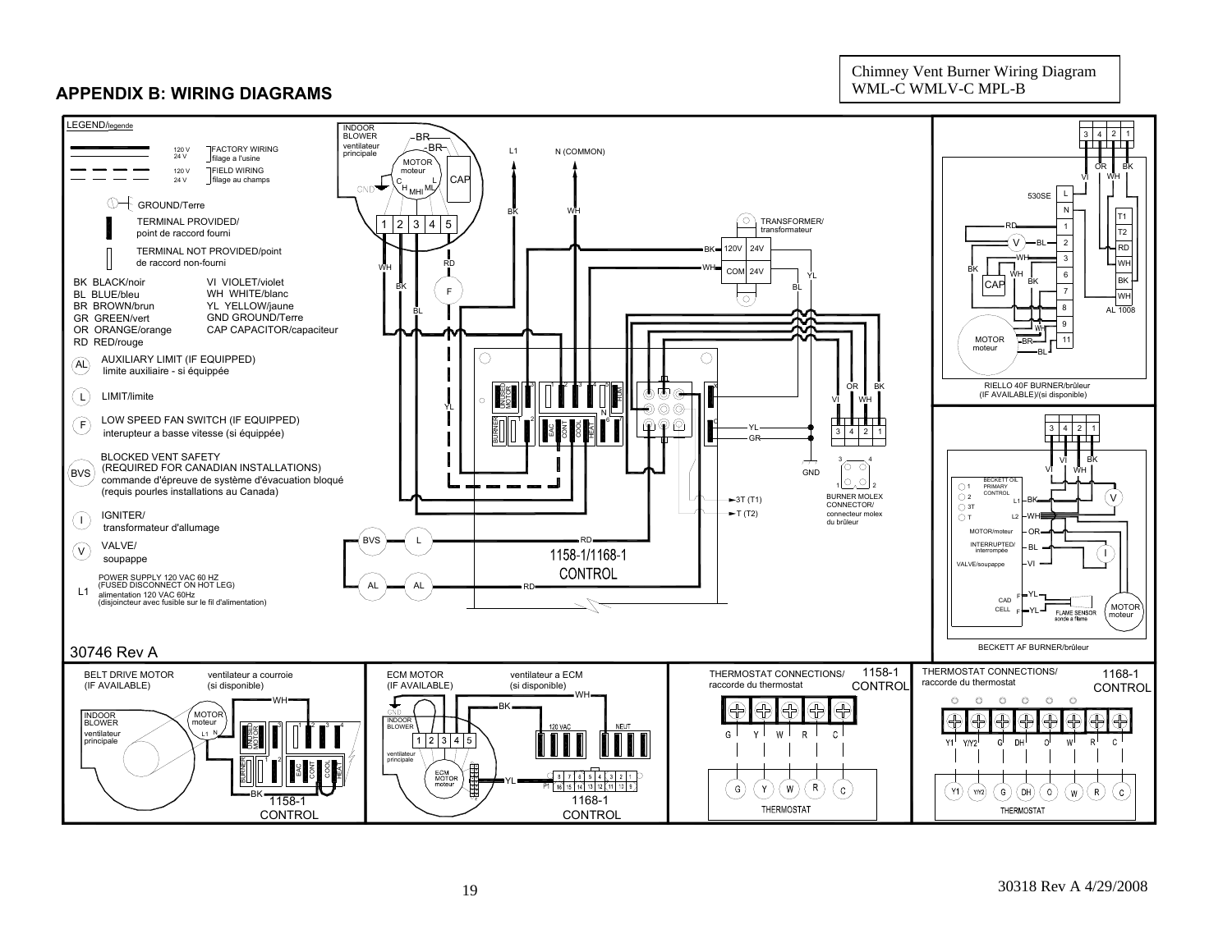## APPENDIX B: WIRING DIAGRAMS

Chimney Vent Burner Wiring Diagram
WML-C WMLV-C MPL-B

**LEGEND/legende**

- 120 V / 24 V — FACTORY WIRING / filage a l'usine
- 120 V / 24 V — FIELD WIRING / filage au champs
- GROUND/Terre
- TERMINAL PROVIDED/ point de raccord fourni
- TERMINAL NOT PROVIDED/point de raccord non-fourni

| | |
|---|---|
| BK BLACK/noir | VI VIOLET/violet |
| BL BLUE/bleu | WH WHITE/blanc |
| BR BROWN/brun | YL YELLOW/jaune |
| GR GREEN/vert | GND GROUND/Terre |
| OR ORANGE/orange | CAP CAPACITOR/capaciteur |
| RD RED/rouge | |

- AL — AUXILIARY LIMIT (IF EQUIPPED) / limite auxiliaire - si équipée
- L — LIMIT/limite
- F — LOW SPEED FAN SWITCH (IF EQUIPPED) / interupteur a basse vitesse (si équippée)
- BVS — BLOCKED VENT SAFETY (REQUIRED FOR CANADIAN INSTALLATIONS) / commande d'épreuve de système d'évacuation bloqué (requis pourles installations au Canada)
- I — IGNITER/ transformateur d'allumage
- V — VALVE/ soupappe
- L1 — POWER SUPPLY 120 VAC 60 HZ (FUSED DISCONNECT ON HOT LEG) / alimentation 120 VAC 60Hz (disjoincteur avec fusible sur le fil d'alimentation)

30746 Rev A

Main diagram labels: INDOOR BLOWER / ventilateur principale; MOTOR moteur; CAP; GND; L1; N (COMMON); TRANSFORMER/ transformateur (120V, 24V, COM, 24V); 1158-1/1168-1 CONTROL; BURNER MOLEX CONNECTOR/ connecteur molex du brûleur; 3T (T1); T (T2); BVS; L; AL; GND.

RIELLO 40F BURNER/brûleur (IF AVAILABLE)/(si disponible) — 530SE; AL 1008; MOTOR moteur; CAP; V.

BECKETT AF BURNER/brûleur — BECKETT OIL PRIMARY CONTROL; MOTOR/moteur; INTERRUPTED/ interrompée; VALVE/soupappe; CAD CELL; FLAME SENSOR sonde a flame; MOTOR moteur.

BELT DRIVE MOTOR (IF AVAILABLE) — ventilateur a courroie (si disponible) — INDOOR BLOWER ventilateur principale; MOTOR moteur; 1158-1 CONTROL

ECM MOTOR (IF AVAILABLE) — ventilateur a ECM (si disponible) — INDOOR BLOWER ventilateur principale; ECM MOTOR moteur; 120 VAC; NEUT; 1168-1 CONTROL

THERMOSTAT CONNECTIONS/ raccorde du thermostat — 1158-1 CONTROL — G Y W R C — THERMOSTAT

THERMOSTAT CONNECTIONS/ raccorde du thermostat — 1168-1 CONTROL — Y1 Y/Y2 G DH O W R C — THERMOSTAT

30318 Rev A 4/29/2008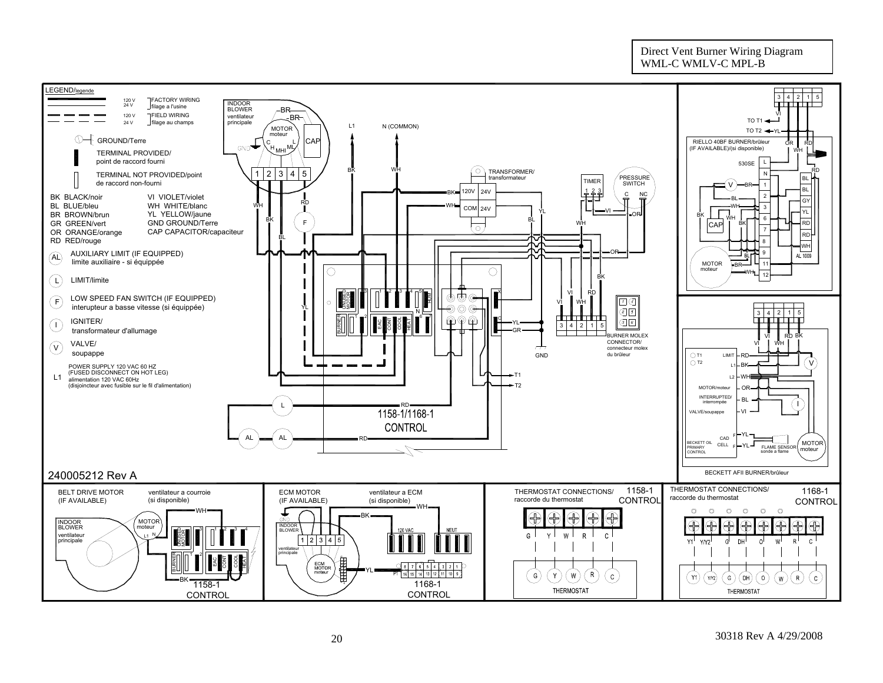# Direct Vent Burner Wiring Diagram
## WML-C WMLV-C MPL-B

**LEGEND/legende**

- 120 V / 24 V — FACTORY WIRING / filage a l'usine
- 120 V / 24 V — FIELD WIRING / filage au champs
- GROUND/Terre
- TERMINAL PROVIDED/ point de raccord fourni
- TERMINAL NOT PROVIDED/point de raccord non-fourni

| | |
|---|---|
| BK BLACK/noir | VI VIOLET/violet |
| BL BLUE/bleu | WH WHITE/blanc |
| BR BROWN/brun | YL YELLOW/jaune |
| GR GREEN/vert | GND GROUND/Terre |
| OR ORANGE/orange | CAP CAPACITOR/capaciteur |
| RD RED/rouge | |

- (AL) AUXILIARY LIMIT (IF EQUIPPED) limite auxiliaire - si équippée
- (L) LIMIT/limite
- (F) LOW SPEED FAN SWITCH (IF EQUIPPED) interupteur a basse vitesse (si équippée)
- (I) IGNITER/ transformateur d'allumage
- (V) VALVE/ soupappe
- L1 POWER SUPPLY 120 VAC 60 HZ (FUSED DISCONNECT ON HOT LEG) alimentation 120 VAC 60Hz (disjoincteur avec fusible sur le fil d'alimentation)

1158-1/1168-1 CONTROL

RIELLO 40BF BURNER/brûleur (IF AVAILABLE)/(si disponible)

BECKETT AFII BURNER/brûleur

BURNER MOLEX CONNECTOR/ connecteur molex du brûleur

240005212 Rev A

BELT DRIVE MOTOR (IF AVAILABLE) — ventilateur a courroie (si disponible) — 1158-1 CONTROL

ECM MOTOR (IF AVAILABLE) — ventilateur a ECM (si disponible) — 1168-1 CONTROL

THERMOSTAT CONNECTIONS/ raccorde du thermostat — 1158-1 CONTROL: G, Y, W, R, C

THERMOSTAT CONNECTIONS/ raccorde du thermostat — 1168-1 CONTROL: Y1, Y/Y2, G, DH, O, W, R, C

30318 Rev A 4/29/2008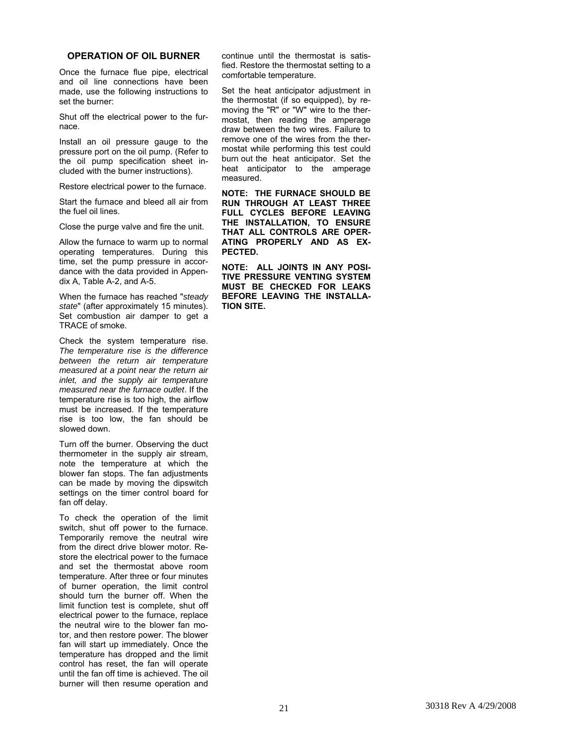## OPERATION OF OIL BURNER

Once the furnace flue pipe, electrical and oil line connections have been made, use the following instructions to set the burner:

Shut off the electrical power to the furnace.

Install an oil pressure gauge to the pressure port on the oil pump. (Refer to the oil pump specification sheet included with the burner instructions).

Restore electrical power to the furnace.

Start the furnace and bleed all air from the fuel oil lines.

Close the purge valve and fire the unit.

Allow the furnace to warm up to normal operating temperatures. During this time, set the pump pressure in accordance with the data provided in Appendix A, Table A-2, and A-5.

When the furnace has reached "*steady state*" (after approximately 15 minutes). Set combustion air damper to get a TRACE of smoke.

Check the system temperature rise. *The temperature rise is the difference between the return air temperature measured at a point near the return air inlet, and the supply air temperature measured near the furnace outlet*. If the temperature rise is too high, the airflow must be increased. If the temperature rise is too low, the fan should be slowed down.

Turn off the burner. Observing the duct thermometer in the supply air stream, note the temperature at which the blower fan stops. The fan adjustments can be made by moving the dipswitch settings on the timer control board for fan off delay.

To check the operation of the limit switch, shut off power to the furnace. Temporarily remove the neutral wire from the direct drive blower motor. Restore the electrical power to the furnace and set the thermostat above room temperature. After three or four minutes of burner operation, the limit control should turn the burner off. When the limit function test is complete, shut off electrical power to the furnace, replace the neutral wire to the blower fan motor, and then restore power. The blower fan will start up immediately. Once the temperature has dropped and the limit control has reset, the fan will operate until the fan off time is achieved. The oil burner will then resume operation and continue until the thermostat is satisfied. Restore the thermostat setting to a comfortable temperature.

Set the heat anticipator adjustment in the thermostat (if so equipped), by removing the "R" or "W" wire to the thermostat, then reading the amperage draw between the two wires. Failure to remove one of the wires from the thermostat while performing this test could burn out the heat anticipator. Set the heat anticipator to the amperage measured.

**NOTE: THE FURNACE SHOULD BE RUN THROUGH AT LEAST THREE FULL CYCLES BEFORE LEAVING THE INSTALLATION, TO ENSURE THAT ALL CONTROLS ARE OPERATING PROPERLY AND AS EXPECTED.**

**NOTE: ALL JOINTS IN ANY POSITIVE PRESSURE VENTING SYSTEM MUST BE CHECKED FOR LEAKS BEFORE LEAVING THE INSTALLATION SITE.**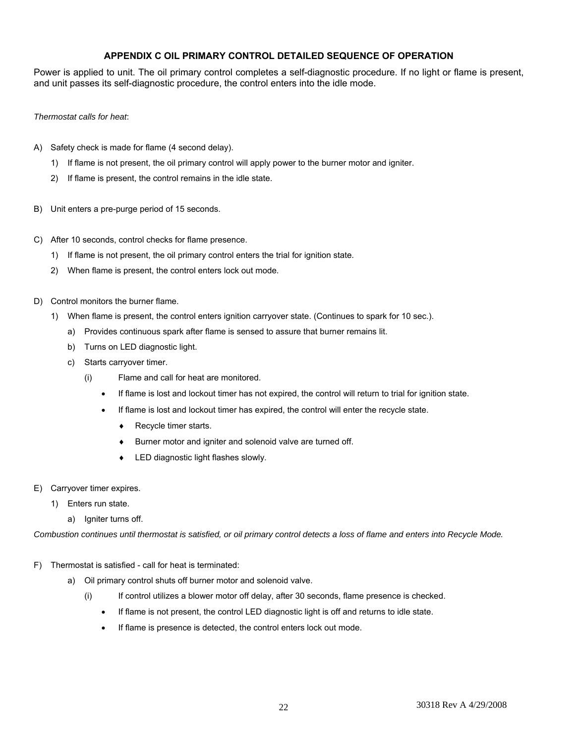## APPENDIX C OIL PRIMARY CONTROL DETAILED SEQUENCE OF OPERATION

Power is applied to unit. The oil primary control completes a self-diagnostic procedure. If no light or flame is present, and unit passes its self-diagnostic procedure, the control enters into the idle mode.

*Thermostat calls for heat*:

A) Safety check is made for flame (4 second delay).

   1) If flame is not present, the oil primary control will apply power to the burner motor and igniter.
   2) If flame is present, the control remains in the idle state.

B) Unit enters a pre-purge period of 15 seconds.

C) After 10 seconds, control checks for flame presence.

   1) If flame is not present, the oil primary control enters the trial for ignition state.
   2) When flame is present, the control enters lock out mode.

D) Control monitors the burner flame.

   1) When flame is present, the control enters ignition carryover state. (Continues to spark for 10 sec.).
      a) Provides continuous spark after flame is sensed to assure that burner remains lit.
      b) Turns on LED diagnostic light.
      c) Starts carryover timer.
         (i) Flame and call for heat are monitored.
            - If flame is lost and lockout timer has not expired, the control will return to trial for ignition state.
            - If flame is lost and lockout timer has expired, the control will enter the recycle state.
               - ♦ Recycle timer starts.
               - ♦ Burner motor and igniter and solenoid valve are turned off.
               - ♦ LED diagnostic light flashes slowly.

E) Carryover timer expires.

   1) Enters run state.
      a) Igniter turns off.

*Combustion continues until thermostat is satisfied, or oil primary control detects a loss of flame and enters into Recycle Mode.*

F) Thermostat is satisfied - call for heat is terminated:

   a) Oil primary control shuts off burner motor and solenoid valve.
      (i) If control utilizes a blower motor off delay, after 30 seconds, flame presence is checked.
         - If flame is not present, the control LED diagnostic light is off and returns to idle state.
         - If flame is presence is detected, the control enters lock out mode.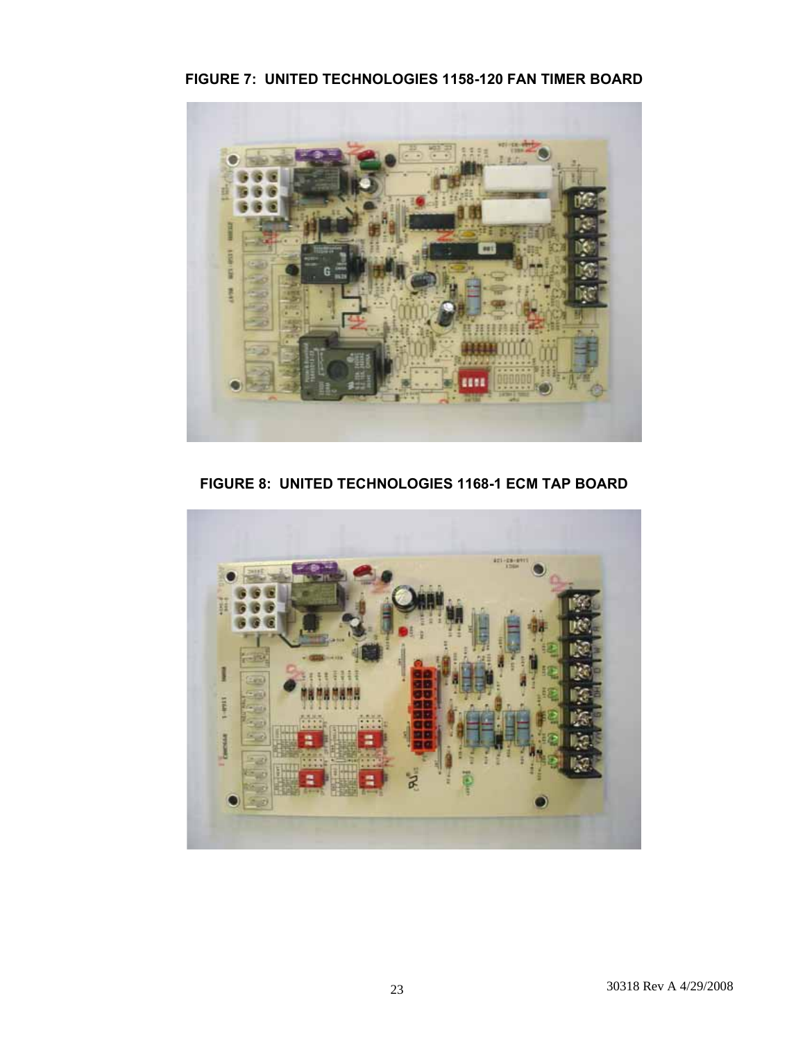**FIGURE 7: UNITED TECHNOLOGIES 1158-120 FAN TIMER BOARD**

**FIGURE 8: UNITED TECHNOLOGIES 1168-1 ECM TAP BOARD**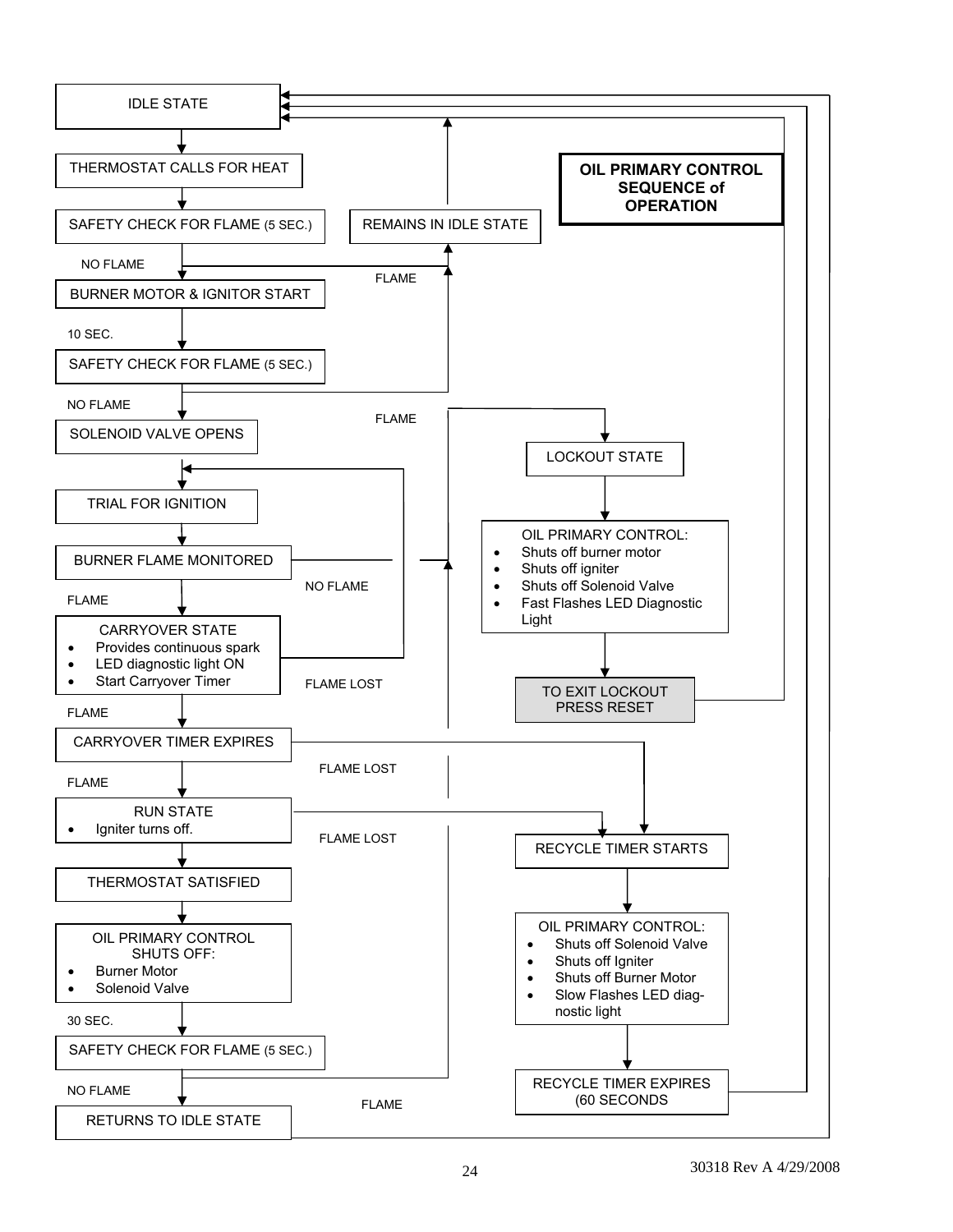# OIL PRIMARY CONTROL SEQUENCE of OPERATION

IDLE STATE

THERMOSTAT CALLS FOR HEAT

SAFETY CHECK FOR FLAME (5 SEC.)

NO FLAME

BURNER MOTOR & IGNITOR START

10 SEC.

SAFETY CHECK FOR FLAME (5 SEC.)

NO FLAME

SOLENOID VALVE OPENS

TRIAL FOR IGNITION

BURNER FLAME MONITORED

FLAME

CARRYOVER STATE

- Provides continuous spark
- LED diagnostic light ON
- Start Carryover Timer

FLAME

CARRYOVER TIMER EXPIRES

FLAME

RUN STATE

- Igniter turns off.

THERMOSTAT SATISFIED

OIL PRIMARY CONTROL SHUTS OFF:

- Burner Motor
- Solenoid Valve

30 SEC.

SAFETY CHECK FOR FLAME (5 SEC.)

NO FLAME

RETURNS TO IDLE STATE

FLAME

REMAINS IN IDLE STATE

FLAME

NO FLAME

FLAME LOST

FLAME LOST

FLAME LOST

LOCKOUT STATE

OIL PRIMARY CONTROL:

- Shuts off burner motor
- Shuts off igniter
- Shuts off Solenoid Valve
- Fast Flashes LED Diagnostic Light

TO EXIT LOCKOUT PRESS RESET

RECYCLE TIMER STARTS

OIL PRIMARY CONTROL:

- Shuts off Solenoid Valve
- Shuts off Igniter
- Shuts off Burner Motor
- Slow Flashes LED diagnostic light

RECYCLE TIMER EXPIRES (60 SECONDS

30318 Rev A 4/29/2008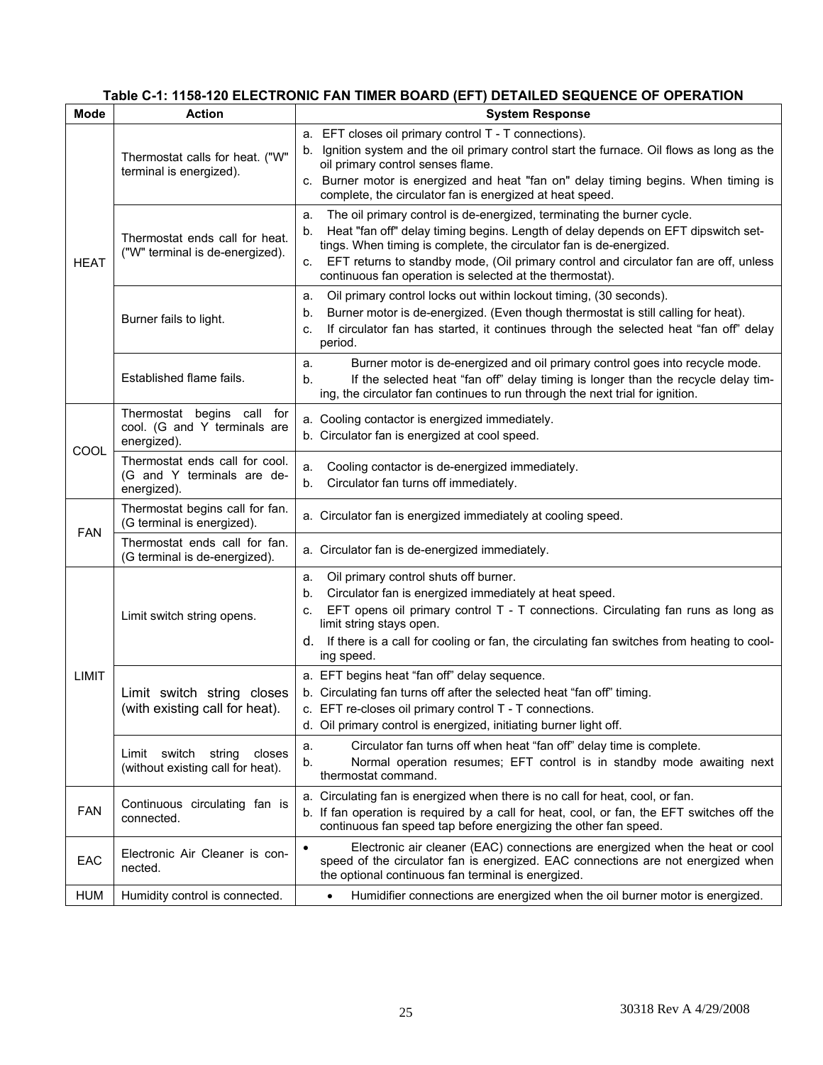**Table C-1: 1158-120 ELECTRONIC FAN TIMER BOARD (EFT) DETAILED SEQUENCE OF OPERATION**

| Mode | Action | System Response |
|---|---|---|
| HEAT | Thermostat calls for heat. ("W" terminal is energized). | a. EFT closes oil primary control T - T connections).<br>b. Ignition system and the oil primary control start the furnace. Oil flows as long as the oil primary control senses flame.<br>c. Burner motor is energized and heat "fan on" delay timing begins. When timing is complete, the circulator fan is energized at heat speed. |
| | Thermostat ends call for heat. ("W" terminal is de-energized). | a. The oil primary control is de-energized, terminating the burner cycle.<br>b. Heat "fan off" delay timing begins. Length of delay depends on EFT dipswitch settings. When timing is complete, the circulator fan is de-energized.<br>c. EFT returns to standby mode, (Oil primary control and circulator fan are off, unless continuous fan operation is selected at the thermostat). |
| | Burner fails to light. | a. Oil primary control locks out within lockout timing, (30 seconds).<br>b. Burner motor is de-energized. (Even though thermostat is still calling for heat).<br>c. If circulator fan has started, it continues through the selected heat "fan off" delay period. |
| | Established flame fails. | a. Burner motor is de-energized and oil primary control goes into recycle mode.<br>b. If the selected heat "fan off" delay timing is longer than the recycle delay timing, the circulator fan continues to run through the next trial for ignition. |
| COOL | Thermostat begins call for cool. (G and Y terminals are energized). | a. Cooling contactor is energized immediately.<br>b. Circulator fan is energized at cool speed. |
| | Thermostat ends call for cool. (G and Y terminals are de-energized). | a. Cooling contactor is de-energized immediately.<br>b. Circulator fan turns off immediately. |
| FAN | Thermostat begins call for fan. (G terminal is energized). | a. Circulator fan is energized immediately at cooling speed. |
| | Thermostat ends call for fan. (G terminal is de-energized). | a. Circulator fan is de-energized immediately. |
| LIMIT | Limit switch string opens. | a. Oil primary control shuts off burner.<br>b. Circulator fan is energized immediately at heat speed.<br>c. EFT opens oil primary control T - T connections. Circulating fan runs as long as limit string stays open.<br>d. If there is a call for cooling or fan, the circulating fan switches from heating to cooling speed. |
| | Limit switch string closes (with existing call for heat). | a. EFT begins heat "fan off" delay sequence.<br>b. Circulating fan turns off after the selected heat "fan off" timing.<br>c. EFT re-closes oil primary control T - T connections.<br>d. Oil primary control is energized, initiating burner light off. |
| | Limit switch string closes (without existing call for heat). | a. Circulator fan turns off when heat "fan off" delay time is complete.<br>b. Normal operation resumes; EFT control is in standby mode awaiting next thermostat command. |
| FAN | Continuous circulating fan is connected. | a. Circulating fan is energized when there is no call for heat, cool, or fan.<br>b. If fan operation is required by a call for heat, cool, or fan, the EFT switches off the continuous fan speed tap before energizing the other fan speed. |
| EAC | Electronic Air Cleaner is connected. | • Electronic air cleaner (EAC) connections are energized when the heat or cool speed of the circulator fan is energized. EAC connections are not energized when the optional continuous fan terminal is energized. |
| HUM | Humidity control is connected. | • Humidifier connections are energized when the oil burner motor is energized. |

30318 Rev A 4/29/2008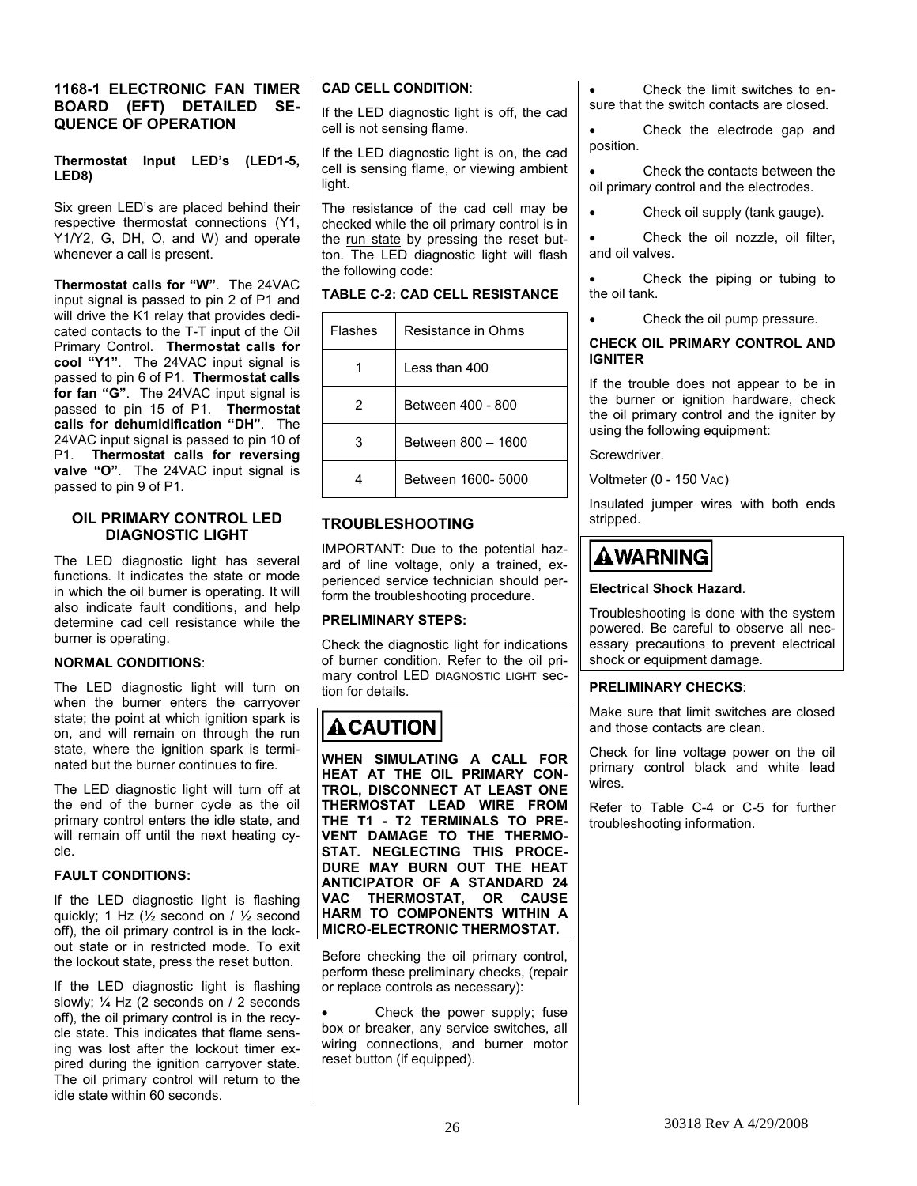## 1168-1 ELECTRONIC FAN TIMER BOARD (EFT) DETAILED SEQUENCE OF OPERATION

**Thermostat Input LED's (LED1-5, LED8)**

Six green LED's are placed behind their respective thermostat connections (Y1, Y1/Y2, G, DH, O, and W) and operate whenever a call is present.

**Thermostat calls for "W"**. The 24VAC input signal is passed to pin 2 of P1 and will drive the K1 relay that provides dedicated contacts to the T-T input of the Oil Primary Control. **Thermostat calls for cool "Y1"**. The 24VAC input signal is passed to pin 6 of P1. **Thermostat calls for fan "G"**. The 24VAC input signal is passed to pin 15 of P1. **Thermostat calls for dehumidification "DH"**. The 24VAC input signal is passed to pin 10 of P1. **Thermostat calls for reversing valve "O"**. The 24VAC input signal is passed to pin 9 of P1.

### OIL PRIMARY CONTROL LED DIAGNOSTIC LIGHT

The LED diagnostic light has several functions. It indicates the state or mode in which the oil burner is operating. It will also indicate fault conditions, and help determine cad cell resistance while the burner is operating.

**NORMAL CONDITIONS**:

The LED diagnostic light will turn on when the burner enters the carryover state; the point at which ignition spark is on, and will remain on through the run state, where the ignition spark is terminated but the burner continues to fire.

The LED diagnostic light will turn off at the end of the burner cycle as the oil primary control enters the idle state, and will remain off until the next heating cycle.

**FAULT CONDITIONS:**

If the LED diagnostic light is flashing quickly; 1 Hz (½ second on / ½ second off), the oil primary control is in the lockout state or in restricted mode. To exit the lockout state, press the reset button.

If the LED diagnostic light is flashing slowly; ¼ Hz (2 seconds on / 2 seconds off), the oil primary control is in the recycle state. This indicates that flame sensing was lost after the lockout timer expired during the ignition carryover state. The oil primary control will return to the idle state within 60 seconds.

**CAD CELL CONDITION**:

If the LED diagnostic light is off, the cad cell is not sensing flame.

If the LED diagnostic light is on, the cad cell is sensing flame, or viewing ambient light.

The resistance of the cad cell may be checked while the oil primary control is in the run state by pressing the reset button. The LED diagnostic light will flash the following code:

**TABLE C-2: CAD CELL RESISTANCE**

| Flashes | Resistance in Ohms |
|---|---|
| 1 | Less than 400 |
| 2 | Between 400 - 800 |
| 3 | Between 800 – 1600 |
| 4 | Between 1600- 5000 |

## TROUBLESHOOTING

IMPORTANT: Due to the potential hazard of line voltage, only a trained, experienced service technician should perform the troubleshooting procedure.

**PRELIMINARY STEPS:**

Check the diagnostic light for indications of burner condition. Refer to the oil primary control LED DIAGNOSTIC LIGHT section for details.

**⚠CAUTION**

**WHEN SIMULATING A CALL FOR HEAT AT THE OIL PRIMARY CONTROL, DISCONNECT AT LEAST ONE THERMOSTAT LEAD WIRE FROM THE T1 - T2 TERMINALS TO PREVENT DAMAGE TO THE THERMOSTAT. NEGLECTING THIS PROCEDURE MAY BURN OUT THE HEAT ANTICIPATOR OF A STANDARD 24 VAC THERMOSTAT, OR CAUSE HARM TO COMPONENTS WITHIN A MICRO-ELECTRONIC THERMOSTAT.**

Before checking the oil primary control, perform these preliminary checks, (repair or replace controls as necessary):

- Check the power supply; fuse box or breaker, any service switches, all wiring connections, and burner motor reset button (if equipped).
- Check the limit switches to ensure that the switch contacts are closed.
- Check the electrode gap and position.
- Check the contacts between the oil primary control and the electrodes.
- Check oil supply (tank gauge).
- Check the oil nozzle, oil filter, and oil valves.
- Check the piping or tubing to the oil tank.
- Check the oil pump pressure.

**CHECK OIL PRIMARY CONTROL AND IGNITER**

If the trouble does not appear to be in the burner or ignition hardware, check the oil primary control and the igniter by using the following equipment:

Screwdriver.

Voltmeter (0 - 150 VAC)

Insulated jumper wires with both ends stripped.

**⚠WARNING**

**Electrical Shock Hazard**.

Troubleshooting is done with the system powered. Be careful to observe all necessary precautions to prevent electrical shock or equipment damage.

**PRELIMINARY CHECKS**:

Make sure that limit switches are closed and those contacts are clean.

Check for line voltage power on the oil primary control black and white lead wires.

Refer to Table C-4 or C-5 for further troubleshooting information.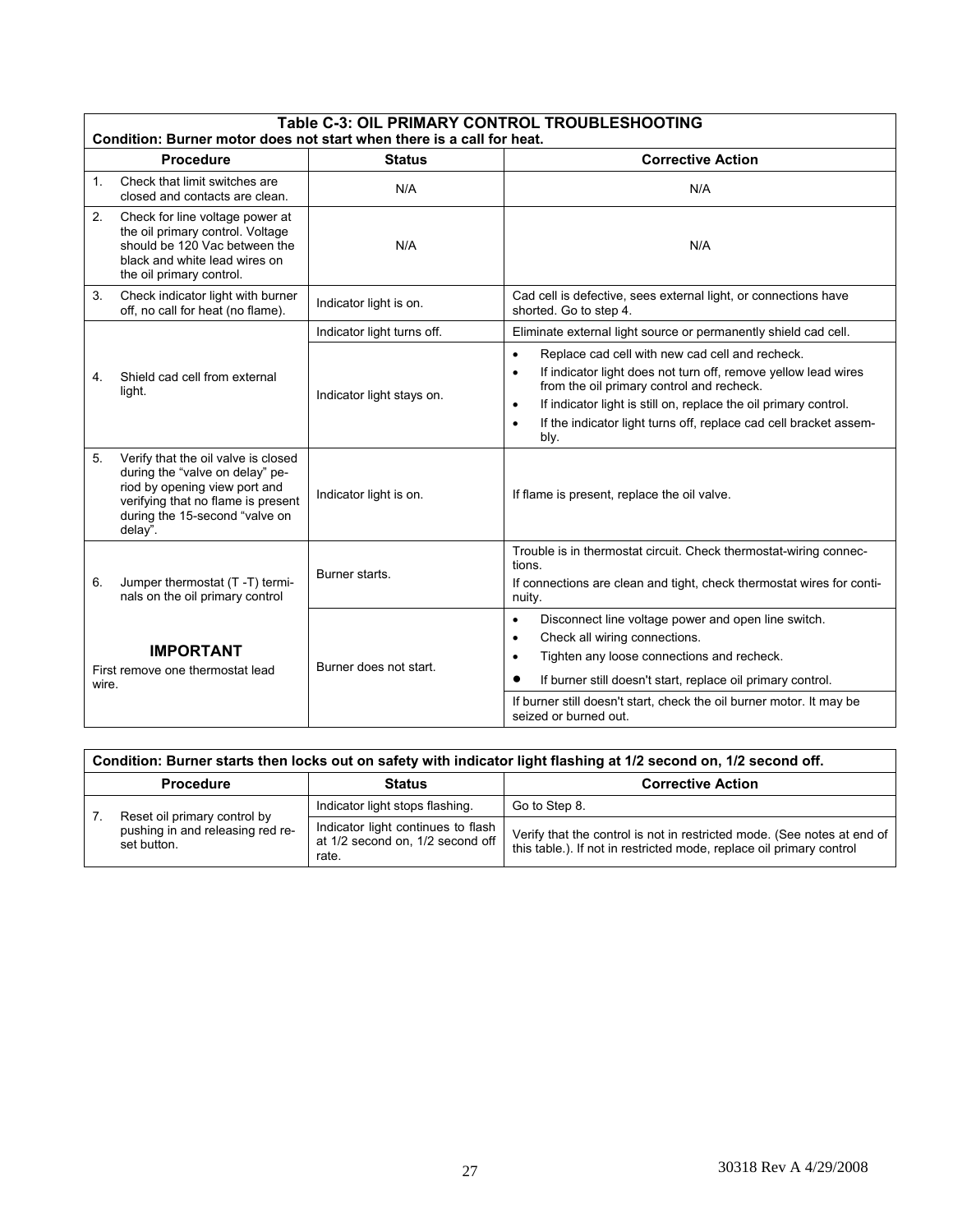**Table C-3: OIL PRIMARY CONTROL TROUBLESHOOTING**

**Condition: Burner motor does not start when there is a call for heat.**

| Procedure | Status | Corrective Action |
|---|---|---|
| 1. Check that limit switches are closed and contacts are clean. | N/A | N/A |
| 2. Check for line voltage power at the oil primary control. Voltage should be 120 Vac between the black and white lead wires on the oil primary control. | N/A | N/A |
| 3. Check indicator light with burner off, no call for heat (no flame). | Indicator light is on. | Cad cell is defective, sees external light, or connections have shorted. Go to step 4. |
| 4. Shield cad cell from external light. | Indicator light turns off. | Eliminate external light source or permanently shield cad cell. |
| | Indicator light stays on. | • Replace cad cell with new cad cell and recheck.<br>• If indicator light does not turn off, remove yellow lead wires from the oil primary control and recheck.<br>• If indicator light is still on, replace the oil primary control.<br>• If the indicator light turns off, replace cad cell bracket assembly. |
| 5. Verify that the oil valve is closed during the "valve on delay" period by opening view port and verifying that no flame is present during the 15-second "valve on delay". | Indicator light is on. | If flame is present, replace the oil valve. |
| 6. Jumper thermostat (T -T) terminals on the oil primary control<br><br>**IMPORTANT**<br>First remove one thermostat lead wire. | Burner starts. | Trouble is in thermostat circuit. Check thermostat-wiring connections.<br>If connections are clean and tight, check thermostat wires for continuity. |
| | Burner does not start. | • Disconnect line voltage power and open line switch.<br>• Check all wiring connections.<br>• Tighten any loose connections and recheck.<br>• If burner still doesn't start, replace oil primary control.<br><br>If burner still doesn't start, check the oil burner motor. It may be seized or burned out. |

**Condition: Burner starts then locks out on safety with indicator light flashing at 1/2 second on, 1/2 second off.**

| Procedure | Status | Corrective Action |
|---|---|---|
| 7. Reset oil primary control by pushing in and releasing red reset button. | Indicator light stops flashing. | Go to Step 8. |
| | Indicator light continues to flash at 1/2 second on, 1/2 second off rate. | Verify that the control is not in restricted mode. (See notes at end of this table.). If not in restricted mode, replace oil primary control |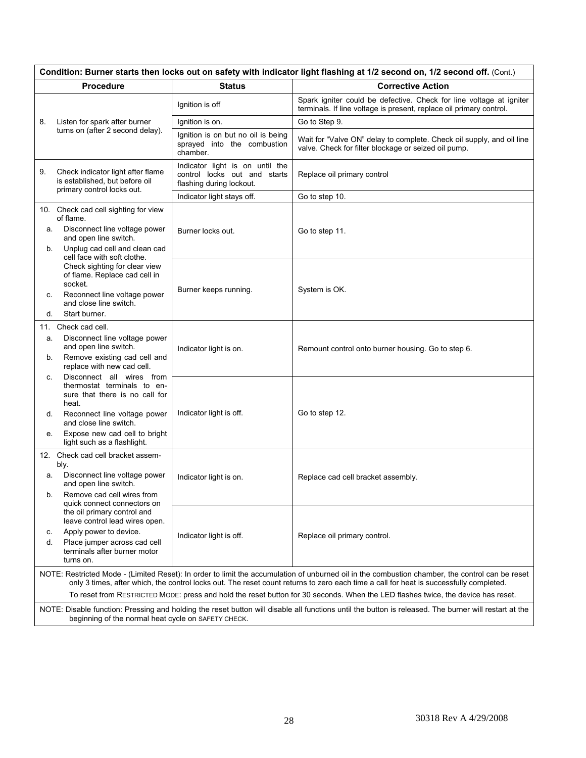**Condition: Burner starts then locks out on safety with indicator light flashing at 1/2 second on, 1/2 second off.** (Cont.)

| Procedure | Status | Corrective Action |
|---|---|---|
| 8. Listen for spark after burner turns on (after 2 second delay). | Ignition is off | Spark igniter could be defective. Check for line voltage at igniter terminals. If line voltage is present, replace oil primary control. |
| | Ignition is on. | Go to Step 9. |
| | Ignition is on but no oil is being sprayed into the combustion chamber. | Wait for "Valve ON" delay to complete. Check oil supply, and oil line valve. Check for filter blockage or seized oil pump. |
| 9. Check indicator light after flame is established, but before oil primary control locks out. | Indicator light is on until the control locks out and starts flashing during lockout. | Replace oil primary control |
| | Indicator light stays off. | Go to step 10. |
| 10. Check cad cell sighting for view of flame. a. Disconnect line voltage power and open line switch. b. Unplug cad cell and clean cad cell face with soft clothe. Check sighting for clear view of flame. Replace cad cell in socket. c. Reconnect line voltage power and close line switch. d. Start burner. | Burner locks out. | Go to step 11. |
| | Burner keeps running. | System is OK. |
| 11. Check cad cell. a. Disconnect line voltage power and open line switch. b. Remove existing cad cell and replace with new cad cell. c. Disconnect all wires from thermostat terminals to ensure that there is no call for heat. d. Reconnect line voltage power and close line switch. e. Expose new cad cell to bright light such as a flashlight. | Indicator light is on. | Remount control onto burner housing. Go to step 6. |
| | Indicator light is off. | Go to step 12. |
| 12. Check cad cell bracket assembly. a. Disconnect line voltage power and open line switch. b. Remove cad cell wires from quick connect connectors on the oil primary control and leave control lead wires open. c. Apply power to device. d. Place jumper across cad cell terminals after burner motor turns on. | Indicator light is on. | Replace cad cell bracket assembly. |
| | Indicator light is off. | Replace oil primary control. |

NOTE: Restricted Mode - (Limited Reset): In order to limit the accumulation of unburned oil in the combustion chamber, the control can be reset only 3 times, after which, the control locks out. The reset count returns to zero each time a call for heat is successfully completed.

To reset from RESTRICTED MODE: press and hold the reset button for 30 seconds. When the LED flashes twice, the device has reset.

NOTE: Disable function: Pressing and holding the reset button will disable all functions until the button is released. The burner will restart at the beginning of the normal heat cycle on SAFETY CHECK.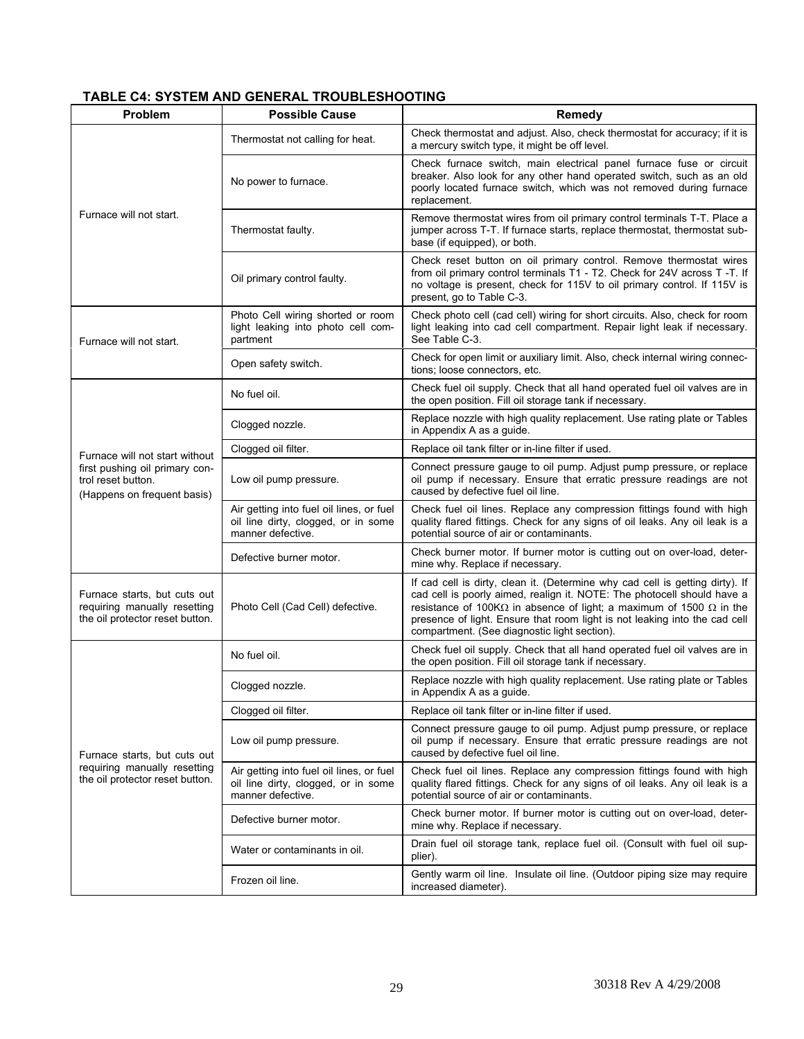**TABLE C4: SYSTEM AND GENERAL TROUBLESHOOTING**

| Problem | Possible Cause | Remedy |
|---|---|---|
| Furnace will not start. | Thermostat not calling for heat. | Check thermostat and adjust. Also, check thermostat for accuracy; if it is a mercury switch type, it might be off level. |
| | No power to furnace. | Check furnace switch, main electrical panel furnace fuse or circuit breaker. Also look for any other hand operated switch, such as an old poorly located furnace switch, which was not removed during furnace replacement. |
| | Thermostat faulty. | Remove thermostat wires from oil primary control terminals T-T. Place a jumper across T-T. If furnace starts, replace thermostat, thermostat sub-base (if equipped), or both. |
| | Oil primary control faulty. | Check reset button on oil primary control. Remove thermostat wires from oil primary control terminals T1 - T2. Check for 24V across T -T. If no voltage is present, check for 115V to oil primary control. If 115V is present, go to Table C-3. |
| Furnace will not start. | Photo Cell wiring shorted or room light leaking into photo cell compartment | Check photo cell (cad cell) wiring for short circuits. Also, check for room light leaking into cad cell compartment. Repair light leak if necessary. See Table C-3. |
| | Open safety switch. | Check for open limit or auxiliary limit. Also, check internal wiring connections; loose connectors, etc. |
| Furnace will not start without first pushing oil primary control reset button. (Happens on frequent basis) | No fuel oil. | Check fuel oil supply. Check that all hand operated fuel oil valves are in the open position. Fill oil storage tank if necessary. |
| | Clogged nozzle. | Replace nozzle with high quality replacement. Use rating plate or Tables in Appendix A as a guide. |
| | Clogged oil filter. | Replace oil tank filter or in-line filter if used. |
| | Low oil pump pressure. | Connect pressure gauge to oil pump. Adjust pump pressure, or replace oil pump if necessary. Ensure that erratic pressure readings are not caused by defective fuel oil line. |
| | Air getting into fuel oil lines, or fuel oil line dirty, clogged, or in some manner defective. | Check fuel oil lines. Replace any compression fittings found with high quality flared fittings. Check for any signs of oil leaks. Any oil leak is a potential source of air or contaminants. |
| | Defective burner motor. | Check burner motor. If burner motor is cutting out on over-load, determine why. Replace if necessary. |
| Furnace starts, but cuts out requiring manually resetting the oil protector reset button. | Photo Cell (Cad Cell) defective. | If cad cell is dirty, clean it. (Determine why cad cell is getting dirty). If cad cell is poorly aimed, realign it. NOTE: The photocell should have a resistance of 100KΩ in absence of light; a maximum of 1500 Ω in the presence of light. Ensure that room light is not leaking into the cad cell compartment. (See diagnostic light section). |
| Furnace starts, but cuts out requiring manually resetting the oil protector reset button. | No fuel oil. | Check fuel oil supply. Check that all hand operated fuel oil valves are in the open position. Fill oil storage tank if necessary. |
| | Clogged nozzle. | Replace nozzle with high quality replacement. Use rating plate or Tables in Appendix A as a guide. |
| | Clogged oil filter. | Replace oil tank filter or in-line filter if used. |
| | Low oil pump pressure. | Connect pressure gauge to oil pump. Adjust pump pressure, or replace oil pump if necessary. Ensure that erratic pressure readings are not caused by defective fuel oil line. |
| | Air getting into fuel oil lines, or fuel oil line dirty, clogged, or in some manner defective. | Check fuel oil lines. Replace any compression fittings found with high quality flared fittings. Check for any signs of oil leaks. Any oil leak is a potential source of air or contaminants. |
| | Defective burner motor. | Check burner motor. If burner motor is cutting out on over-load, determine why. Replace if necessary. |
| | Water or contaminants in oil. | Drain fuel oil storage tank, replace fuel oil. (Consult with fuel oil supplier). |
| | Frozen oil line. | Gently warm oil line. Insulate oil line. (Outdoor piping size may require increased diameter). |

30318 Rev A 4/29/2008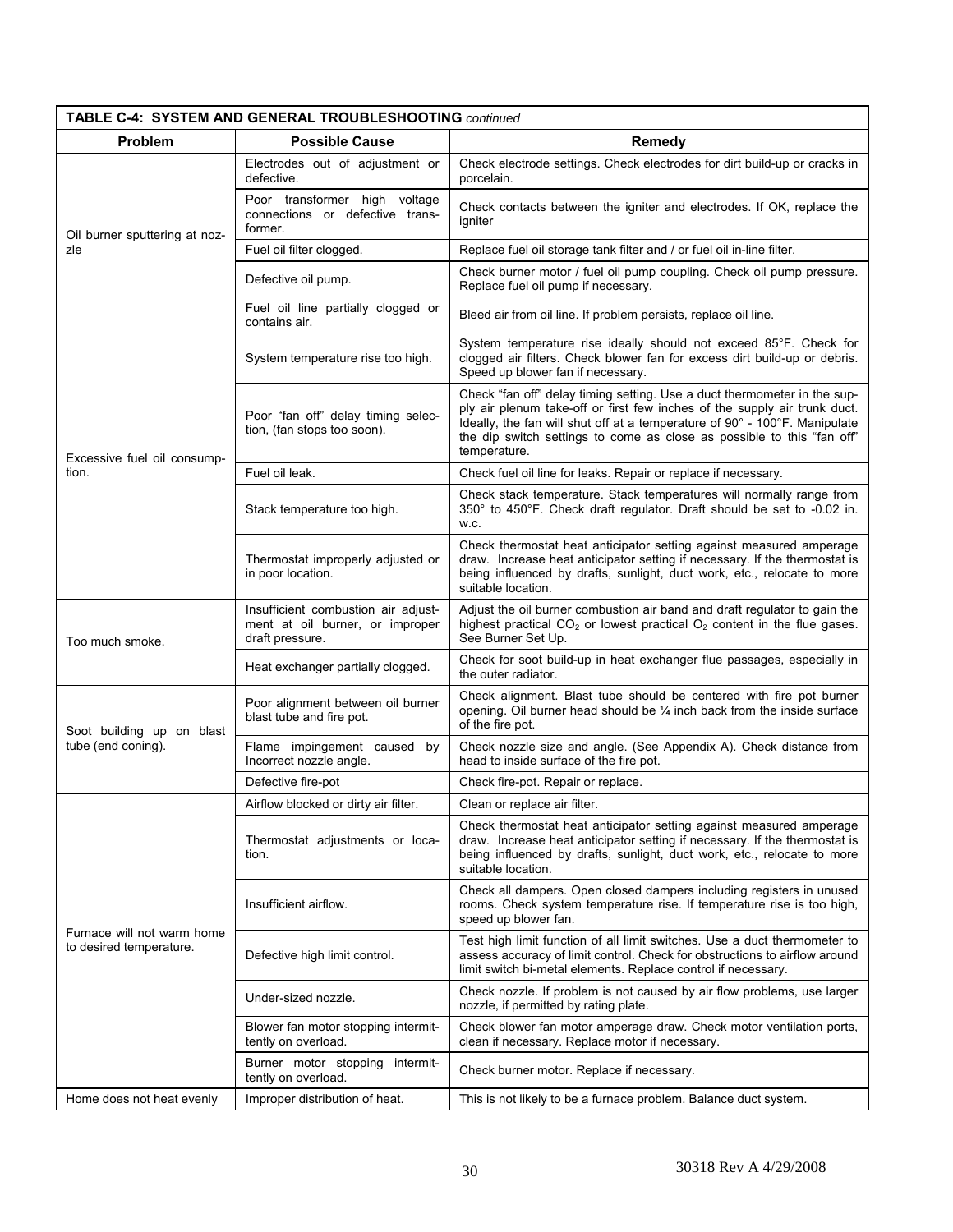**TABLE C-4: SYSTEM AND GENERAL TROUBLESHOOTING** *continued*

| Problem | Possible Cause | Remedy |
|---|---|---|
| Oil burner sputtering at nozzle | Electrodes out of adjustment or defective. | Check electrode settings. Check electrodes for dirt build-up or cracks in porcelain. |
| | Poor transformer high voltage connections or defective transformer. | Check contacts between the igniter and electrodes. If OK, replace the igniter |
| | Fuel oil filter clogged. | Replace fuel oil storage tank filter and / or fuel oil in-line filter. |
| | Defective oil pump. | Check burner motor / fuel oil pump coupling. Check oil pump pressure. Replace fuel oil pump if necessary. |
| | Fuel oil line partially clogged or contains air. | Bleed air from oil line. If problem persists, replace oil line. |
| Excessive fuel oil consumption. | System temperature rise too high. | System temperature rise ideally should not exceed 85°F. Check for clogged air filters. Check blower fan for excess dirt build-up or debris. Speed up blower fan if necessary. |
| | Poor "fan off" delay timing selection, (fan stops too soon). | Check "fan off" delay timing setting. Use a duct thermometer in the supply air plenum take-off or first few inches of the supply air trunk duct. Ideally, the fan will shut off at a temperature of 90° - 100°F. Manipulate the dip switch settings to come as close as possible to this "fan off" temperature. |
| | Fuel oil leak. | Check fuel oil line for leaks. Repair or replace if necessary. |
| | Stack temperature too high. | Check stack temperature. Stack temperatures will normally range from 350° to 450°F. Check draft regulator. Draft should be set to -0.02 in. w.c. |
| | Thermostat improperly adjusted or in poor location. | Check thermostat heat anticipator setting against measured amperage draw. Increase heat anticipator setting if necessary. If the thermostat is being influenced by drafts, sunlight, duct work, etc., relocate to more suitable location. |
| Too much smoke. | Insufficient combustion air adjustment at oil burner, or improper draft pressure. | Adjust the oil burner combustion air band and draft regulator to gain the highest practical $CO_2$ or lowest practical $O_2$ content in the flue gases. See Burner Set Up. |
| | Heat exchanger partially clogged. | Check for soot build-up in heat exchanger flue passages, especially in the outer radiator. |
| Soot building up on blast tube (end coning). | Poor alignment between oil burner blast tube and fire pot. | Check alignment. Blast tube should be centered with fire pot burner opening. Oil burner head should be ¼ inch back from the inside surface of the fire pot. |
| | Flame impingement caused by Incorrect nozzle angle. | Check nozzle size and angle. (See Appendix A). Check distance from head to inside surface of the fire pot. |
| | Defective fire-pot | Check fire-pot. Repair or replace. |
| Furnace will not warm home to desired temperature. | Airflow blocked or dirty air filter. | Clean or replace air filter. |
| | Thermostat adjustments or location. | Check thermostat heat anticipator setting against measured amperage draw. Increase heat anticipator setting if necessary. If the thermostat is being influenced by drafts, sunlight, duct work, etc., relocate to more suitable location. |
| | Insufficient airflow. | Check all dampers. Open closed dampers including registers in unused rooms. Check system temperature rise. If temperature rise is too high, speed up blower fan. |
| | Defective high limit control. | Test high limit function of all limit switches. Use a duct thermometer to assess accuracy of limit control. Check for obstructions to airflow around limit switch bi-metal elements. Replace control if necessary. |
| | Under-sized nozzle. | Check nozzle. If problem is not caused by air flow problems, use larger nozzle, if permitted by rating plate. |
| | Blower fan motor stopping intermittently on overload. | Check blower fan motor amperage draw. Check motor ventilation ports, clean if necessary. Replace motor if necessary. |
| | Burner motor stopping intermittently on overload. | Check burner motor. Replace if necessary. |
| Home does not heat evenly | Improper distribution of heat. | This is not likely to be a furnace problem. Balance duct system. |

30318 Rev A 4/29/2008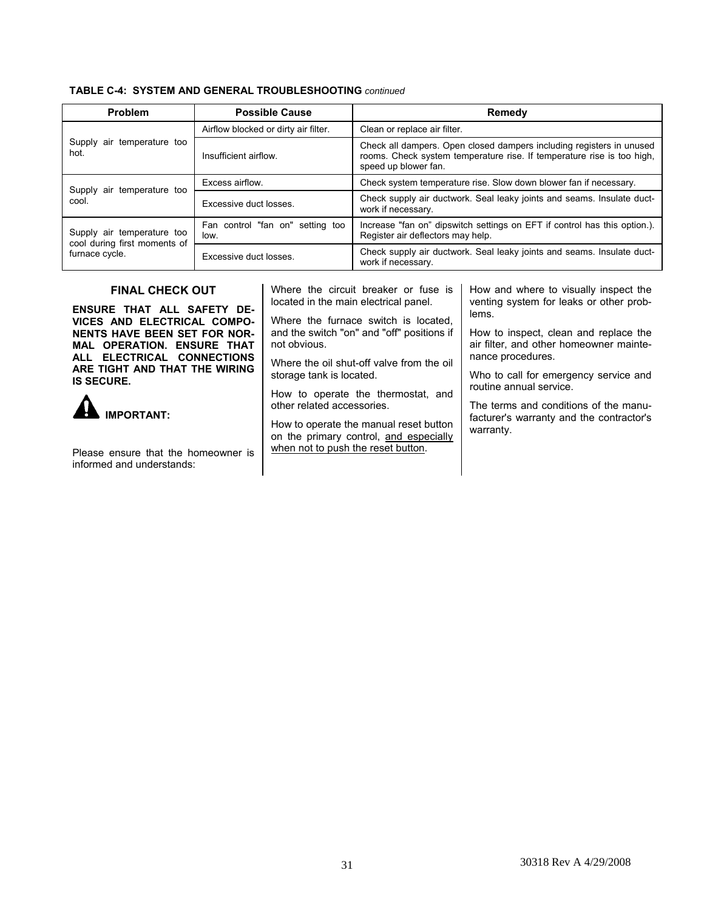**TABLE C-4: SYSTEM AND GENERAL TROUBLESHOOTING** *continued*

| Problem | Possible Cause | Remedy |
|---|---|---|
| Supply air temperature too hot. | Airflow blocked or dirty air filter. | Clean or replace air filter. |
| | Insufficient airflow. | Check all dampers. Open closed dampers including registers in unused rooms. Check system temperature rise. If temperature rise is too high, speed up blower fan. |
| Supply air temperature too cool. | Excess airflow. | Check system temperature rise. Slow down blower fan if necessary. |
| | Excessive duct losses. | Check supply air ductwork. Seal leaky joints and seams. Insulate duct-work if necessary. |
| Supply air temperature too cool during first moments of furnace cycle. | Fan control "fan on" setting too low. | Increase "fan on" dipswitch settings on EFT if control has this option.). Register air deflectors may help. |
| | Excessive duct losses. | Check supply air ductwork. Seal leaky joints and seams. Insulate duct-work if necessary. |

## FINAL CHECK OUT

**ENSURE THAT ALL SAFETY DEVICES AND ELECTRICAL COMPONENTS HAVE BEEN SET FOR NORMAL OPERATION. ENSURE THAT ALL ELECTRICAL CONNECTIONS ARE TIGHT AND THAT THE WIRING IS SECURE.**

**IMPORTANT:**

Please ensure that the homeowner is informed and understands:

Where the circuit breaker or fuse is located in the main electrical panel.

Where the furnace switch is located, and the switch "on" and "off" positions if not obvious.

Where the oil shut-off valve from the oil storage tank is located.

How to operate the thermostat, and other related accessories.

How to operate the manual reset button on the primary control, and especially when not to push the reset button.

How and where to visually inspect the venting system for leaks or other problems.

How to inspect, clean and replace the air filter, and other homeowner maintenance procedures.

Who to call for emergency service and routine annual service.

The terms and conditions of the manufacturer's warranty and the contractor's warranty.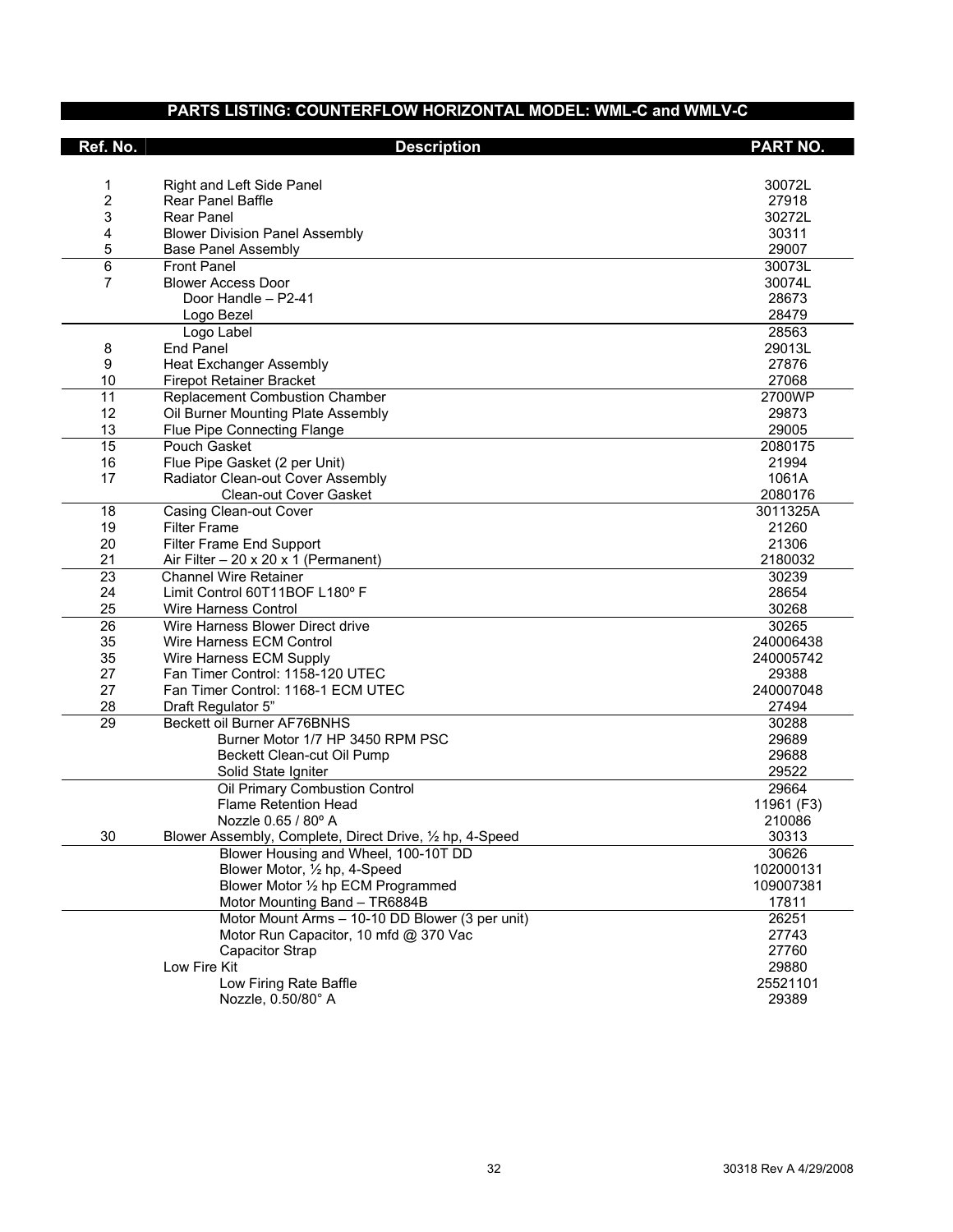## PARTS LISTING: COUNTERFLOW HORIZONTAL MODEL: WML-C and WMLV-C

| Ref. No. | Description | PART NO. |
|---|---|---|
| 1 | Right and Left Side Panel | 30072L |
| 2 | Rear Panel Baffle | 27918 |
| 3 | Rear Panel | 30272L |
| 4 | Blower Division Panel Assembly | 30311 |
| 5 | Base Panel Assembly | 29007 |
| 6 | Front Panel | 30073L |
| 7 | Blower Access Door | 30074L |
| | Door Handle – P2-41 | 28673 |
| | Logo Bezel | 28479 |
| | Logo Label | 28563 |
| 8 | End Panel | 29013L |
| 9 | Heat Exchanger Assembly | 27876 |
| 10 | Firepot Retainer Bracket | 27068 |
| 11 | Replacement Combustion Chamber | 2700WP |
| 12 | Oil Burner Mounting Plate Assembly | 29873 |
| 13 | Flue Pipe Connecting Flange | 29005 |
| 15 | Pouch Gasket | 2080175 |
| 16 | Flue Pipe Gasket (2 per Unit) | 21994 |
| 17 | Radiator Clean-out Cover Assembly | 1061A |
| | Clean-out Cover Gasket | 2080176 |
| 18 | Casing Clean-out Cover | 3011325A |
| 19 | Filter Frame | 21260 |
| 20 | Filter Frame End Support | 21306 |
| 21 | Air Filter – 20 x 20 x 1 (Permanent) | 2180032 |
| 23 | Channel Wire Retainer | 30239 |
| 24 | Limit Control 60T11BOF L180º F | 28654 |
| 25 | Wire Harness Control | 30268 |
| 26 | Wire Harness Blower Direct drive | 30265 |
| 35 | Wire Harness ECM Control | 240006438 |
| 35 | Wire Harness ECM Supply | 240005742 |
| 27 | Fan Timer Control: 1158-120 UTEC | 29388 |
| 27 | Fan Timer Control: 1168-1 ECM UTEC | 240007048 |
| 28 | Draft Regulator 5" | 27494 |
| 29 | Beckett oil Burner AF76BNHS | 30288 |
| | Burner Motor 1/7 HP 3450 RPM PSC | 29689 |
| | Beckett Clean-cut Oil Pump | 29688 |
| | Solid State Igniter | 29522 |
| | Oil Primary Combustion Control | 29664 |
| | Flame Retention Head | 11961 (F3) |
| | Nozzle 0.65 / 80º A | 210086 |
| 30 | Blower Assembly, Complete, Direct Drive, ½ hp, 4-Speed | 30313 |
| | Blower Housing and Wheel, 100-10T DD | 30626 |
| | Blower Motor, ½ hp, 4-Speed | 102000131 |
| | Blower Motor ½ hp ECM Programmed | 109007381 |
| | Motor Mounting Band – TR6884B | 17811 |
| | Motor Mount Arms – 10-10 DD Blower (3 per unit) | 26251 |
| | Motor Run Capacitor, 10 mfd @ 370 Vac | 27743 |
| | Capacitor Strap | 27760 |
| | Low Fire Kit | 29880 |
| | Low Firing Rate Baffle | 25521101 |
| | Nozzle, 0.50/80° A | 29389 |

30318 Rev A 4/29/2008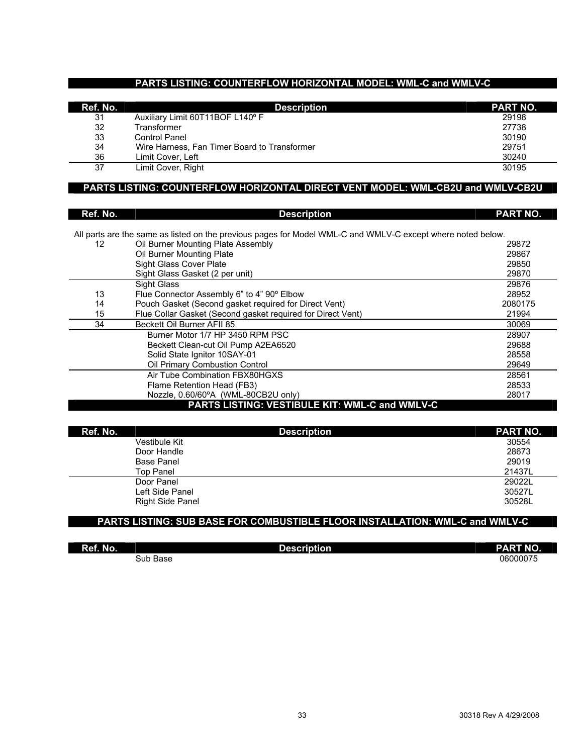## PARTS LISTING: COUNTERFLOW HORIZONTAL MODEL: WML-C and WMLV-C

| Ref. No. | Description | PART NO. |
|---|---|---|
| 31 | Auxiliary Limit 60T11BOF L140º F | 29198 |
| 32 | Transformer | 27738 |
| 33 | Control Panel | 30190 |
| 34 | Wire Harness, Fan Timer Board to Transformer | 29751 |
| 36 | Limit Cover, Left | 30240 |
| 37 | Limit Cover, Right | 30195 |

## PARTS LISTING: COUNTERFLOW HORIZONTAL DIRECT VENT MODEL: WML-CB2U and WMLV-CB2U

All parts are the same as listed on the previous pages for Model WML-C and WMLV-C except where noted below.

| Ref. No. | Description | PART NO. |
|---|---|---|
| 12 | Oil Burner Mounting Plate Assembly | 29872 |
| | Oil Burner Mounting Plate | 29867 |
| | Sight Glass Cover Plate | 29850 |
| | Sight Glass Gasket (2 per unit) | 29870 |
| | Sight Glass | 29876 |
| 13 | Flue Connector Assembly 6" to 4" 90º Elbow | 28952 |
| 14 | Pouch Gasket (Second gasket required for Direct Vent) | 2080175 |
| 15 | Flue Collar Gasket (Second gasket required for Direct Vent) | 21994 |
| 34 | Beckett Oil Burner AFII 85 | 30069 |
| | Burner Motor 1/7 HP 3450 RPM PSC | 28907 |
| | Beckett Clean-cut Oil Pump A2EA6520 | 29688 |
| | Solid State Ignitor 10SAY-01 | 28558 |
| | Oil Primary Combustion Control | 29649 |
| | Air Tube Combination FBX80HGXS | 28561 |
| | Flame Retention Head (FB3) | 28533 |
| | Nozzle, 0.60/60ºA (WML-80CB2U only) | 28017 |

## PARTS LISTING: VESTIBULE KIT: WML-C and WMLV-C

| Ref. No. | Description | PART NO. |
|---|---|---|
| | Vestibule Kit | 30554 |
| | Door Handle | 28673 |
| | Base Panel | 29019 |
| | Top Panel | 21437L |
| | Door Panel | 29022L |
| | Left Side Panel | 30527L |
| | Right Side Panel | 30528L |

## PARTS LISTING: SUB BASE FOR COMBUSTIBLE FLOOR INSTALLATION: WML-C and WMLV-C

| Ref. No. | Description | PART NO. |
|---|---|---|
| | Sub Base | 06000075 |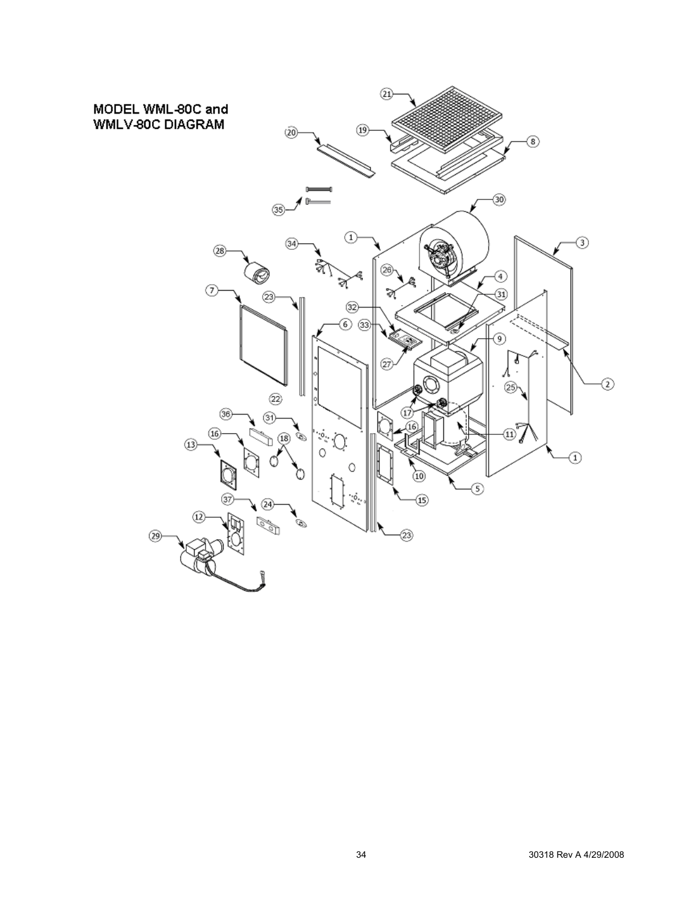# MODEL WML-80C and WMLV-80C DIAGRAM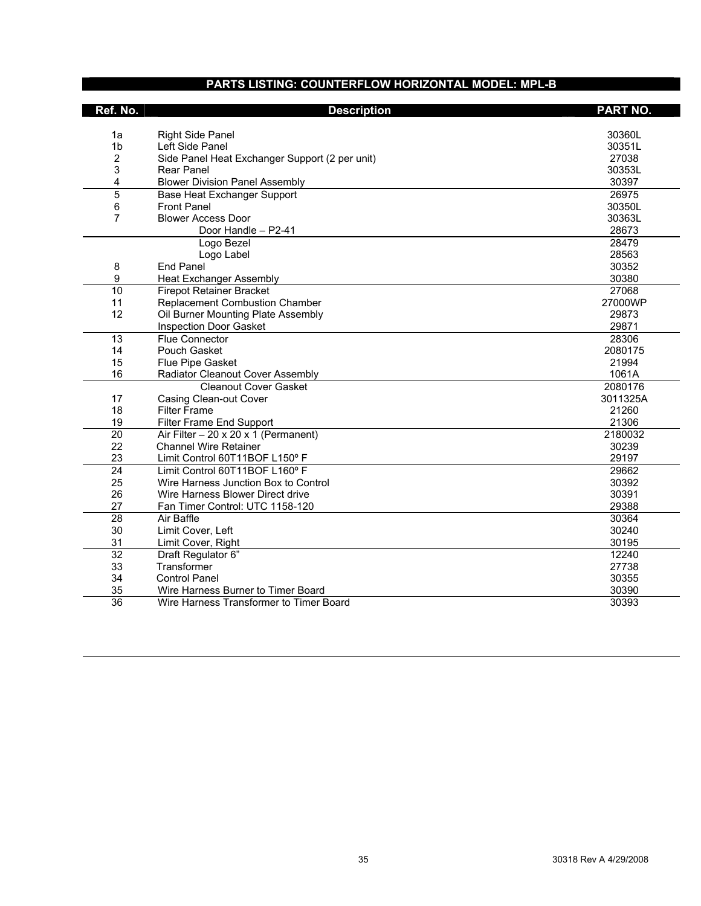## PARTS LISTING: COUNTERFLOW HORIZONTAL MODEL: MPL-B

| Ref. No. | Description | PART NO. |
|---|---|---|
| 1a | Right Side Panel | 30360L |
| 1b | Left Side Panel | 30351L |
| 2 | Side Panel Heat Exchanger Support (2 per unit) | 27038 |
| 3 | Rear Panel | 30353L |
| 4 | Blower Division Panel Assembly | 30397 |
| 5 | Base Heat Exchanger Support | 26975 |
| 6 | Front Panel | 30350L |
| 7 | Blower Access Door | 30363L |
| | Door Handle – P2-41 | 28673 |
| | Logo Bezel | 28479 |
| | Logo Label | 28563 |
| 8 | End Panel | 30352 |
| 9 | Heat Exchanger Assembly | 30380 |
| 10 | Firepot Retainer Bracket | 27068 |
| 11 | Replacement Combustion Chamber | 27000WP |
| 12 | Oil Burner Mounting Plate Assembly | 29873 |
| | Inspection Door Gasket | 29871 |
| 13 | Flue Connector | 28306 |
| 14 | Pouch Gasket | 2080175 |
| 15 | Flue Pipe Gasket | 21994 |
| 16 | Radiator Cleanout Cover Assembly | 1061A |
| | Cleanout Cover Gasket | 2080176 |
| 17 | Casing Clean-out Cover | 3011325A |
| 18 | Filter Frame | 21260 |
| 19 | Filter Frame End Support | 21306 |
| 20 | Air Filter – 20 x 20 x 1 (Permanent) | 2180032 |
| 22 | Channel Wire Retainer | 30239 |
| 23 | Limit Control 60T11BOF L150º F | 29197 |
| 24 | Limit Control 60T11BOF L160º F | 29662 |
| 25 | Wire Harness Junction Box to Control | 30392 |
| 26 | Wire Harness Blower Direct drive | 30391 |
| 27 | Fan Timer Control: UTC 1158-120 | 29388 |
| 28 | Air Baffle | 30364 |
| 30 | Limit Cover, Left | 30240 |
| 31 | Limit Cover, Right | 30195 |
| 32 | Draft Regulator 6" | 12240 |
| 33 | Transformer | 27738 |
| 34 | Control Panel | 30355 |
| 35 | Wire Harness Burner to Timer Board | 30390 |
| 36 | Wire Harness Transformer to Timer Board | 30393 |

30318 Rev A 4/29/2008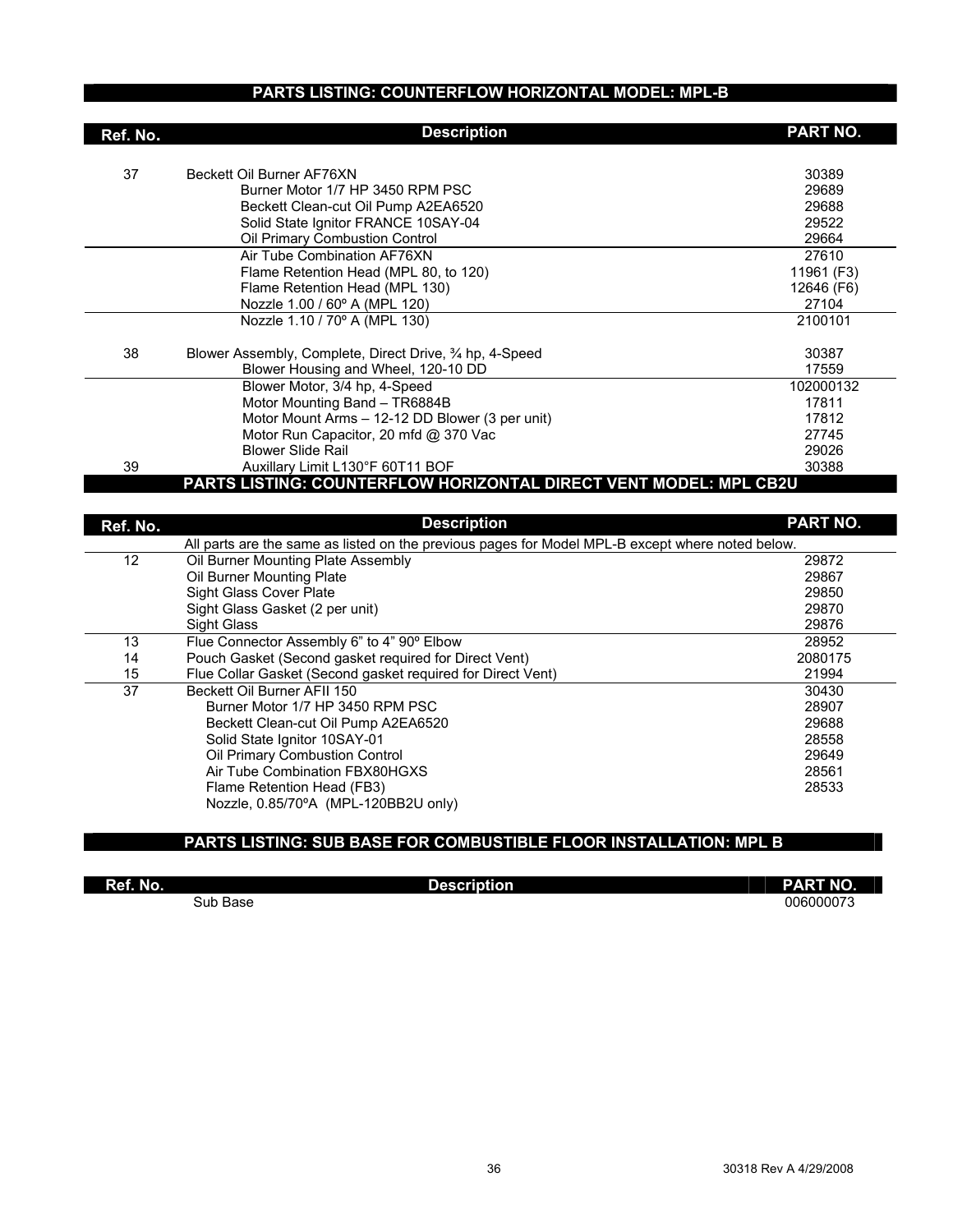## PARTS LISTING: COUNTERFLOW HORIZONTAL MODEL: MPL-B

| Ref. No. | Description | PART NO. |
|---|---|---|
| 37 | Beckett Oil Burner AF76XN | 30389 |
| | Burner Motor 1/7 HP 3450 RPM PSC | 29689 |
| | Beckett Clean-cut Oil Pump A2EA6520 | 29688 |
| | Solid State Ignitor FRANCE 10SAY-04 | 29522 |
| | Oil Primary Combustion Control | 29664 |
| | Air Tube Combination AF76XN | 27610 |
| | Flame Retention Head (MPL 80, to 120) | 11961 (F3) |
| | Flame Retention Head (MPL 130) | 12646 (F6) |
| | Nozzle 1.00 / 60º A (MPL 120) | 27104 |
| | Nozzle 1.10 / 70º A (MPL 130) | 2100101 |
| 38 | Blower Assembly, Complete, Direct Drive, ¾ hp, 4-Speed | 30387 |
| | Blower Housing and Wheel, 120-10 DD | 17559 |
| | Blower Motor, 3/4 hp, 4-Speed | 102000132 |
| | Motor Mounting Band – TR6884B | 17811 |
| | Motor Mount Arms – 12-12 DD Blower (3 per unit) | 17812 |
| | Motor Run Capacitor, 20 mfd @ 370 Vac | 27745 |
| | Blower Slide Rail | 29026 |
| 39 | Auxillary Limit L130°F 60T11 BOF | 30388 |

## PARTS LISTING: COUNTERFLOW HORIZONTAL DIRECT VENT MODEL: MPL CB2U

| Ref. No. | Description | PART NO. |
|---|---|---|
| | All parts are the same as listed on the previous pages for Model MPL-B except where noted below. | |
| 12 | Oil Burner Mounting Plate Assembly | 29872 |
| | Oil Burner Mounting Plate | 29867 |
| | Sight Glass Cover Plate | 29850 |
| | Sight Glass Gasket (2 per unit) | 29870 |
| | Sight Glass | 29876 |
| 13 | Flue Connector Assembly 6" to 4" 90º Elbow | 28952 |
| 14 | Pouch Gasket (Second gasket required for Direct Vent) | 2080175 |
| 15 | Flue Collar Gasket (Second gasket required for Direct Vent) | 21994 |
| 37 | Beckett Oil Burner AFII 150 | 30430 |
| | Burner Motor 1/7 HP 3450 RPM PSC | 28907 |
| | Beckett Clean-cut Oil Pump A2EA6520 | 29688 |
| | Solid State Ignitor 10SAY-01 | 28558 |
| | Oil Primary Combustion Control | 29649 |
| | Air Tube Combination FBX80HGXS | 28561 |
| | Flame Retention Head (FB3) | 28533 |
| | Nozzle, 0.85/70ºA (MPL-120BB2U only) | |

## PARTS LISTING: SUB BASE FOR COMBUSTIBLE FLOOR INSTALLATION: MPL B

| Ref. No. | Description | PART NO. |
|---|---|---|
| | Sub Base | 006000073 |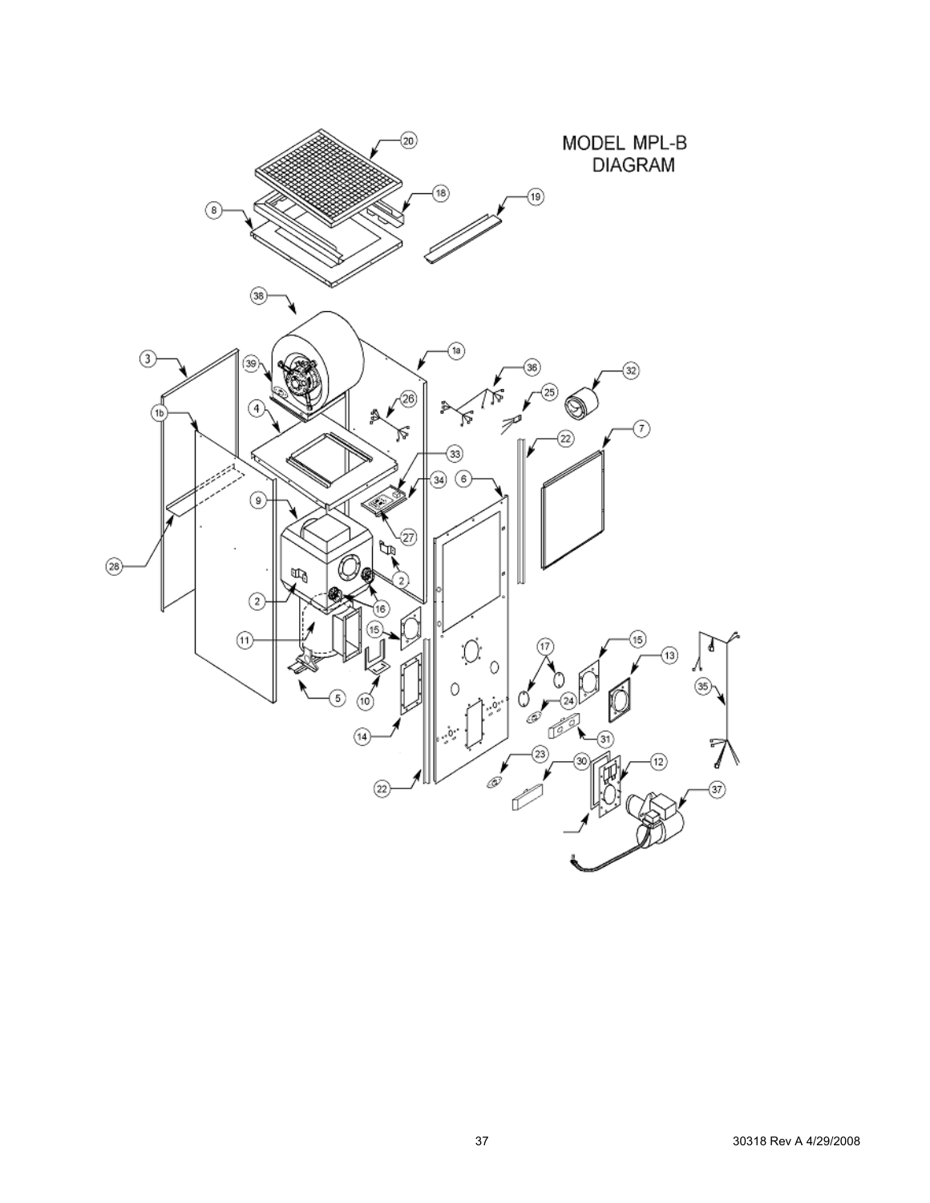# MODEL MPL-B DIAGRAM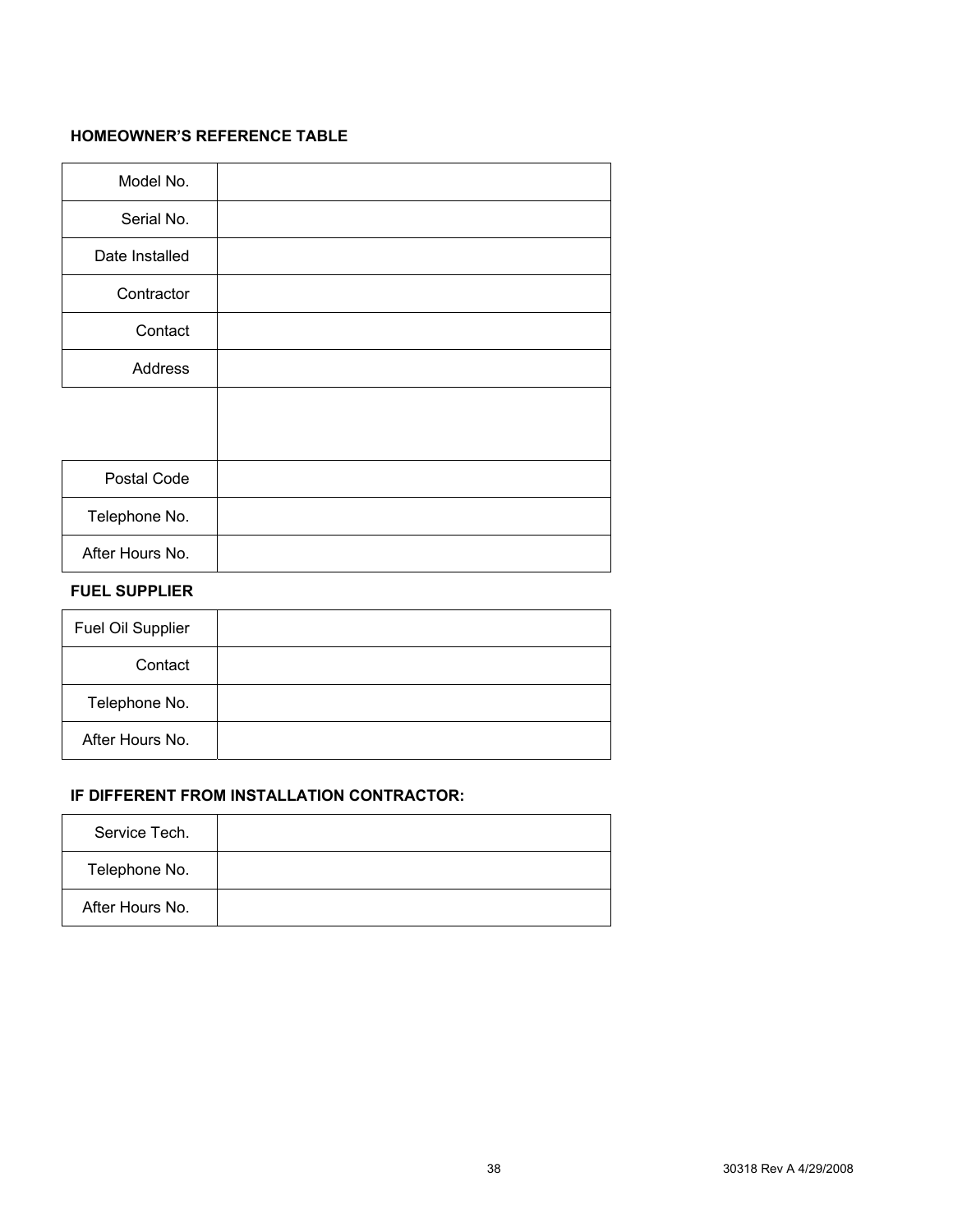**HOMEOWNER'S REFERENCE TABLE**

| | |
|---|---|
| Model No. | |
| Serial No. | |
| Date Installed | |
| Contractor | |
| Contact | |
| Address | |
| | |
| Postal Code | |
| Telephone No. | |
| After Hours No. | |

**FUEL SUPPLIER**

| | |
|---|---|
| Fuel Oil Supplier | |
| Contact | |
| Telephone No. | |
| After Hours No. | |

**IF DIFFERENT FROM INSTALLATION CONTRACTOR:**

| | |
|---|---|
| Service Tech. | |
| Telephone No. | |
| After Hours No. | |

30318 Rev A 4/29/2008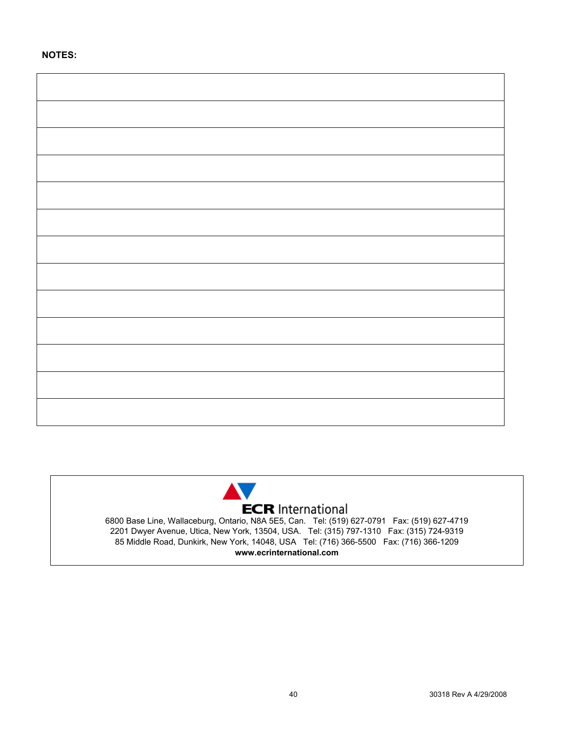**NOTES:**

| |
|---|
| |
| |
| |
| |
| |
| |
| |
| |
| |
| |
| |
| |
| |

ECR International

6800 Base Line, Wallaceburg, Ontario, N8A 5E5, Can. Tel: (519) 627-0791 Fax: (519) 627-4719
2201 Dwyer Avenue, Utica, New York, 13504, USA. Tel: (315) 797-1310 Fax: (315) 724-9319
85 Middle Road, Dunkirk, New York, 14048, USA Tel: (716) 366-5500 Fax: (716) 366-1209
**www.ecrinternational.com**

30318 Rev A 4/29/2008